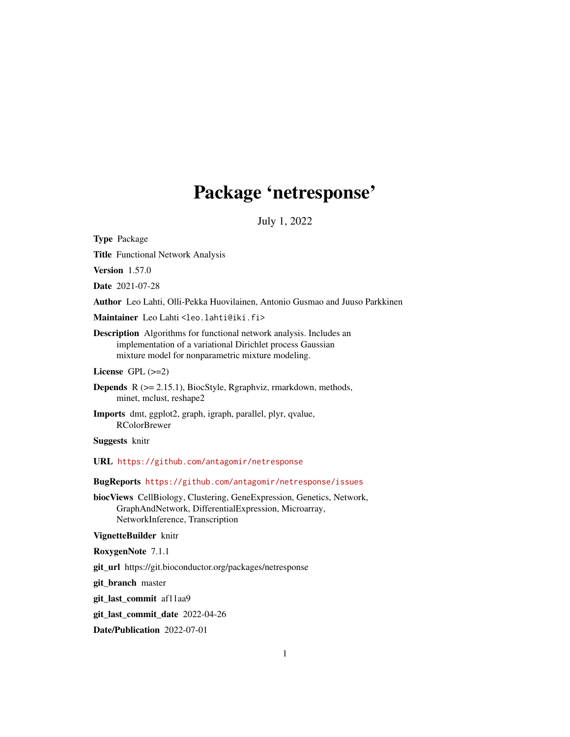# Package 'netresponse'

July 1, 2022

**Type** Package

**Title** Functional Network Analysis

**Version** 1.57.0

**Date** 2021-07-28

**Author** Leo Lahti, Olli-Pekka Huovilainen, Antonio Gusmao and Juuso Parkkinen

**Maintainer** Leo Lahti <leo.lahti@iki.fi>

**Description** Algorithms for functional network analysis. Includes an implementation of a variational Dirichlet process Gaussian mixture model for nonparametric mixture modeling.

**License** GPL (>=2)

**Depends** R (>= 2.15.1), BiocStyle, Rgraphviz, rmarkdown, methods, minet, mclust, reshape2

**Imports** dmt, ggplot2, graph, igraph, parallel, plyr, qvalue, RColorBrewer

**Suggests** knitr

**URL** https://github.com/antagomir/netresponse

**BugReports** https://github.com/antagomir/netresponse/issues

**biocViews** CellBiology, Clustering, GeneExpression, Genetics, Network, GraphAndNetwork, DifferentialExpression, Microarray, NetworkInference, Transcription

**VignetteBuilder** knitr

**RoxygenNote** 7.1.1

**git_url** https://git.bioconductor.org/packages/netresponse

**git_branch** master

**git_last_commit** af11aa9

**git_last_commit_date** 2022-04-26

**Date/Publication** 2022-07-01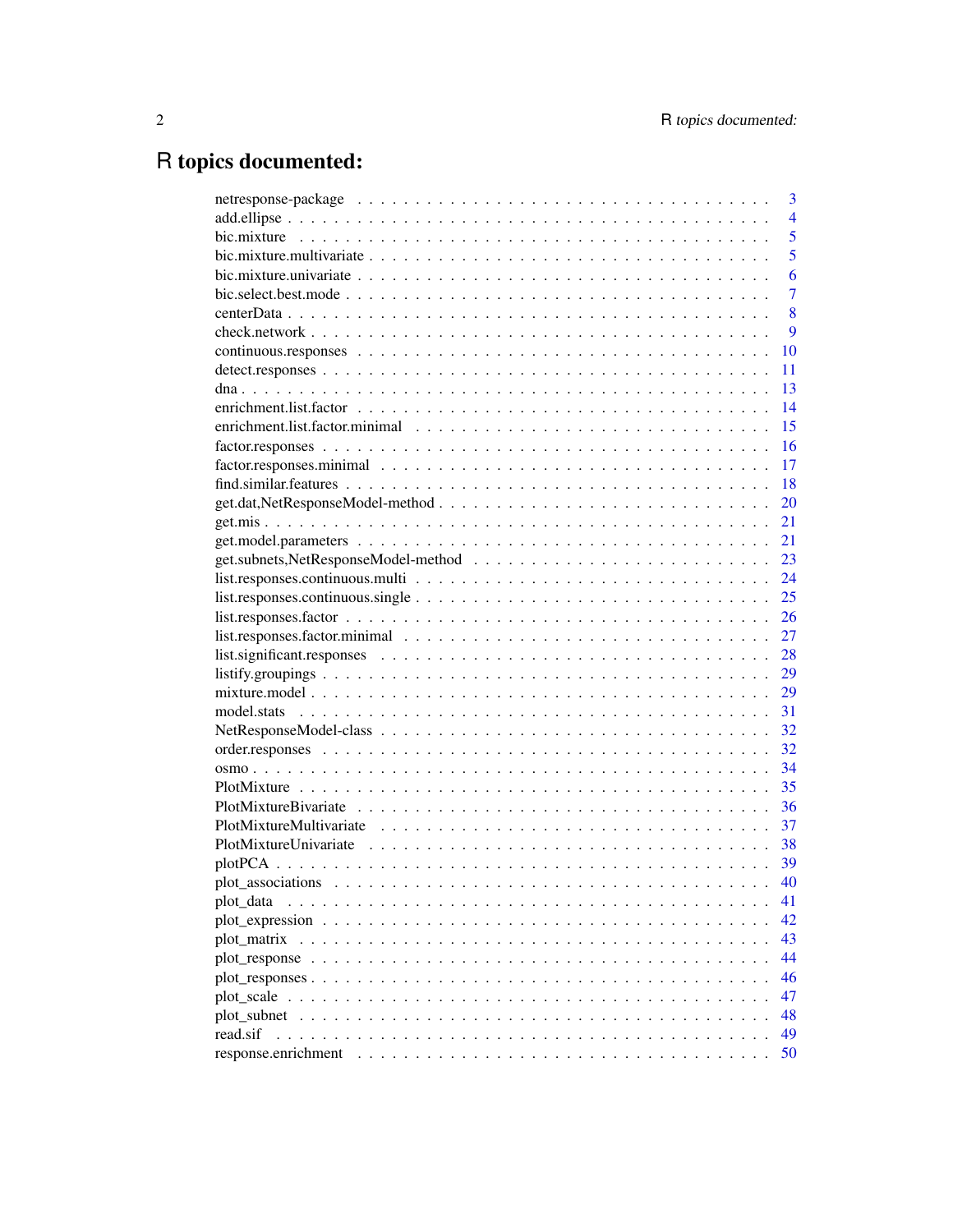# R topics documented:

| | |
|---|---|
| netresponse-package | 3 |
| add.ellipse | 4 |
| bic.mixture | 5 |
| bic.mixture.multivariate | 5 |
| bic.mixture.univariate | 6 |
| bic.select.best.mode | 7 |
| centerData | 8 |
| check.network | 9 |
| continuous.responses | 10 |
| detect.responses | 11 |
| dna | 13 |
| enrichment.list.factor | 14 |
| enrichment.list.factor.minimal | 15 |
| factor.responses | 16 |
| factor.responses.minimal | 17 |
| find.similar.features | 18 |
| get.dat,NetResponseModel-method | 20 |
| get.mis | 21 |
| get.model.parameters | 21 |
| get.subnets,NetResponseModel-method | 23 |
| list.responses.continuous.multi | 24 |
| list.responses.continuous.single | 25 |
| list.responses.factor | 26 |
| list.responses.factor.minimal | 27 |
| list.significant.responses | 28 |
| listify.groupings | 29 |
| mixture.model | 29 |
| model.stats | 31 |
| NetResponseModel-class | 32 |
| order.responses | 32 |
| osmo | 34 |
| PlotMixture | 35 |
| PlotMixtureBivariate | 36 |
| PlotMixtureMultivariate | 37 |
| PlotMixtureUnivariate | 38 |
| plotPCA | 39 |
| plot_associations | 40 |
| plot_data | 41 |
| plot_expression | 42 |
| plot_matrix | 43 |
| plot_response | 44 |
| plot_responses | 46 |
| plot_scale | 47 |
| plot_subnet | 48 |
| read.sif | 49 |
| response.enrichment | 50 |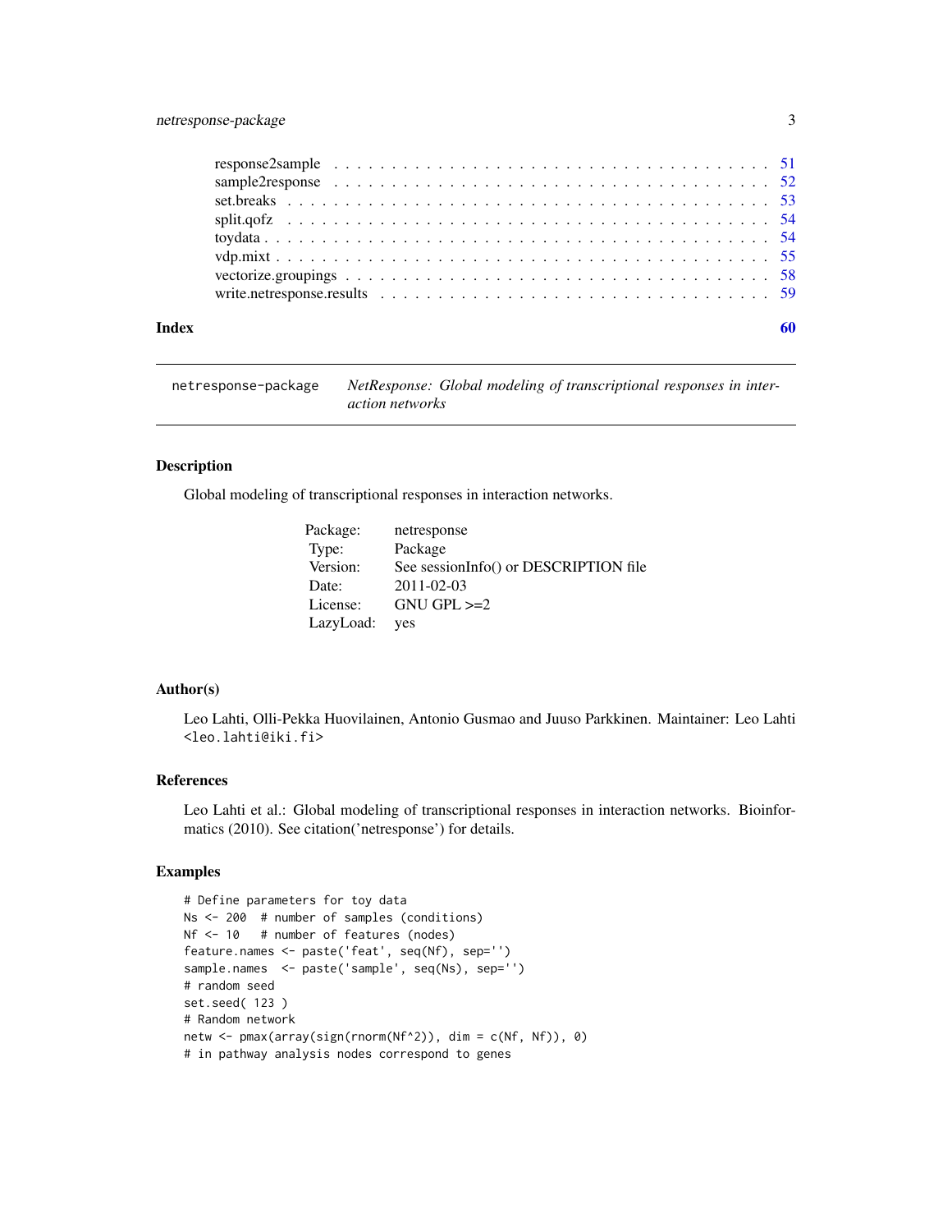| | |
|---|---|
| response2sample | 51 |
| sample2response | 52 |
| set.breaks | 53 |
| split.qofz | 54 |
| toydata | 54 |
| vdp.mixt | 55 |
| vectorize.groupings | 58 |
| write.netresponse.results | 59 |
| **Index** | **60** |

---

netresponse-package    *NetResponse: Global modeling of transcriptional responses in interaction networks*

---

### Description

Global modeling of transcriptional responses in interaction networks.

| | |
|---|---|
| Package: | netresponse |
| Type: | Package |
| Version: | See sessionInfo() or DESCRIPTION file |
| Date: | 2011-02-03 |
| License: | GNU GPL >=2 |
| LazyLoad: | yes |

### Author(s)

Leo Lahti, Olli-Pekka Huovilainen, Antonio Gusmao and Juuso Parkkinen. Maintainer: Leo Lahti <leo.lahti@iki.fi>

### References

Leo Lahti et al.: Global modeling of transcriptional responses in interaction networks. Bioinformatics (2010). See citation('netresponse') for details.

### Examples

```
# Define parameters for toy data
Ns <- 200  # number of samples (conditions)
Nf <- 10   # number of features (nodes)
feature.names <- paste('feat', seq(Nf), sep='')
sample.names  <- paste('sample', seq(Ns), sep='')
# random seed
set.seed( 123 )
# Random network
netw <- pmax(array(sign(rnorm(Nf^2)), dim = c(Nf, Nf)), 0)
# in pathway analysis nodes correspond to genes
```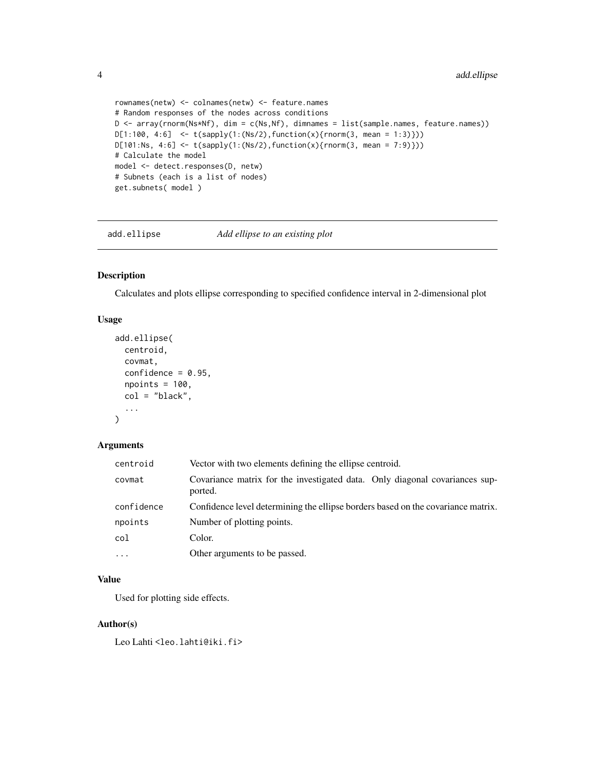```
rownames(netw) <- colnames(netw) <- feature.names
# Random responses of the nodes across conditions
D <- array(rnorm(Ns*Nf), dim = c(Ns,Nf), dimnames = list(sample.names, feature.names))
D[1:100, 4:6]  <- t(sapply(1:(Ns/2),function(x){rnorm(3, mean = 1:3)}))
D[101:Ns, 4:6] <- t(sapply(1:(Ns/2),function(x){rnorm(3, mean = 7:9)}))
# Calculate the model
model <- detect.responses(D, netw)
# Subnets (each is a list of nodes)
get.subnets( model )
```

## add.ellipse — *Add ellipse to an existing plot*

### Description

Calculates and plots ellipse corresponding to specified confidence interval in 2-dimensional plot

### Usage

```
add.ellipse(
  centroid,
  covmat,
  confidence = 0.95,
  npoints = 100,
  col = "black",
  ...
)
```

### Arguments

| Argument | Description |
|---|---|
| centroid | Vector with two elements defining the ellipse centroid. |
| covmat | Covariance matrix for the investigated data. Only diagonal covariances supported. |
| confidence | Confidence level determining the ellipse borders based on the covariance matrix. |
| npoints | Number of plotting points. |
| col | Color. |
| ... | Other arguments to be passed. |

### Value

Used for plotting side effects.

### Author(s)

Leo Lahti <leo.lahti@iki.fi>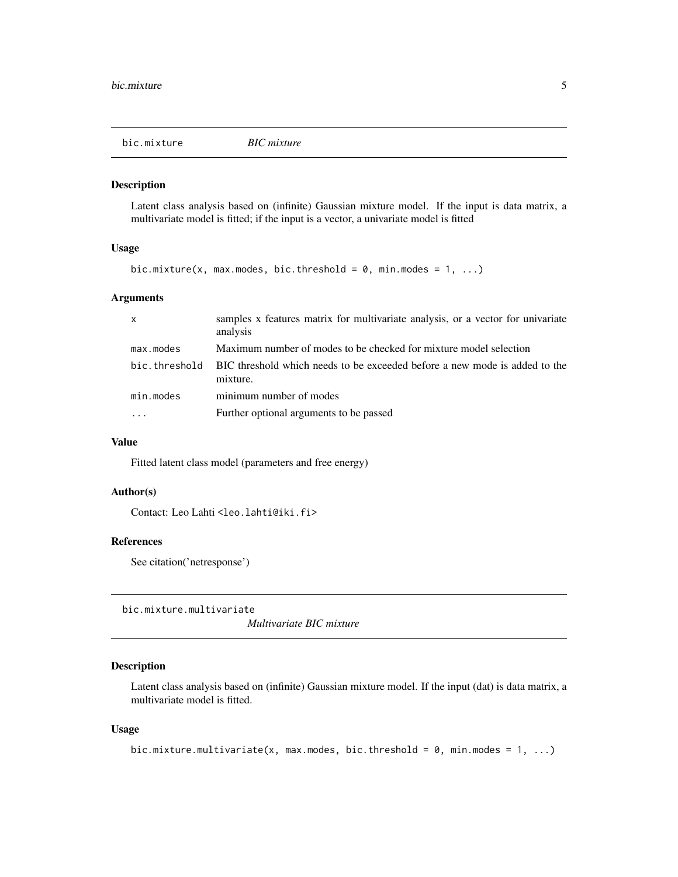## bic.mixture — *BIC mixture*

### Description

Latent class analysis based on (infinite) Gaussian mixture model. If the input is data matrix, a multivariate model is fitted; if the input is a vector, a univariate model is fitted

### Usage

```
bic.mixture(x, max.modes, bic.threshold = 0, min.modes = 1, ...)
```

### Arguments

| Argument | Description |
|---|---|
| `x` | samples x features matrix for multivariate analysis, or a vector for univariate analysis |
| `max.modes` | Maximum number of modes to be checked for mixture model selection |
| `bic.threshold` | BIC threshold which needs to be exceeded before a new mode is added to the mixture. |
| `min.modes` | minimum number of modes |
| `...` | Further optional arguments to be passed |

### Value

Fitted latent class model (parameters and free energy)

### Author(s)

Contact: Leo Lahti <leo.lahti@iki.fi>

### References

See citation('netresponse')

## bic.mixture.multivariate — *Multivariate BIC mixture*

### Description

Latent class analysis based on (infinite) Gaussian mixture model. If the input (dat) is data matrix, a multivariate model is fitted.

### Usage

```
bic.mixture.multivariate(x, max.modes, bic.threshold = 0, min.modes = 1, ...)
```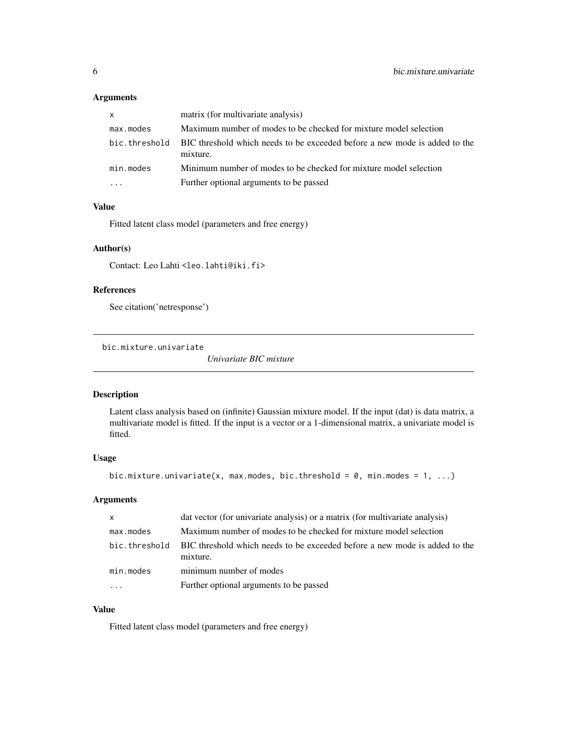### Arguments

| | |
|---|---|
| `x` | matrix (for multivariate analysis) |
| `max.modes` | Maximum number of modes to be checked for mixture model selection |
| `bic.threshold` | BIC threshold which needs to be exceeded before a new mode is added to the mixture. |
| `min.modes` | Minimum number of modes to be checked for mixture model selection |
| `...` | Further optional arguments to be passed |

### Value

Fitted latent class model (parameters and free energy)

### Author(s)

Contact: Leo Lahti <leo.lahti@iki.fi>

### References

See citation('netresponse')

---

## bic.mixture.univariate — *Univariate BIC mixture*

---

### Description

Latent class analysis based on (infinite) Gaussian mixture model. If the input (dat) is data matrix, a multivariate model is fitted. If the input is a vector or a 1-dimensional matrix, a univariate model is fitted.

### Usage

```
bic.mixture.univariate(x, max.modes, bic.threshold = 0, min.modes = 1, ...)
```

### Arguments

| | |
|---|---|
| `x` | dat vector (for univariate analysis) or a matrix (for multivariate analysis) |
| `max.modes` | Maximum number of modes to be checked for mixture model selection |
| `bic.threshold` | BIC threshold which needs to be exceeded before a new mode is added to the mixture. |
| `min.modes` | minimum number of modes |
| `...` | Further optional arguments to be passed |

### Value

Fitted latent class model (parameters and free energy)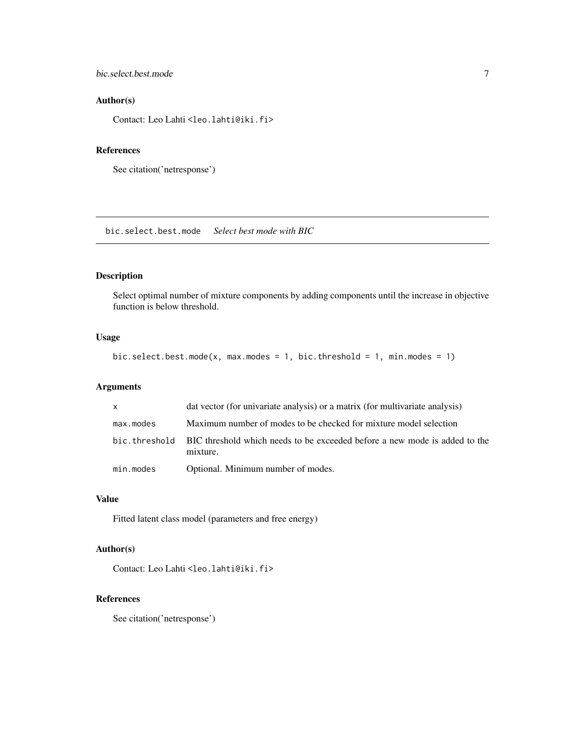## Author(s)

Contact: Leo Lahti <leo.lahti@iki.fi>

## References

See citation('netresponse')

---

# bic.select.best.mode *Select best mode with BIC*

## Description

Select optimal number of mixture components by adding components until the increase in objective function is below threshold.

## Usage

```
bic.select.best.mode(x, max.modes = 1, bic.threshold = 1, min.modes = 1)
```

## Arguments

| | |
|---|---|
| `x` | dat vector (for univariate analysis) or a matrix (for multivariate analysis) |
| `max.modes` | Maximum number of modes to be checked for mixture model selection |
| `bic.threshold` | BIC threshold which needs to be exceeded before a new mode is added to the mixture. |
| `min.modes` | Optional. Minimum number of modes. |

## Value

Fitted latent class model (parameters and free energy)

## Author(s)

Contact: Leo Lahti <leo.lahti@iki.fi>

## References

See citation('netresponse')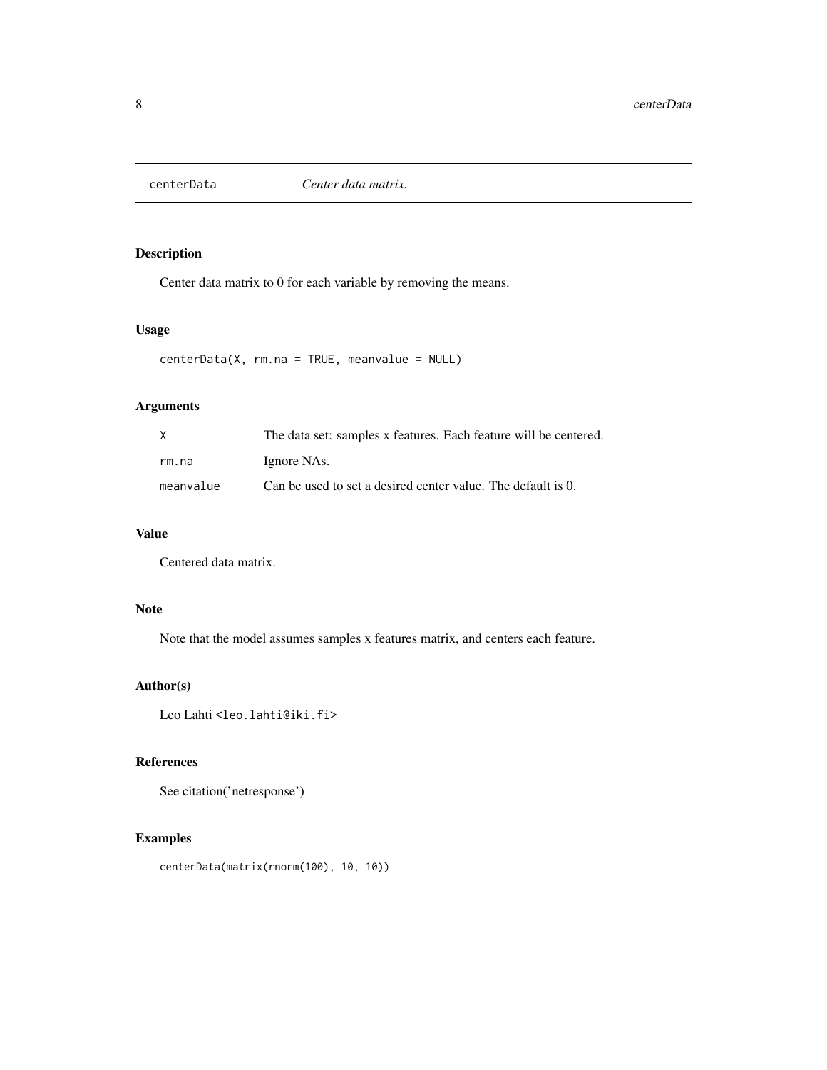## centerData — *Center data matrix.*

### Description

Center data matrix to 0 for each variable by removing the means.

### Usage

```
centerData(X, rm.na = TRUE, meanvalue = NULL)
```

### Arguments

| | |
|---|---|
| `X` | The data set: samples x features. Each feature will be centered. |
| `rm.na` | Ignore NAs. |
| `meanvalue` | Can be used to set a desired center value. The default is 0. |

### Value

Centered data matrix.

### Note

Note that the model assumes samples x features matrix, and centers each feature.

### Author(s)

Leo Lahti <leo.lahti@iki.fi>

### References

See citation('netresponse')

### Examples

```
centerData(matrix(rnorm(100), 10, 10))
```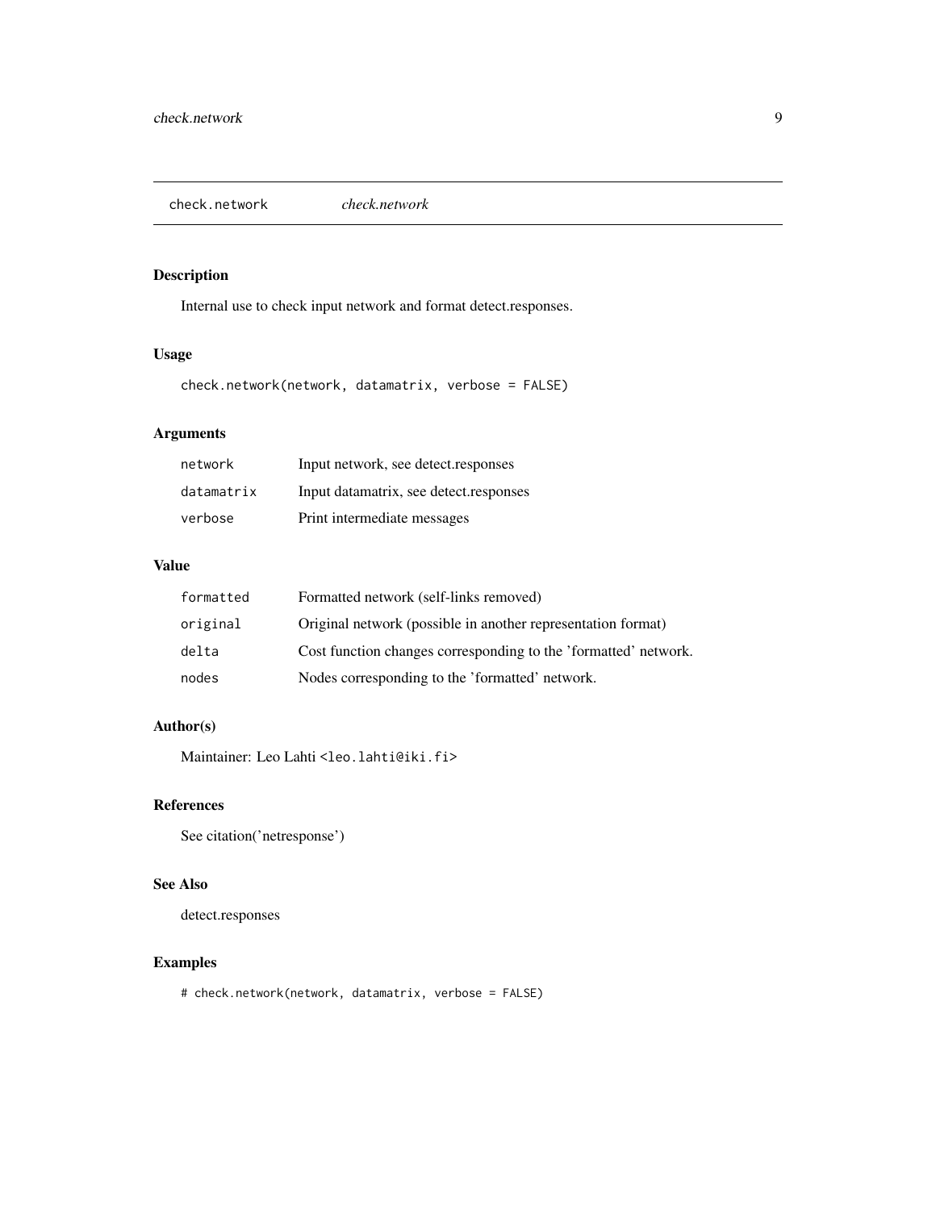## check.network *check.network*

### Description

Internal use to check input network and format detect.responses.

### Usage

```
check.network(network, datamatrix, verbose = FALSE)
```

### Arguments

| | |
|---|---|
| `network` | Input network, see detect.responses |
| `datamatrix` | Input datamatrix, see detect.responses |
| `verbose` | Print intermediate messages |

### Value

| | |
|---|---|
| `formatted` | Formatted network (self-links removed) |
| `original` | Original network (possible in another representation format) |
| `delta` | Cost function changes corresponding to the 'formatted' network. |
| `nodes` | Nodes corresponding to the 'formatted' network. |

### Author(s)

Maintainer: Leo Lahti <leo.lahti@iki.fi>

### References

See citation('netresponse')

### See Also

detect.responses

### Examples

```
# check.network(network, datamatrix, verbose = FALSE)
```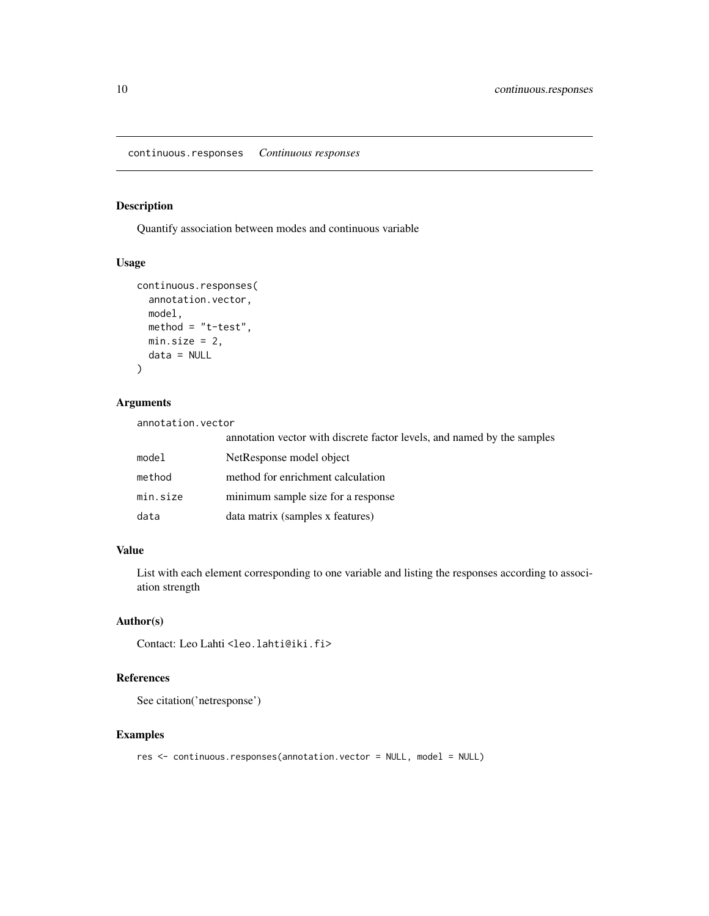## continuous.responses *Continuous responses*

### Description

Quantify association between modes and continuous variable

### Usage

```
continuous.responses(
  annotation.vector,
  model,
  method = "t-test",
  min.size = 2,
  data = NULL
)
```

### Arguments

| | |
|---|---|
| annotation.vector | annotation vector with discrete factor levels, and named by the samples |
| model | NetResponse model object |
| method | method for enrichment calculation |
| min.size | minimum sample size for a response |
| data | data matrix (samples x features) |

### Value

List with each element corresponding to one variable and listing the responses according to association strength

### Author(s)

Contact: Leo Lahti <leo.lahti@iki.fi>

### References

See citation('netresponse')

### Examples

```
res <- continuous.responses(annotation.vector = NULL, model = NULL)
```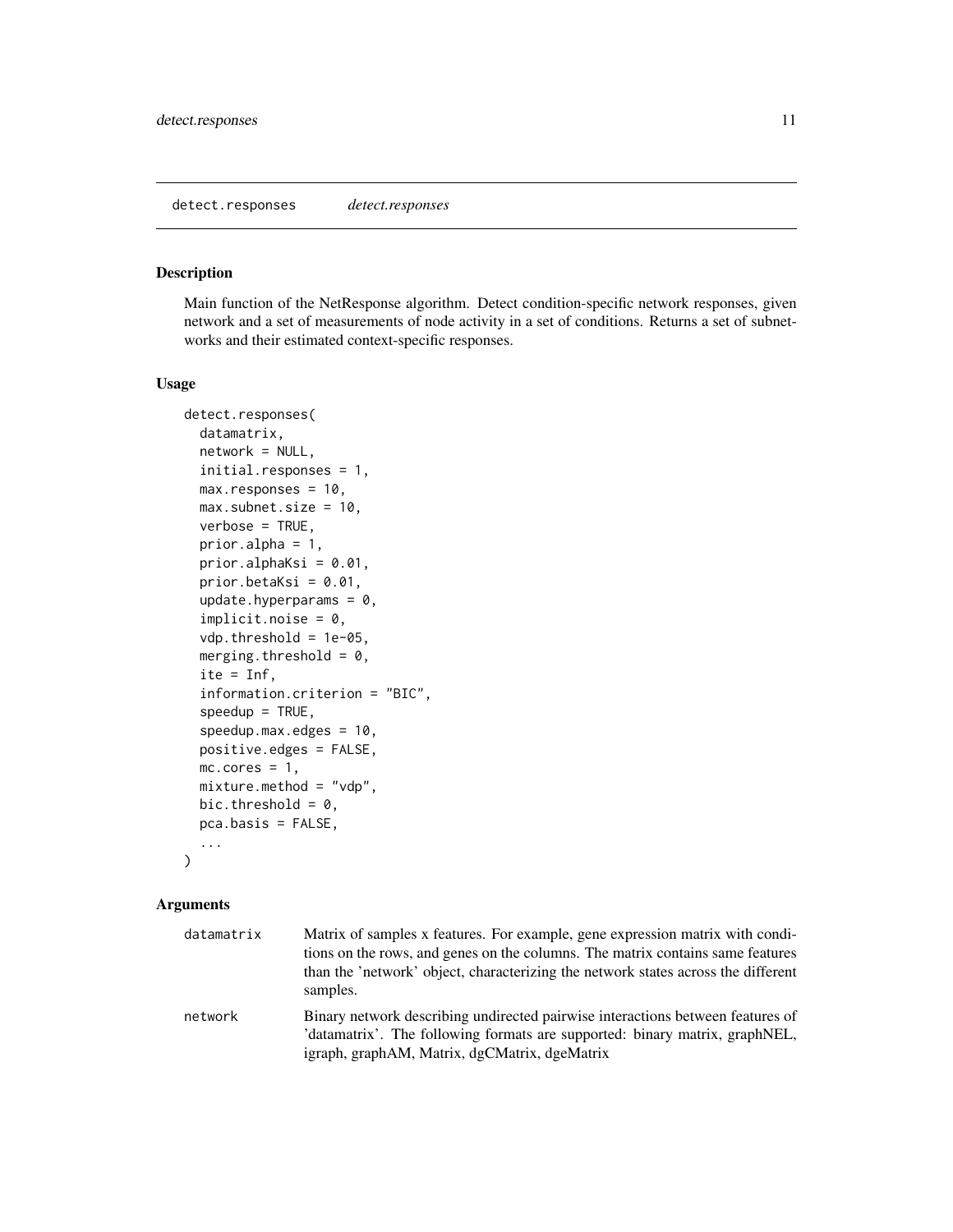## detect.responses *detect.responses*

### Description

Main function of the NetResponse algorithm. Detect condition-specific network responses, given network and a set of measurements of node activity in a set of conditions. Returns a set of subnetworks and their estimated context-specific responses.

### Usage

```
detect.responses(
  datamatrix,
  network = NULL,
  initial.responses = 1,
  max.responses = 10,
  max.subnet.size = 10,
  verbose = TRUE,
  prior.alpha = 1,
  prior.alphaKsi = 0.01,
  prior.betaKsi = 0.01,
  update.hyperparams = 0,
  implicit.noise = 0,
  vdp.threshold = 1e-05,
  merging.threshold = 0,
  ite = Inf,
  information.criterion = "BIC",
  speedup = TRUE,
  speedup.max.edges = 10,
  positive.edges = FALSE,
  mc.cores = 1,
  mixture.method = "vdp",
  bic.threshold = 0,
  pca.basis = FALSE,
  ...
)
```

### Arguments

| | |
|---|---|
| datamatrix | Matrix of samples x features. For example, gene expression matrix with conditions on the rows, and genes on the columns. The matrix contains same features than the 'network' object, characterizing the network states across the different samples. |
| network | Binary network describing undirected pairwise interactions between features of 'datamatrix'. The following formats are supported: binary matrix, graphNEL, igraph, graphAM, Matrix, dgCMatrix, dgeMatrix |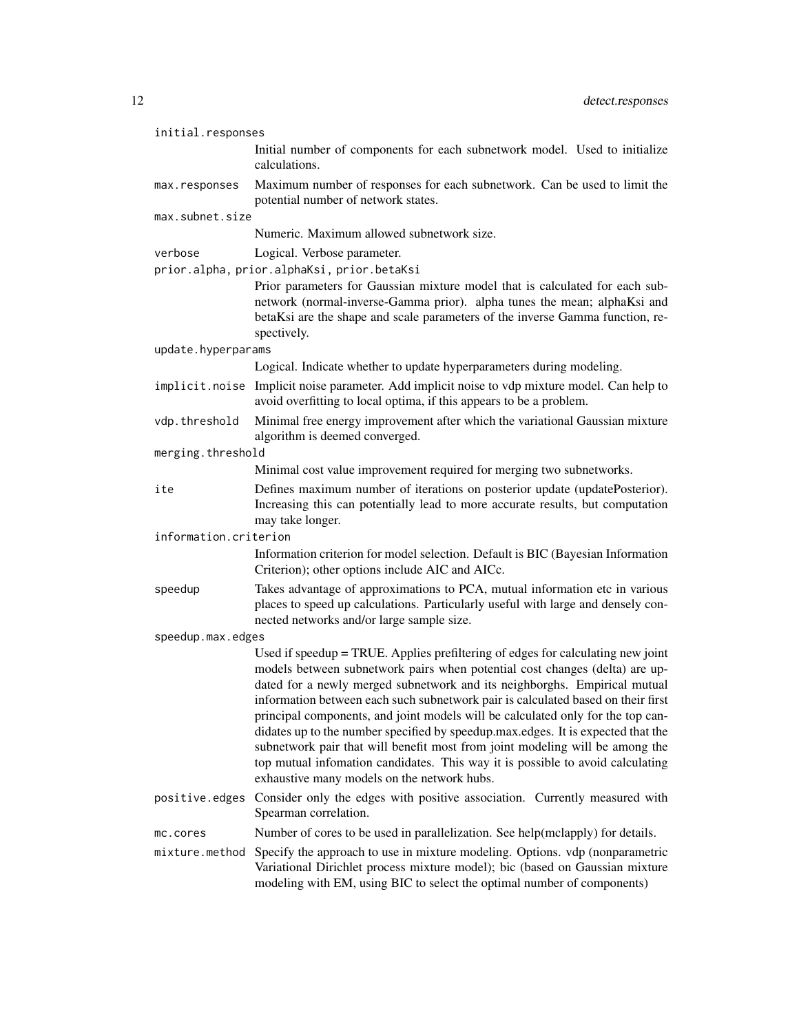`initial.responses`
: Initial number of components for each subnetwork model. Used to initialize calculations.

`max.responses`
: Maximum number of responses for each subnetwork. Can be used to limit the potential number of network states.

`max.subnet.size`
: Numeric. Maximum allowed subnetwork size.

`verbose`
: Logical. Verbose parameter.

`prior.alpha, prior.alphaKsi, prior.betaKsi`
: Prior parameters for Gaussian mixture model that is calculated for each subnetwork (normal-inverse-Gamma prior). alpha tunes the mean; alphaKsi and betaKsi are the shape and scale parameters of the inverse Gamma function, respectively.

`update.hyperparams`
: Logical. Indicate whether to update hyperparameters during modeling.

`implicit.noise`
: Implicit noise parameter. Add implicit noise to vdp mixture model. Can help to avoid overfitting to local optima, if this appears to be a problem.

`vdp.threshold`
: Minimal free energy improvement after which the variational Gaussian mixture algorithm is deemed converged.

`merging.threshold`
: Minimal cost value improvement required for merging two subnetworks.

`ite`
: Defines maximum number of iterations on posterior update (updatePosterior). Increasing this can potentially lead to more accurate results, but computation may take longer.

`information.criterion`
: Information criterion for model selection. Default is BIC (Bayesian Information Criterion); other options include AIC and AICc.

`speedup`
: Takes advantage of approximations to PCA, mutual information etc in various places to speed up calculations. Particularly useful with large and densely connected networks and/or large sample size.

`speedup.max.edges`
: Used if speedup = TRUE. Applies prefiltering of edges for calculating new joint models between subnetwork pairs when potential cost changes (delta) are updated for a newly merged subnetwork and its neighborghs. Empirical mutual information between each such subnetwork pair is calculated based on their first principal components, and joint models will be calculated only for the top candidates up to the number specified by speedup.max.edges. It is expected that the subnetwork pair that will benefit most from joint modeling will be among the top mutual infomation candidates. This way it is possible to avoid calculating exhaustive many models on the network hubs.

`positive.edges`
: Consider only the edges with positive association. Currently measured with Spearman correlation.

`mc.cores`
: Number of cores to be used in parallelization. See help(mclapply) for details.

`mixture.method`
: Specify the approach to use in mixture modeling. Options. vdp (nonparametric Variational Dirichlet process mixture model); bic (based on Gaussian mixture modeling with EM, using BIC to select the optimal number of components)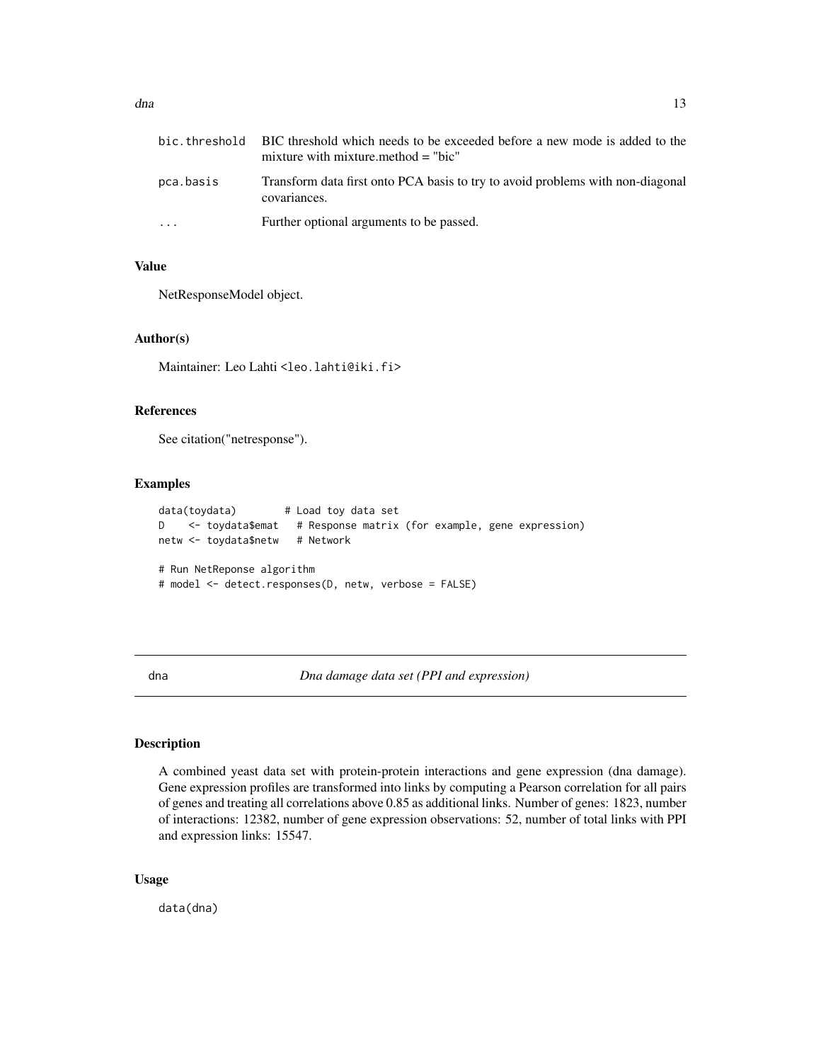| | |
|---|---|
| bic.threshold | BIC threshold which needs to be exceeded before a new mode is added to the mixture with mixture.method = "bic" |
| pca.basis | Transform data first onto PCA basis to try to avoid problems with non-diagonal covariances. |
| ... | Further optional arguments to be passed. |

### Value

NetResponseModel object.

### Author(s)

Maintainer: Leo Lahti <leo.lahti@iki.fi>

### References

See citation("netresponse").

### Examples

```
data(toydata)        # Load toy data set
D    <- toydata$emat   # Response matrix (for example, gene expression)
netw <- toydata$netw   # Network

# Run NetReponse algorithm
# model <- detect.responses(D, netw, verbose = FALSE)
```

---

## dna — *Dna damage data set (PPI and expression)*

### Description

A combined yeast data set with protein-protein interactions and gene expression (dna damage). Gene expression profiles are transformed into links by computing a Pearson correlation for all pairs of genes and treating all correlations above 0.85 as additional links. Number of genes: 1823, number of interactions: 12382, number of gene expression observations: 52, number of total links with PPI and expression links: 15547.

### Usage

```
data(dna)
```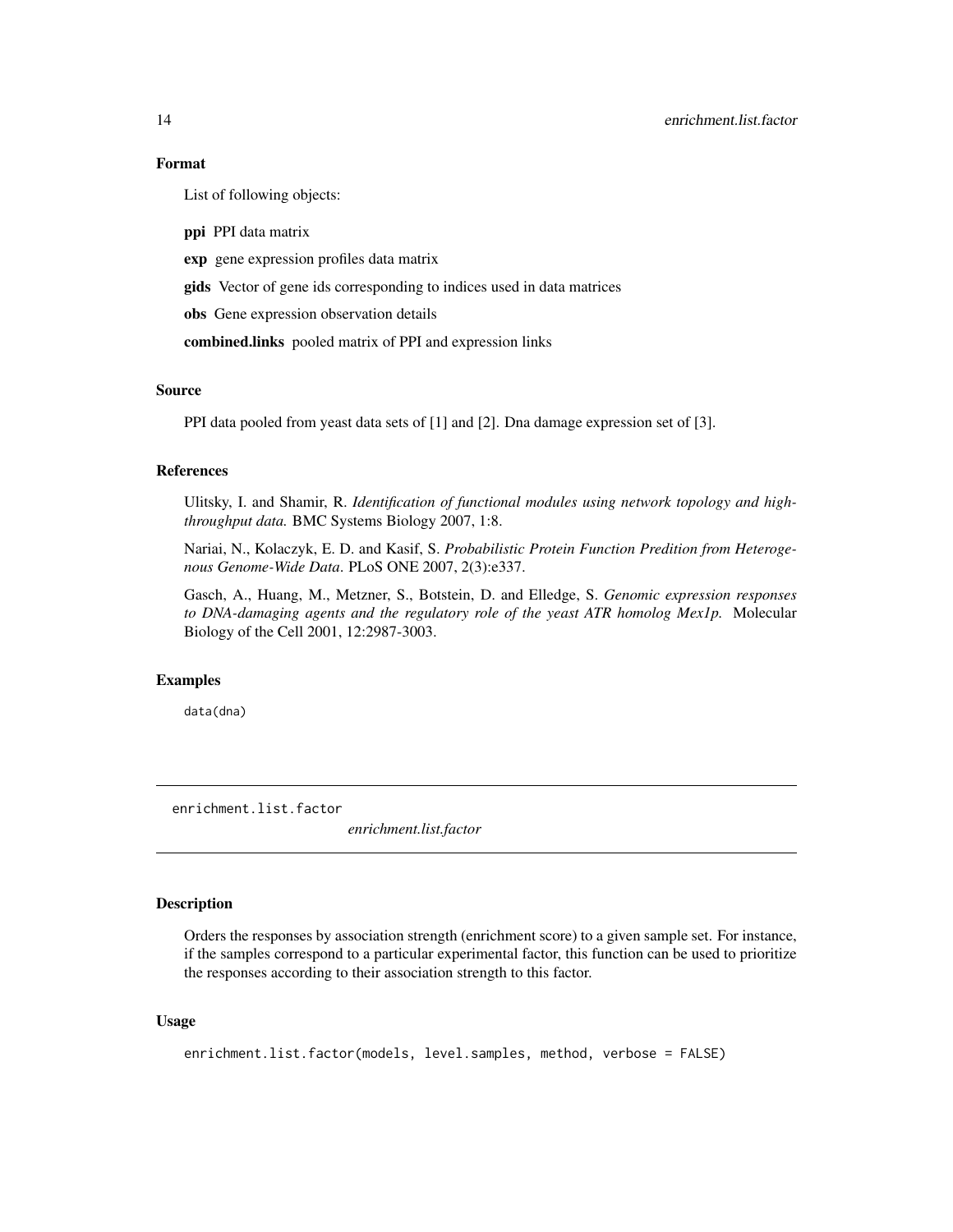### Format

List of following objects:

**ppi** PPI data matrix

**exp** gene expression profiles data matrix

**gids** Vector of gene ids corresponding to indices used in data matrices

**obs** Gene expression observation details

**combined.links** pooled matrix of PPI and expression links

### Source

PPI data pooled from yeast data sets of [1] and [2]. Dna damage expression set of [3].

### References

Ulitsky, I. and Shamir, R. *Identification of functional modules using network topology and high-throughput data.* BMC Systems Biology 2007, 1:8.

Nariai, N., Kolaczyk, E. D. and Kasif, S. *Probabilistic Protein Function Predition from Heterogenous Genome-Wide Data*. PLoS ONE 2007, 2(3):e337.

Gasch, A., Huang, M., Metzner, S., Botstein, D. and Elledge, S. *Genomic expression responses to DNA-damaging agents and the regulatory role of the yeast ATR homolog Mex1p.* Molecular Biology of the Cell 2001, 12:2987-3003.

### Examples

```
data(dna)
```

## enrichment.list.factor

*enrichment.list.factor*

### Description

Orders the responses by association strength (enrichment score) to a given sample set. For instance, if the samples correspond to a particular experimental factor, this function can be used to prioritize the responses according to their association strength to this factor.

### Usage

```
enrichment.list.factor(models, level.samples, method, verbose = FALSE)
```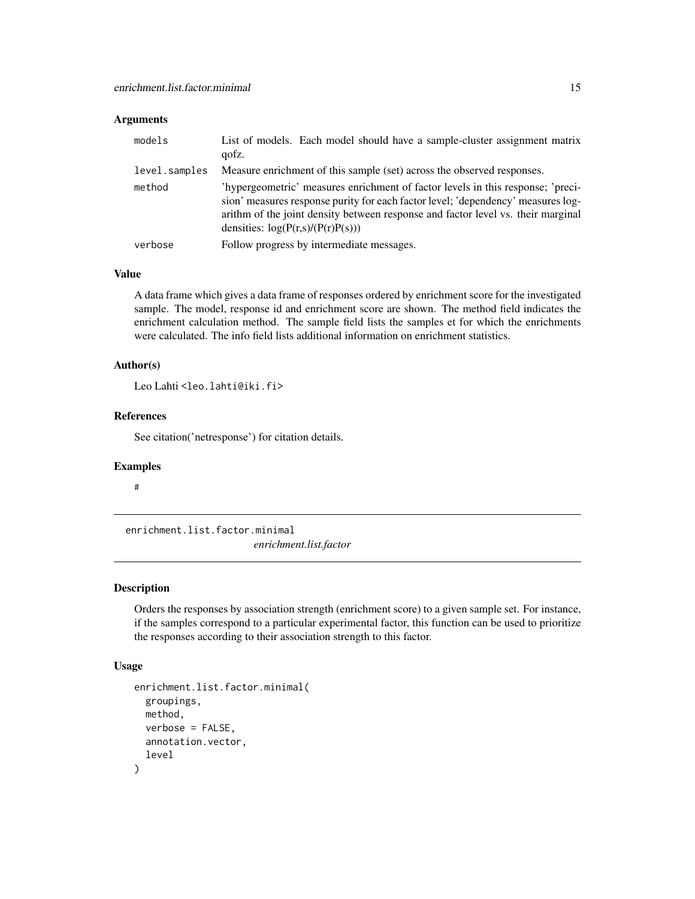### Arguments

| | |
|---|---|
| `models` | List of models. Each model should have a sample-cluster assignment matrix qofz. |
| `level.samples` | Measure enrichment of this sample (set) across the observed responses. |
| `method` | 'hypergeometric' measures enrichment of factor levels in this response; 'precision' measures response purity for each factor level; 'dependency' measures logarithm of the joint density between response and factor level vs. their marginal densities: log(P(r,s)/(P(r)P(s))) |
| `verbose` | Follow progress by intermediate messages. |

### Value

A data frame which gives a data frame of responses ordered by enrichment score for the investigated sample. The model, response id and enrichment score are shown. The method field indicates the enrichment calculation method. The sample field lists the samples et for which the enrichments were calculated. The info field lists additional information on enrichment statistics.

### Author(s)

Leo Lahti <leo.lahti@iki.fi>

### References

See citation('netresponse') for citation details.

### Examples

```
#
```

---

## enrichment.list.factor.minimal

*enrichment.list.factor*

### Description

Orders the responses by association strength (enrichment score) to a given sample set. For instance, if the samples correspond to a particular experimental factor, this function can be used to prioritize the responses according to their association strength to this factor.

### Usage

```
enrichment.list.factor.minimal(
  groupings,
  method,
  verbose = FALSE,
  annotation.vector,
  level
)
```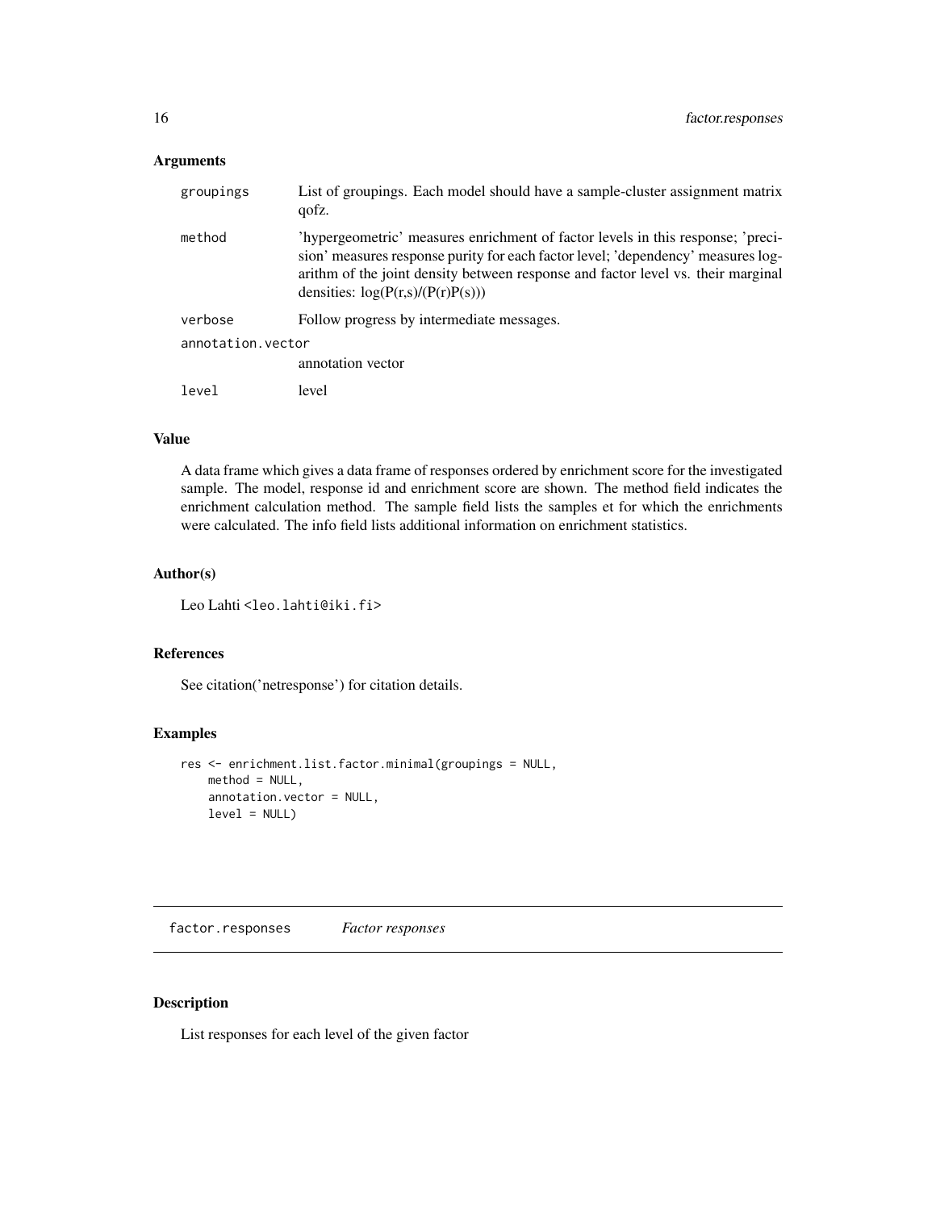### Arguments

| | |
|---|---|
| groupings | List of groupings. Each model should have a sample-cluster assignment matrix qofz. |
| method | 'hypergeometric' measures enrichment of factor levels in this response; 'precision' measures response purity for each factor level; 'dependency' measures logarithm of the joint density between response and factor level vs. their marginal densities: log(P(r,s)/(P(r)P(s))) |
| verbose | Follow progress by intermediate messages. |
| annotation.vector | annotation vector |
| level | level |

### Value

A data frame which gives a data frame of responses ordered by enrichment score for the investigated sample. The model, response id and enrichment score are shown. The method field indicates the enrichment calculation method. The sample field lists the samples et for which the enrichments were calculated. The info field lists additional information on enrichment statistics.

### Author(s)

Leo Lahti <leo.lahti@iki.fi>

### References

See citation('netresponse') for citation details.

### Examples

```
res <- enrichment.list.factor.minimal(groupings = NULL,
    method = NULL,
    annotation.vector = NULL,
    level = NULL)
```

---

## factor.responses    *Factor responses*

### Description

List responses for each level of the given factor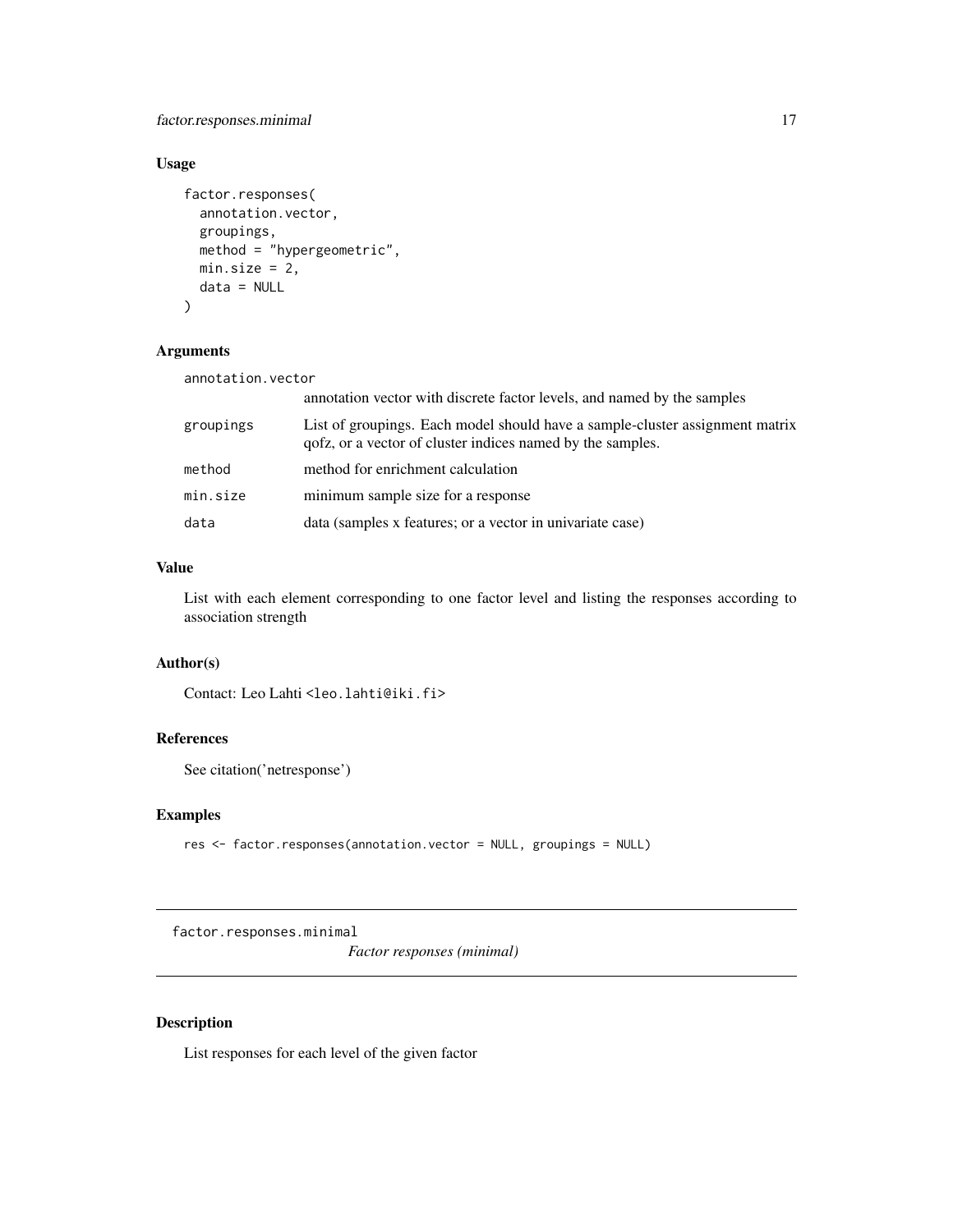## Usage

```
factor.responses(
  annotation.vector,
  groupings,
  method = "hypergeometric",
  min.size = 2,
  data = NULL
)
```

## Arguments

| | |
|---|---|
| annotation.vector | annotation vector with discrete factor levels, and named by the samples |
| groupings | List of groupings. Each model should have a sample-cluster assignment matrix qofz, or a vector of cluster indices named by the samples. |
| method | method for enrichment calculation |
| min.size | minimum sample size for a response |
| data | data (samples x features; or a vector in univariate case) |

## Value

List with each element corresponding to one factor level and listing the responses according to association strength

## Author(s)

Contact: Leo Lahti <leo.lahti@iki.fi>

## References

See citation('netresponse')

## Examples

```
res <- factor.responses(annotation.vector = NULL, groupings = NULL)
```

---

# factor.responses.minimal

*Factor responses (minimal)*

---

## Description

List responses for each level of the given factor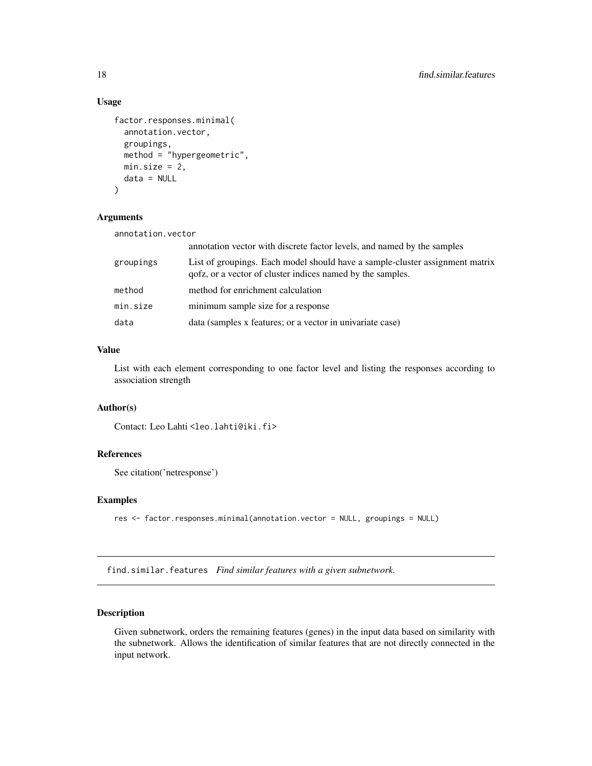### Usage

```
factor.responses.minimal(
  annotation.vector,
  groupings,
  method = "hypergeometric",
  min.size = 2,
  data = NULL
)
```

### Arguments

| | |
|---|---|
| annotation.vector | annotation vector with discrete factor levels, and named by the samples |
| groupings | List of groupings. Each model should have a sample-cluster assignment matrix qofz, or a vector of cluster indices named by the samples. |
| method | method for enrichment calculation |
| min.size | minimum sample size for a response |
| data | data (samples x features; or a vector in univariate case) |

### Value

List with each element corresponding to one factor level and listing the responses according to association strength

### Author(s)

Contact: Leo Lahti <leo.lahti@iki.fi>

### References

See citation('netresponse')

### Examples

```
res <- factor.responses.minimal(annotation.vector = NULL, groupings = NULL)
```

---

## find.similar.features *Find similar features with a given subnetwork.*

---

### Description

Given subnetwork, orders the remaining features (genes) in the input data based on similarity with the subnetwork. Allows the identification of similar features that are not directly connected in the input network.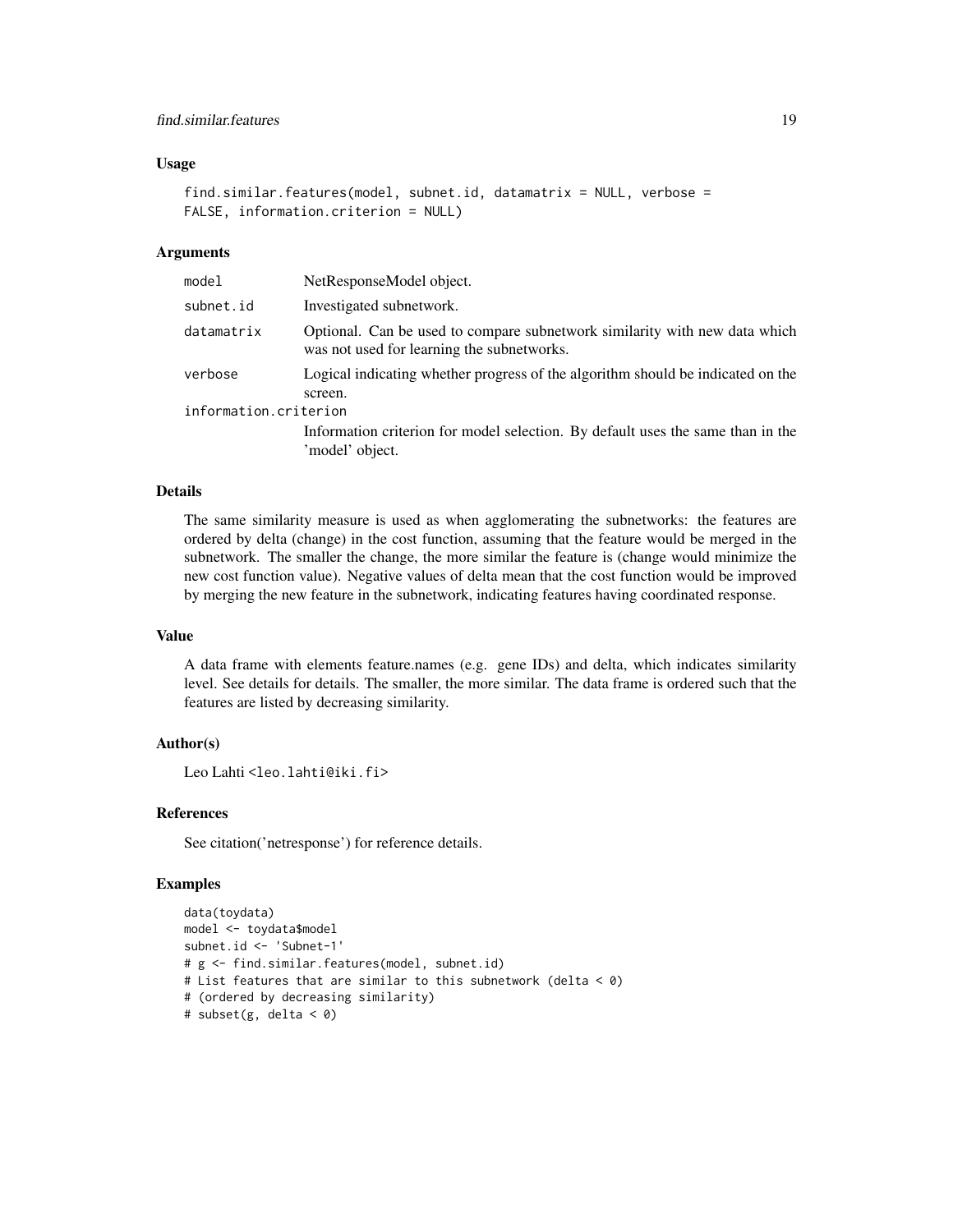## Usage

```
find.similar.features(model, subnet.id, datamatrix = NULL, verbose =
FALSE, information.criterion = NULL)
```

## Arguments

| Argument | Description |
|---|---|
| `model` | NetResponseModel object. |
| `subnet.id` | Investigated subnetwork. |
| `datamatrix` | Optional. Can be used to compare subnetwork similarity with new data which was not used for learning the subnetworks. |
| `verbose` | Logical indicating whether progress of the algorithm should be indicated on the screen. |
| `information.criterion` | Information criterion for model selection. By default uses the same than in the 'model' object. |

## Details

The same similarity measure is used as when agglomerating the subnetworks: the features are ordered by delta (change) in the cost function, assuming that the feature would be merged in the subnetwork. The smaller the change, the more similar the feature is (change would minimize the new cost function value). Negative values of delta mean that the cost function would be improved by merging the new feature in the subnetwork, indicating features having coordinated response.

## Value

A data frame with elements feature.names (e.g. gene IDs) and delta, which indicates similarity level. See details for details. The smaller, the more similar. The data frame is ordered such that the features are listed by decreasing similarity.

## Author(s)

Leo Lahti <leo.lahti@iki.fi>

## References

See citation('netresponse') for reference details.

## Examples

```
data(toydata)
model <- toydata$model
subnet.id <- 'Subnet-1'
# g <- find.similar.features(model, subnet.id)
# List features that are similar to this subnetwork (delta < 0)
# (ordered by decreasing similarity)
# subset(g, delta < 0)
```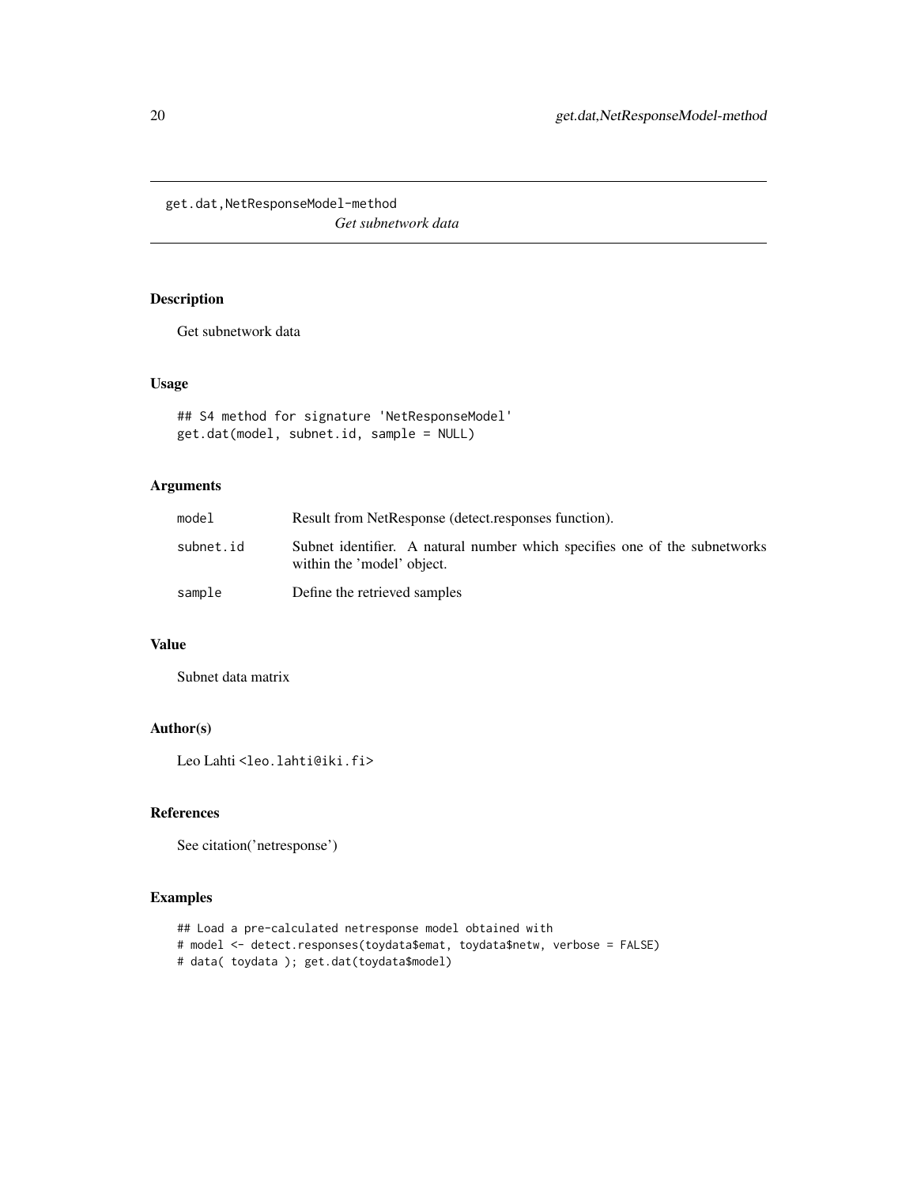# get.dat,NetResponseModel-method

*Get subnetwork data*

## Description

Get subnetwork data

## Usage

```
## S4 method for signature 'NetResponseModel'
get.dat(model, subnet.id, sample = NULL)
```

## Arguments

| | |
|---|---|
| model | Result from NetResponse (detect.responses function). |
| subnet.id | Subnet identifier. A natural number which specifies one of the subnetworks within the 'model' object. |
| sample | Define the retrieved samples |

## Value

Subnet data matrix

## Author(s)

Leo Lahti <leo.lahti@iki.fi>

## References

See citation('netresponse')

## Examples

```
## Load a pre-calculated netresponse model obtained with
# model <- detect.responses(toydata$emat, toydata$netw, verbose = FALSE)
# data( toydata ); get.dat(toydata$model)
```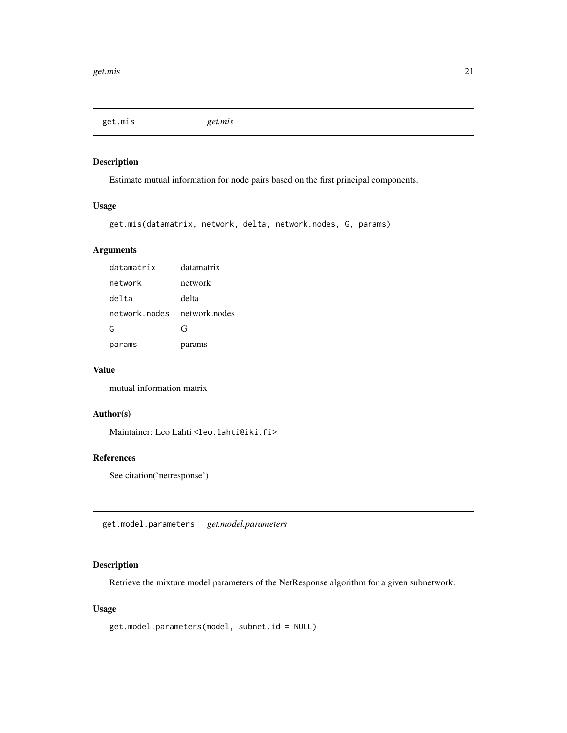## get.mis *get.mis*

### Description

Estimate mutual information for node pairs based on the first principal components.

### Usage

```
get.mis(datamatrix, network, delta, network.nodes, G, params)
```

### Arguments

| | |
|---|---|
| datamatrix | datamatrix |
| network | network |
| delta | delta |
| network.nodes | network.nodes |
| G | G |
| params | params |

### Value

mutual information matrix

### Author(s)

Maintainer: Leo Lahti <leo.lahti@iki.fi>

### References

See citation('netresponse')

## get.model.parameters *get.model.parameters*

### Description

Retrieve the mixture model parameters of the NetResponse algorithm for a given subnetwork.

### Usage

```
get.model.parameters(model, subnet.id = NULL)
```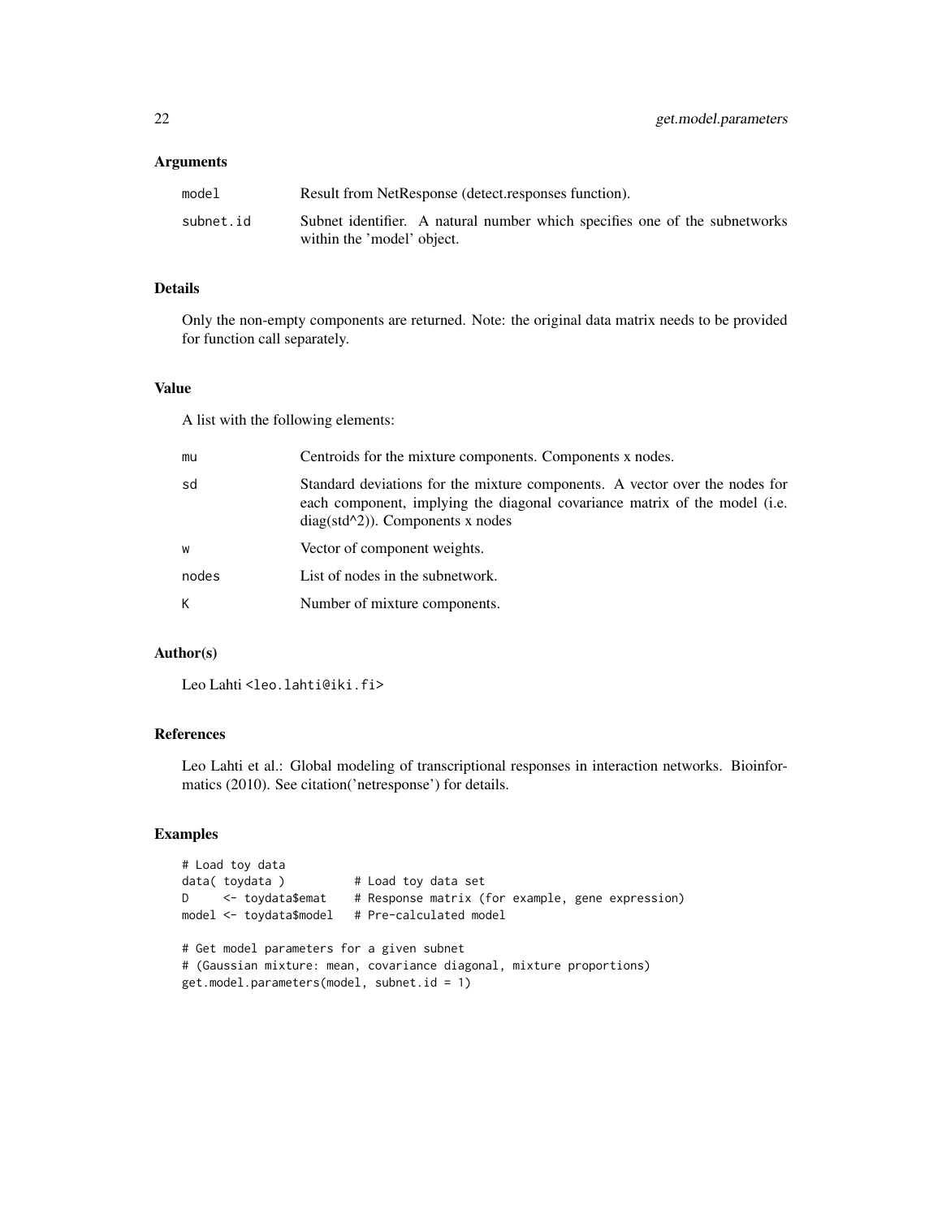## Arguments

| | |
|---|---|
| model | Result from NetResponse (detect.responses function). |
| subnet.id | Subnet identifier. A natural number which specifies one of the subnetworks within the 'model' object. |

## Details

Only the non-empty components are returned. Note: the original data matrix needs to be provided for function call separately.

## Value

A list with the following elements:

| | |
|---|---|
| mu | Centroids for the mixture components. Components x nodes. |
| sd | Standard deviations for the mixture components. A vector over the nodes for each component, implying the diagonal covariance matrix of the model (i.e. diag(std^2)). Components x nodes |
| w | Vector of component weights. |
| nodes | List of nodes in the subnetwork. |
| K | Number of mixture components. |

## Author(s)

Leo Lahti <leo.lahti@iki.fi>

## References

Leo Lahti et al.: Global modeling of transcriptional responses in interaction networks. Bioinformatics (2010). See citation('netresponse') for details.

## Examples

```
# Load toy data
data( toydata )          # Load toy data set
D     <- toydata$emat    # Response matrix (for example, gene expression)
model <- toydata$model   # Pre-calculated model

# Get model parameters for a given subnet
# (Gaussian mixture: mean, covariance diagonal, mixture proportions)
get.model.parameters(model, subnet.id = 1)
```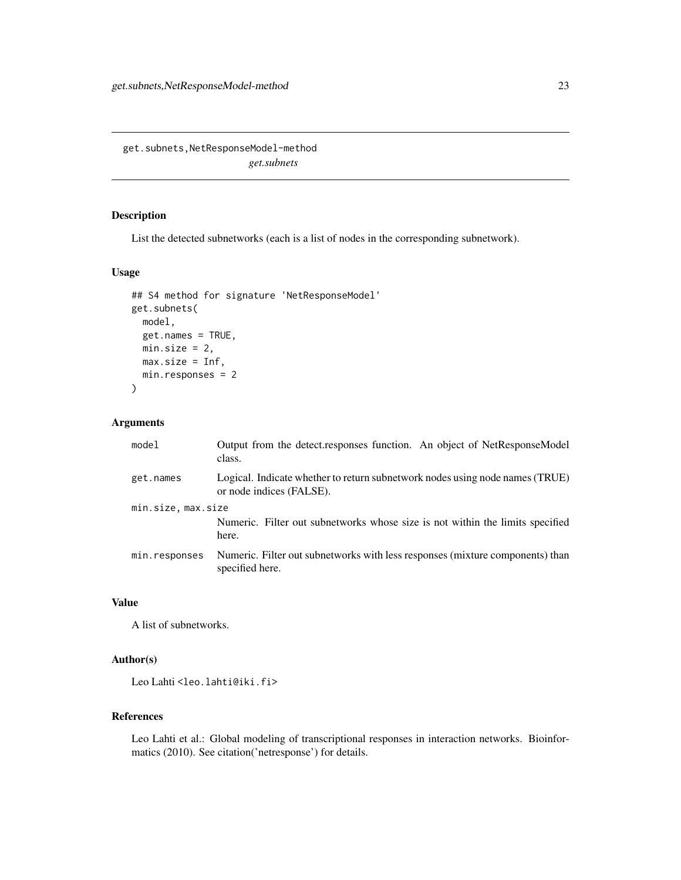# get.subnets,NetResponseModel-method

*get.subnets*

## Description

List the detected subnetworks (each is a list of nodes in the corresponding subnetwork).

## Usage

```
## S4 method for signature 'NetResponseModel'
get.subnets(
  model,
  get.names = TRUE,
  min.size = 2,
  max.size = Inf,
  min.responses = 2
)
```

## Arguments

| | |
|---|---|
| model | Output from the detect.responses function. An object of NetResponseModel class. |
| get.names | Logical. Indicate whether to return subnetwork nodes using node names (TRUE) or node indices (FALSE). |
| min.size, max.size | Numeric. Filter out subnetworks whose size is not within the limits specified here. |
| min.responses | Numeric. Filter out subnetworks with less responses (mixture components) than specified here. |

## Value

A list of subnetworks.

## Author(s)

Leo Lahti <leo.lahti@iki.fi>

## References

Leo Lahti et al.: Global modeling of transcriptional responses in interaction networks. Bioinformatics (2010). See citation('netresponse') for details.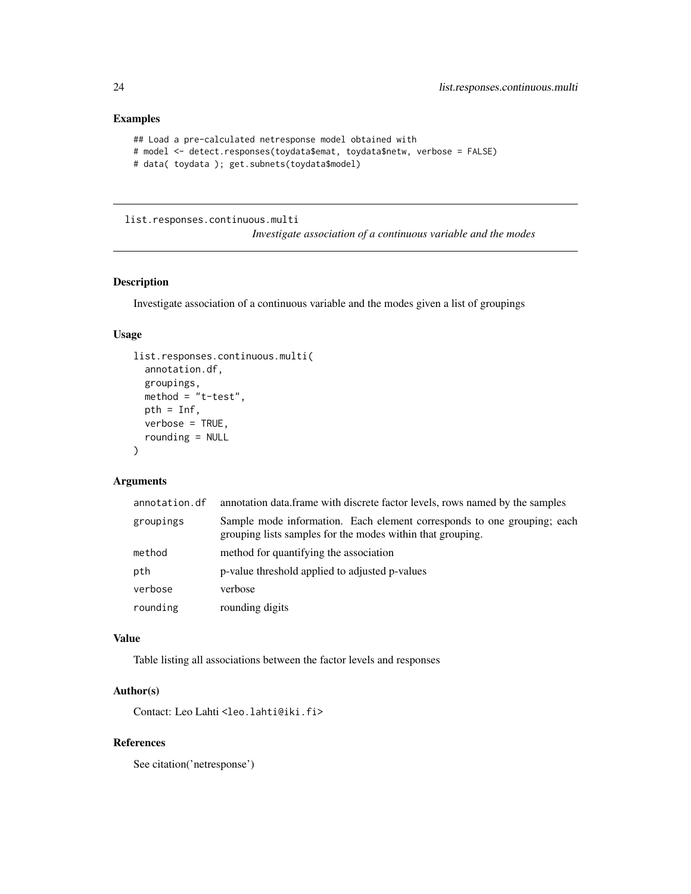## Examples

```
## Load a pre-calculated netresponse model obtained with
# model <- detect.responses(toydata$emat, toydata$netw, verbose = FALSE)
# data( toydata ); get.subnets(toydata$model)
```

---

# list.responses.continuous.multi

*Investigate association of a continuous variable and the modes*

---

## Description

Investigate association of a continuous variable and the modes given a list of groupings

## Usage

```
list.responses.continuous.multi(
  annotation.df,
  groupings,
  method = "t-test",
  pth = Inf,
  verbose = TRUE,
  rounding = NULL
)
```

## Arguments

| | |
|---|---|
| annotation.df | annotation data.frame with discrete factor levels, rows named by the samples |
| groupings | Sample mode information. Each element corresponds to one grouping; each grouping lists samples for the modes within that grouping. |
| method | method for quantifying the association |
| pth | p-value threshold applied to adjusted p-values |
| verbose | verbose |
| rounding | rounding digits |

## Value

Table listing all associations between the factor levels and responses

## Author(s)

Contact: Leo Lahti <leo.lahti@iki.fi>

## References

See citation('netresponse')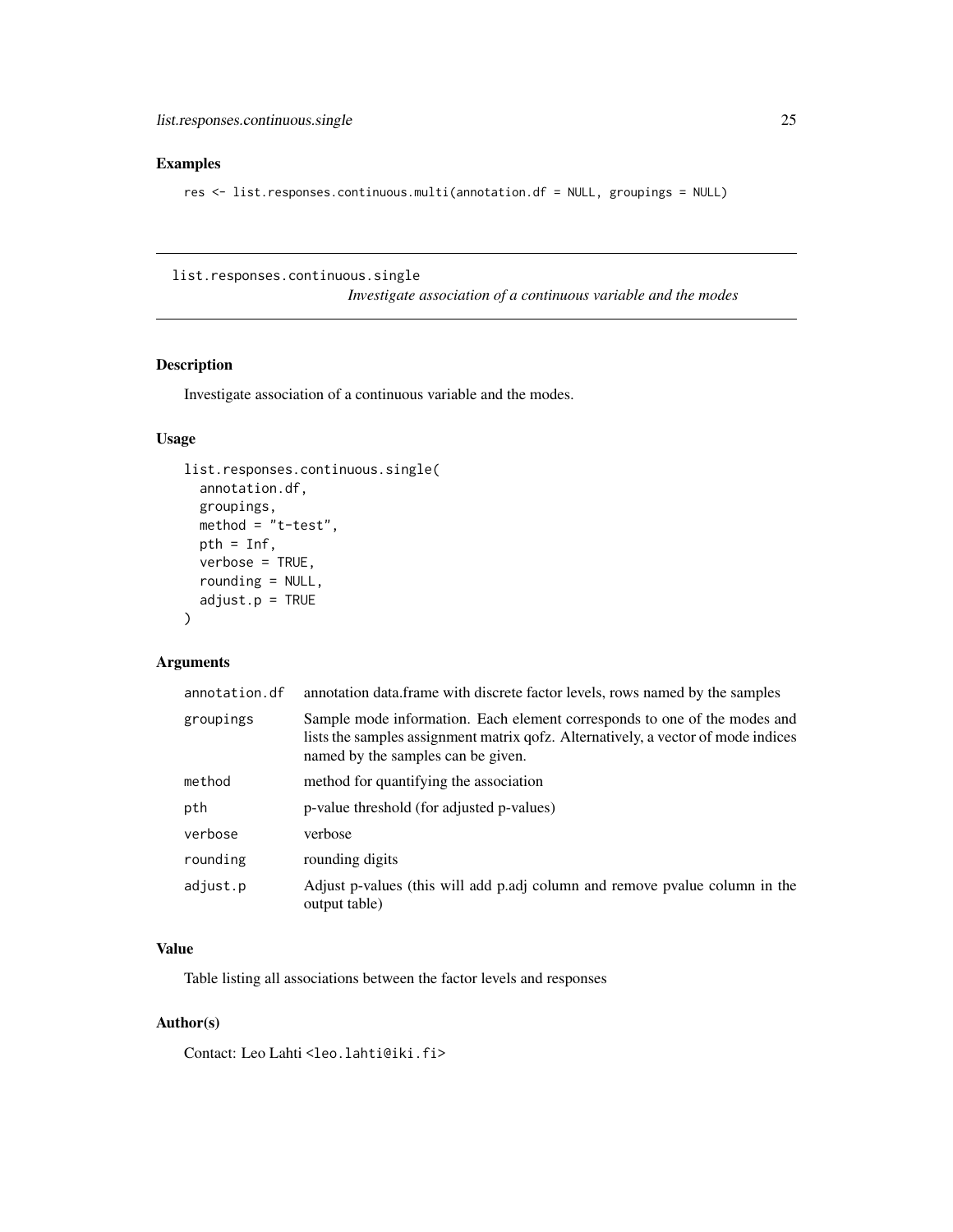## Examples

```
res <- list.responses.continuous.multi(annotation.df = NULL, groupings = NULL)
```

---

# list.responses.continuous.single

*Investigate association of a continuous variable and the modes*

---

## Description

Investigate association of a continuous variable and the modes.

## Usage

```
list.responses.continuous.single(
  annotation.df,
  groupings,
  method = "t-test",
  pth = Inf,
  verbose = TRUE,
  rounding = NULL,
  adjust.p = TRUE
)
```

## Arguments

| | |
|---|---|
| annotation.df | annotation data.frame with discrete factor levels, rows named by the samples |
| groupings | Sample mode information. Each element corresponds to one of the modes and lists the samples assignment matrix qofz. Alternatively, a vector of mode indices named by the samples can be given. |
| method | method for quantifying the association |
| pth | p-value threshold (for adjusted p-values) |
| verbose | verbose |
| rounding | rounding digits |
| adjust.p | Adjust p-values (this will add p.adj column and remove pvalue column in the output table) |

## Value

Table listing all associations between the factor levels and responses

## Author(s)

Contact: Leo Lahti <leo.lahti@iki.fi>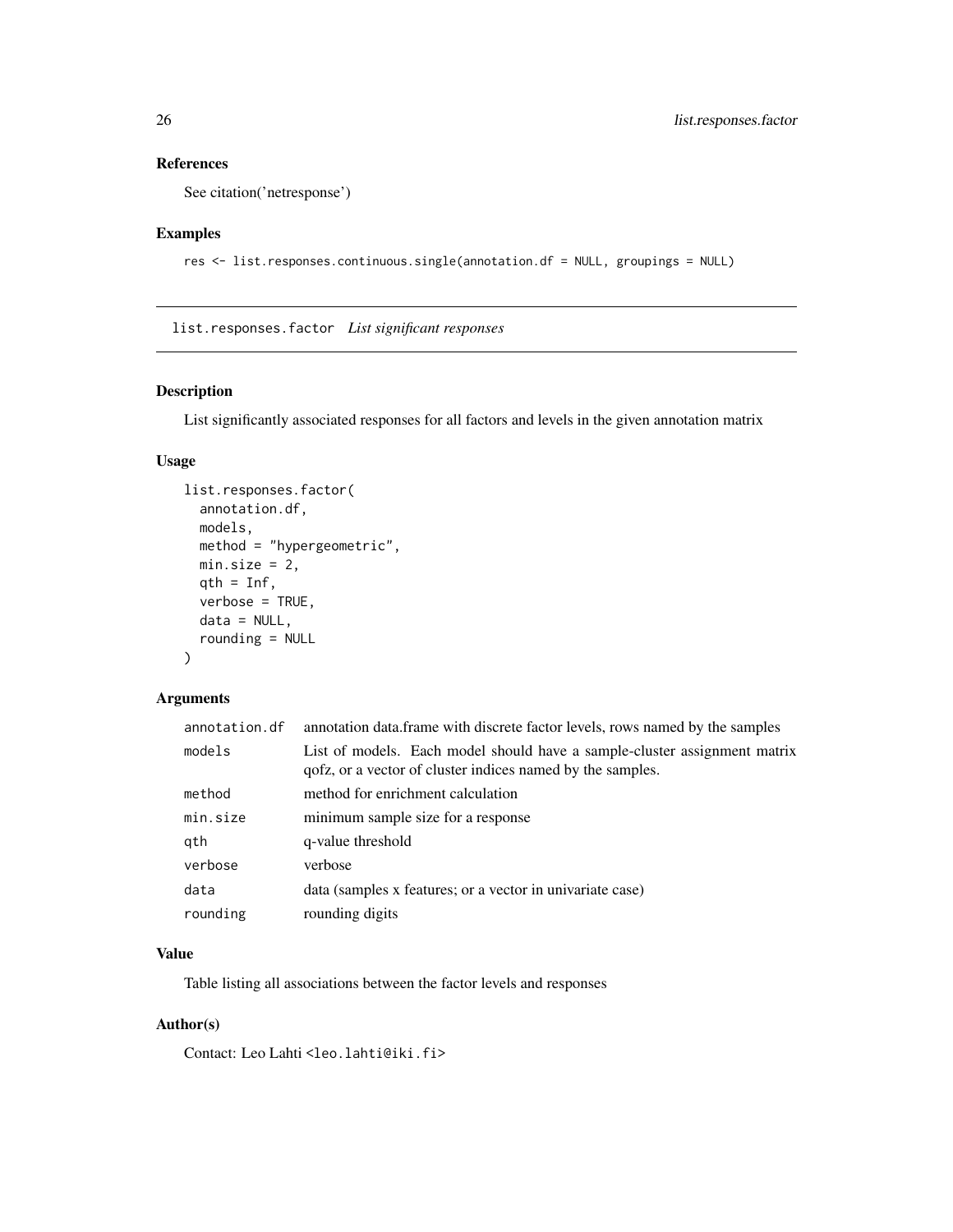## References

See citation('netresponse')

## Examples

```
res <- list.responses.continuous.single(annotation.df = NULL, groupings = NULL)
```

---

# list.responses.factor *List significant responses*

## Description

List significantly associated responses for all factors and levels in the given annotation matrix

## Usage

```
list.responses.factor(
  annotation.df,
  models,
  method = "hypergeometric",
  min.size = 2,
  qth = Inf,
  verbose = TRUE,
  data = NULL,
  rounding = NULL
)
```

## Arguments

| | |
|---|---|
| annotation.df | annotation data.frame with discrete factor levels, rows named by the samples |
| models | List of models. Each model should have a sample-cluster assignment matrix qofz, or a vector of cluster indices named by the samples. |
| method | method for enrichment calculation |
| min.size | minimum sample size for a response |
| qth | q-value threshold |
| verbose | verbose |
| data | data (samples x features; or a vector in univariate case) |
| rounding | rounding digits |

## Value

Table listing all associations between the factor levels and responses

## Author(s)

Contact: Leo Lahti <leo.lahti@iki.fi>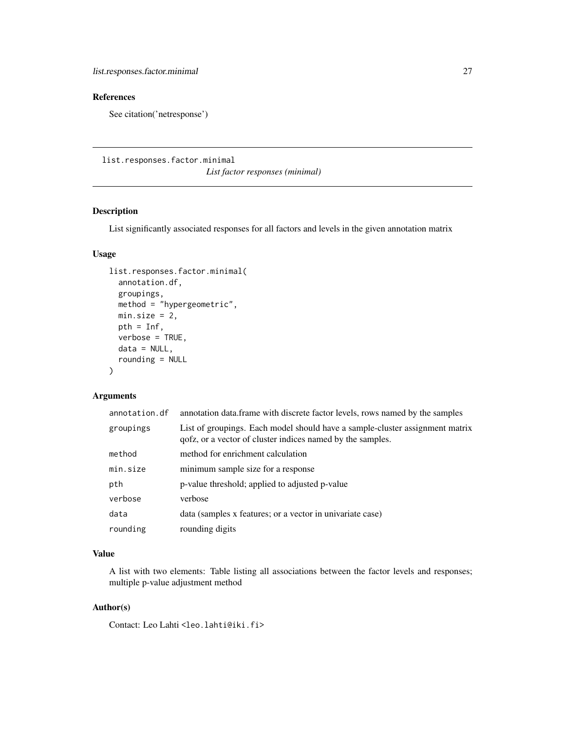## References

See citation('netresponse')

---

## list.responses.factor.minimal

*List factor responses (minimal)*

### Description

List significantly associated responses for all factors and levels in the given annotation matrix

### Usage

```
list.responses.factor.minimal(
  annotation.df,
  groupings,
  method = "hypergeometric",
  min.size = 2,
  pth = Inf,
  verbose = TRUE,
  data = NULL,
  rounding = NULL
)
```

### Arguments

| | |
|---|---|
| annotation.df | annotation data.frame with discrete factor levels, rows named by the samples |
| groupings | List of groupings. Each model should have a sample-cluster assignment matrix qofz, or a vector of cluster indices named by the samples. |
| method | method for enrichment calculation |
| min.size | minimum sample size for a response |
| pth | p-value threshold; applied to adjusted p-value |
| verbose | verbose |
| data | data (samples x features; or a vector in univariate case) |
| rounding | rounding digits |

### Value

A list with two elements: Table listing all associations between the factor levels and responses; multiple p-value adjustment method

### Author(s)

Contact: Leo Lahti <leo.lahti@iki.fi>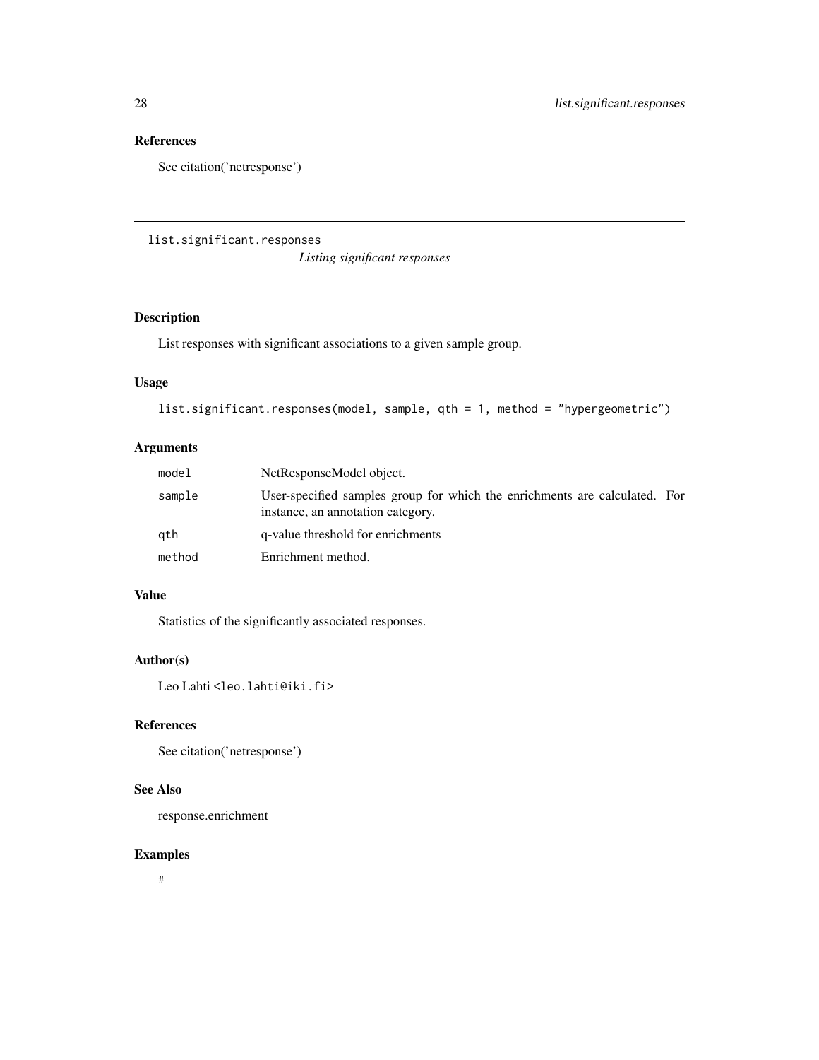## References

See citation('netresponse')

---

`list.significant.responses` *Listing significant responses*

---

### Description

List responses with significant associations to a given sample group.

### Usage

```
list.significant.responses(model, sample, qth = 1, method = "hypergeometric")
```

### Arguments

| | |
|---|---|
| `model` | NetResponseModel object. |
| `sample` | User-specified samples group for which the enrichments are calculated. For instance, an annotation category. |
| `qth` | q-value threshold for enrichments |
| `method` | Enrichment method. |

### Value

Statistics of the significantly associated responses.

### Author(s)

Leo Lahti <leo.lahti@iki.fi>

### References

See citation('netresponse')

### See Also

response.enrichment

### Examples

```
#
```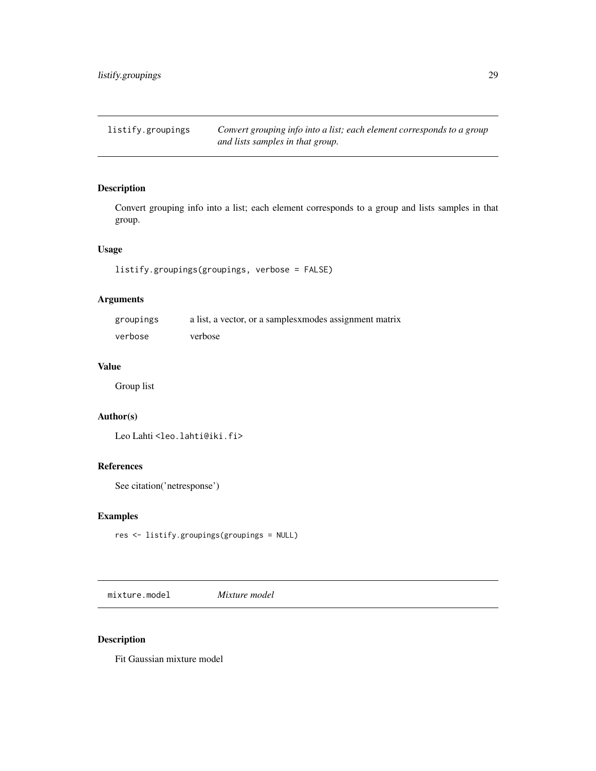## listify.groupings — *Convert grouping info into a list; each element corresponds to a group and lists samples in that group.*

### Description

Convert grouping info into a list; each element corresponds to a group and lists samples in that group.

### Usage

```
listify.groupings(groupings, verbose = FALSE)
```

### Arguments

| | |
|---|---|
| `groupings` | a list, a vector, or a samplesxmodes assignment matrix |
| `verbose` | verbose |

### Value

Group list

### Author(s)

Leo Lahti <leo.lahti@iki.fi>

### References

See citation('netresponse')

### Examples

```
res <- listify.groupings(groupings = NULL)
```

## mixture.model — *Mixture model*

### Description

Fit Gaussian mixture model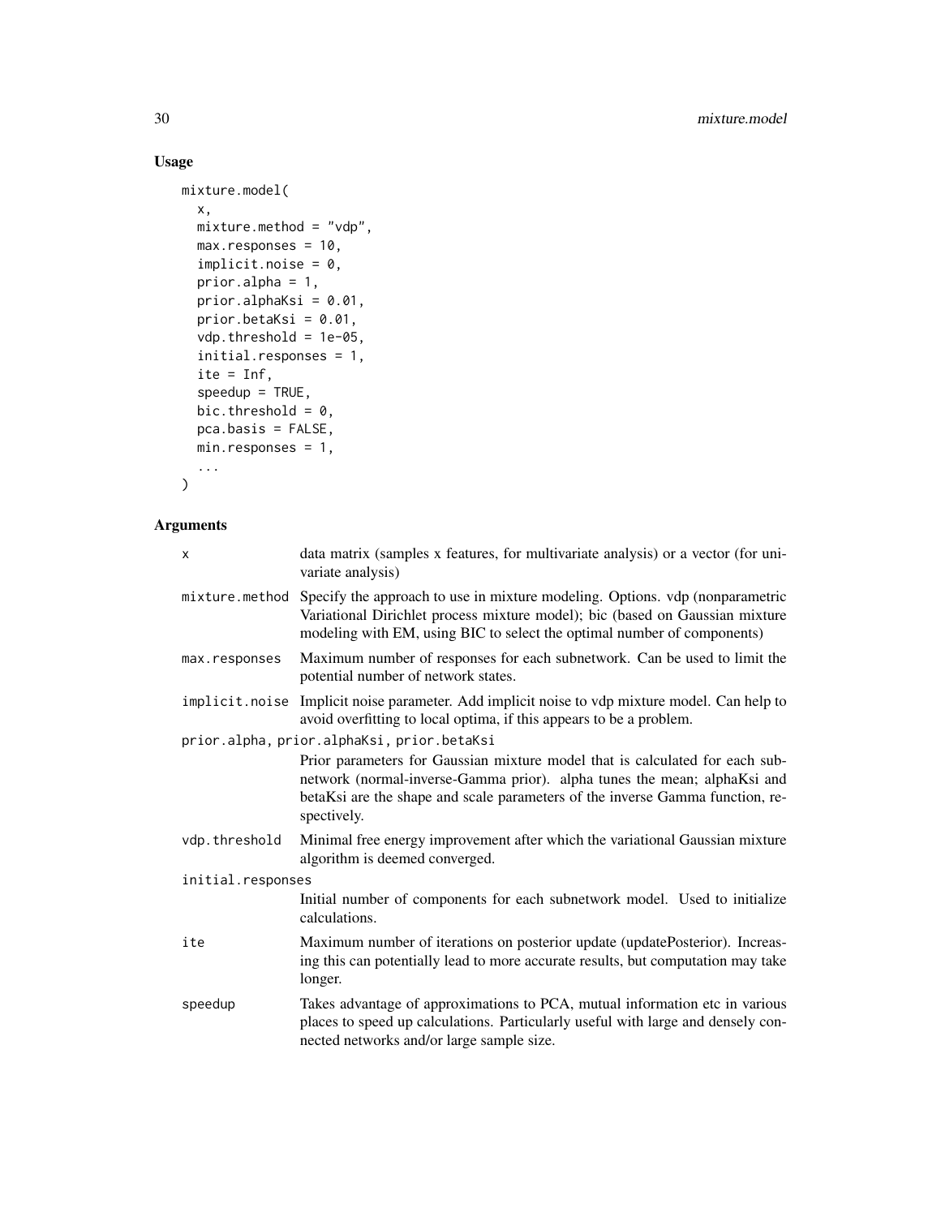## Usage

```
mixture.model(
  x,
  mixture.method = "vdp",
  max.responses = 10,
  implicit.noise = 0,
  prior.alpha = 1,
  prior.alphaKsi = 0.01,
  prior.betaKsi = 0.01,
  vdp.threshold = 1e-05,
  initial.responses = 1,
  ite = Inf,
  speedup = TRUE,
  bic.threshold = 0,
  pca.basis = FALSE,
  min.responses = 1,
  ...
)
```

## Arguments

| | |
|---|---|
| x | data matrix (samples x features, for multivariate analysis) or a vector (for univariate analysis) |
| mixture.method | Specify the approach to use in mixture modeling. Options. vdp (nonparametric Variational Dirichlet process mixture model); bic (based on Gaussian mixture modeling with EM, using BIC to select the optimal number of components) |
| max.responses | Maximum number of responses for each subnetwork. Can be used to limit the potential number of network states. |
| implicit.noise | Implicit noise parameter. Add implicit noise to vdp mixture model. Can help to avoid overfitting to local optima, if this appears to be a problem. |
| prior.alpha, prior.alphaKsi, prior.betaKsi | Prior parameters for Gaussian mixture model that is calculated for each subnetwork (normal-inverse-Gamma prior). alpha tunes the mean; alphaKsi and betaKsi are the shape and scale parameters of the inverse Gamma function, respectively. |
| vdp.threshold | Minimal free energy improvement after which the variational Gaussian mixture algorithm is deemed converged. |
| initial.responses | Initial number of components for each subnetwork model. Used to initialize calculations. |
| ite | Maximum number of iterations on posterior update (updatePosterior). Increasing this can potentially lead to more accurate results, but computation may take longer. |
| speedup | Takes advantage of approximations to PCA, mutual information etc in various places to speed up calculations. Particularly useful with large and densely connected networks and/or large sample size. |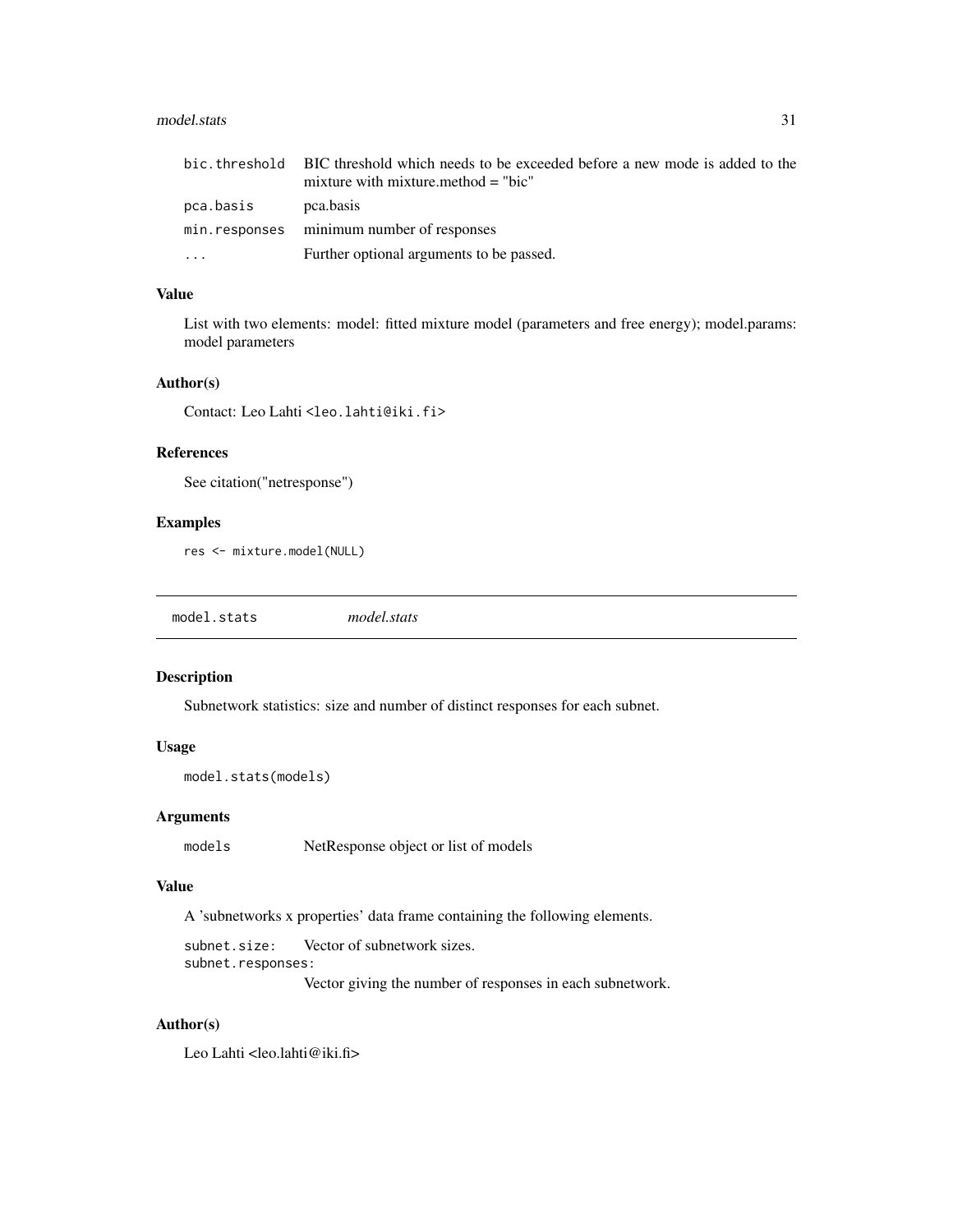| | |
|---|---|
| bic.threshold | BIC threshold which needs to be exceeded before a new mode is added to the mixture with mixture.method = "bic" |
| pca.basis | pca.basis |
| min.responses | minimum number of responses |
| ... | Further optional arguments to be passed. |

### Value

List with two elements: model: fitted mixture model (parameters and free energy); model.params: model parameters

### Author(s)

Contact: Leo Lahti <leo.lahti@iki.fi>

### References

See citation("netresponse")

### Examples

```
res <- mixture.model(NULL)
```

---

## model.stats *model.stats*

---

### Description

Subnetwork statistics: size and number of distinct responses for each subnet.

### Usage

```
model.stats(models)
```

### Arguments

| | |
|---|---|
| models | NetResponse object or list of models |

### Value

A 'subnetworks x properties' data frame containing the following elements.

| | |
|---|---|
| subnet.size: | Vector of subnetwork sizes. |
| subnet.responses: | Vector giving the number of responses in each subnetwork. |

### Author(s)

Leo Lahti <leo.lahti@iki.fi>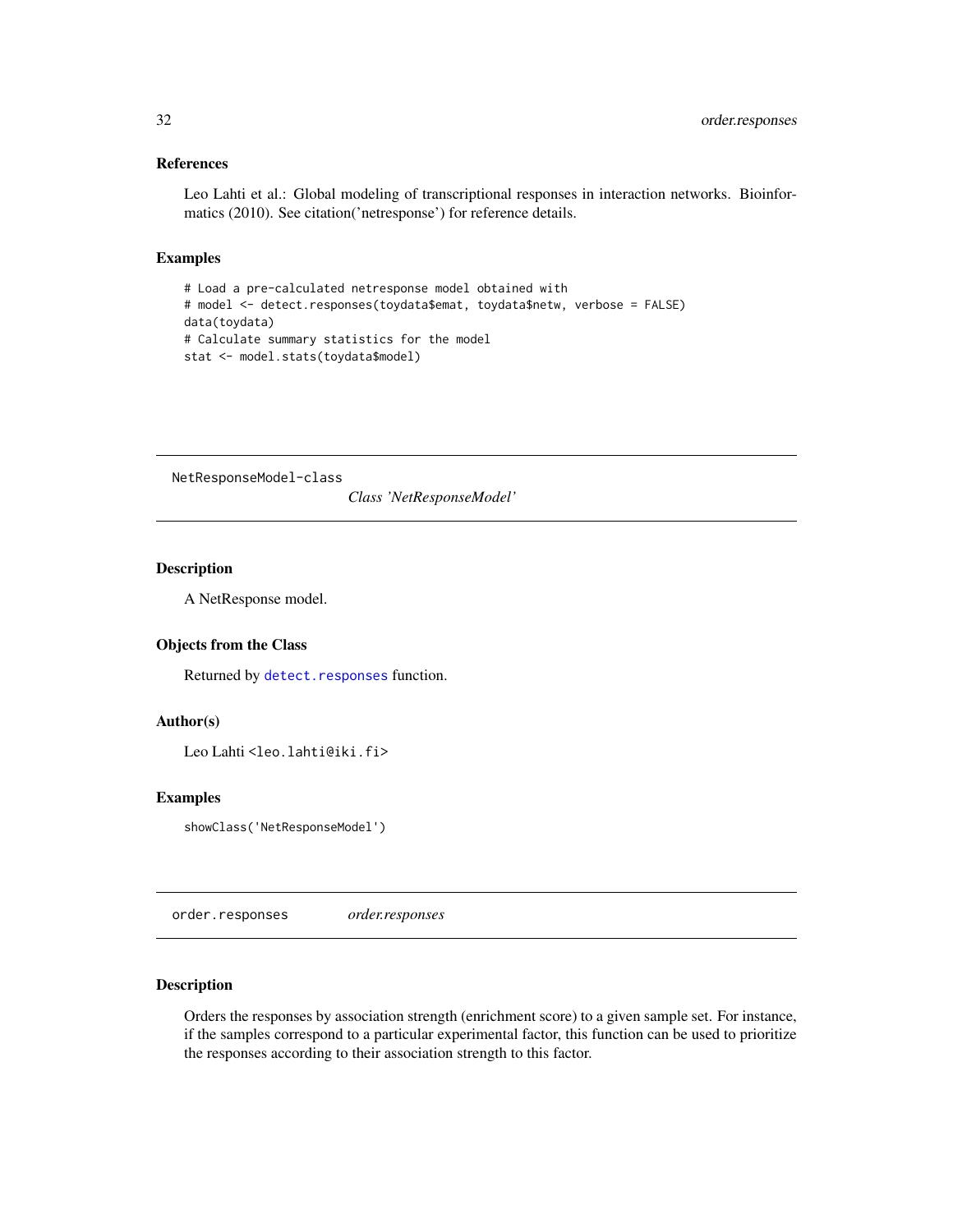### References

Leo Lahti et al.: Global modeling of transcriptional responses in interaction networks. Bioinformatics (2010). See citation('netresponse') for reference details.

### Examples

```
# Load a pre-calculated netresponse model obtained with
# model <- detect.responses(toydata$emat, toydata$netw, verbose = FALSE)
data(toydata)
# Calculate summary statistics for the model
stat <- model.stats(toydata$model)
```

---

## NetResponseModel-class    *Class 'NetResponseModel'*

---

### Description

A NetResponse model.

### Objects from the Class

Returned by `detect.responses` function.

### Author(s)

Leo Lahti <leo.lahti@iki.fi>

### Examples

```
showClass('NetResponseModel')
```

---

## order.responses    *order.responses*

---

### Description

Orders the responses by association strength (enrichment score) to a given sample set. For instance, if the samples correspond to a particular experimental factor, this function can be used to prioritize the responses according to their association strength to this factor.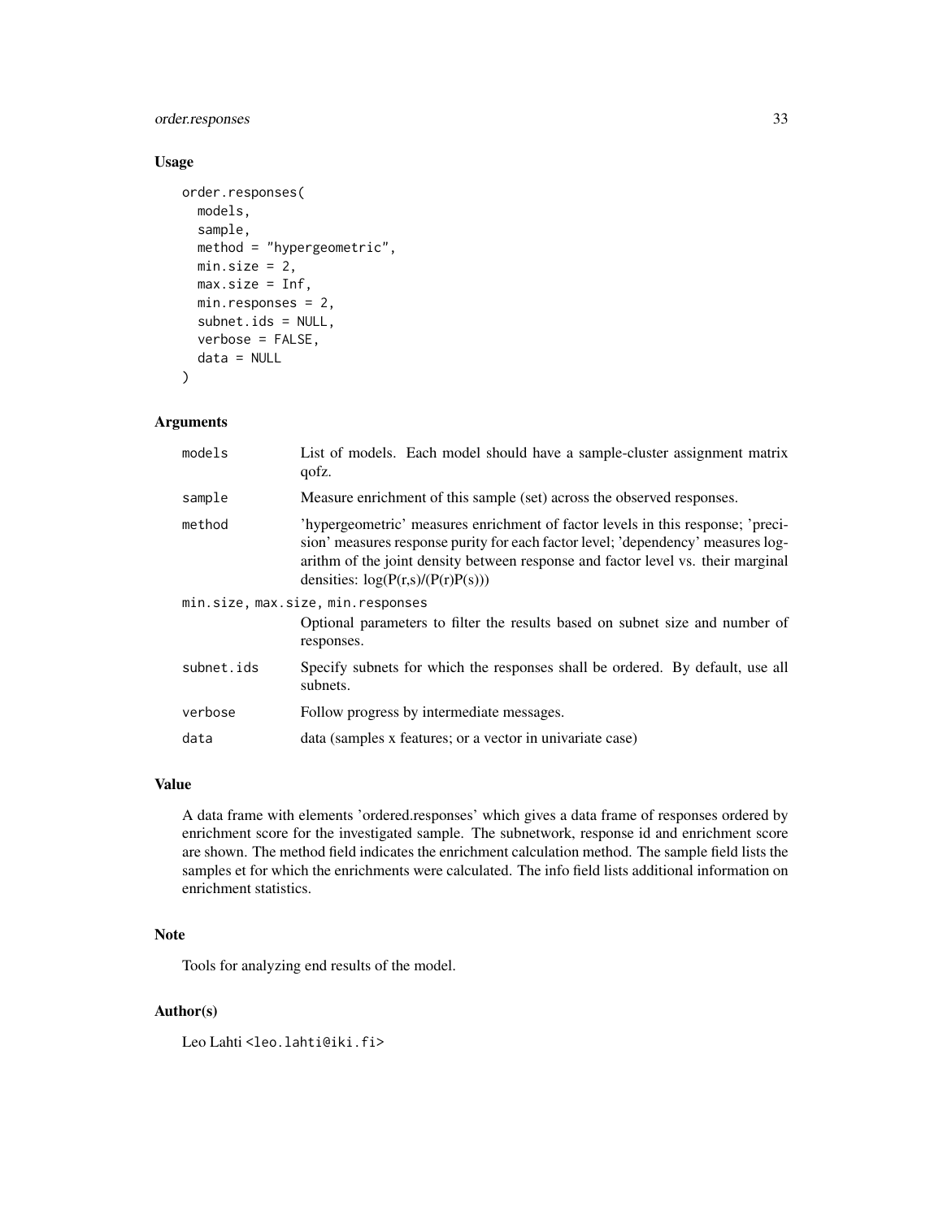### Usage

```
order.responses(
  models,
  sample,
  method = "hypergeometric",
  min.size = 2,
  max.size = Inf,
  min.responses = 2,
  subnet.ids = NULL,
  verbose = FALSE,
  data = NULL
)
```

### Arguments

| | |
|---|---|
| `models` | List of models. Each model should have a sample-cluster assignment matrix qofz. |
| `sample` | Measure enrichment of this sample (set) across the observed responses. |
| `method` | 'hypergeometric' measures enrichment of factor levels in this response; 'precision' measures response purity for each factor level; 'dependency' measures logarithm of the joint density between response and factor level vs. their marginal densities: $\log(P(r,s)/(P(r)P(s)))$ |
| `min.size, max.size, min.responses` | Optional parameters to filter the results based on subnet size and number of responses. |
| `subnet.ids` | Specify subnets for which the responses shall be ordered. By default, use all subnets. |
| `verbose` | Follow progress by intermediate messages. |
| `data` | data (samples x features; or a vector in univariate case) |

### Value

A data frame with elements 'ordered.responses' which gives a data frame of responses ordered by enrichment score for the investigated sample. The subnetwork, response id and enrichment score are shown. The method field indicates the enrichment calculation method. The sample field lists the samples et for which the enrichments were calculated. The info field lists additional information on enrichment statistics.

### Note

Tools for analyzing end results of the model.

### Author(s)

Leo Lahti <leo.lahti@iki.fi>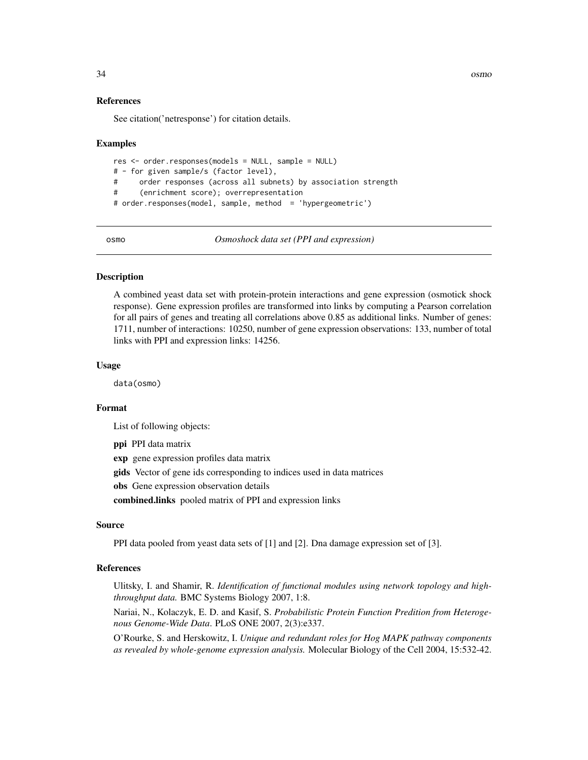### References

See citation('netresponse') for citation details.

### Examples

```
res <- order.responses(models = NULL, sample = NULL)
# - for given sample/s (factor level),
#     order responses (across all subnets) by association strength
#     (enrichment score); overrepresentation
# order.responses(model, sample, method  = 'hypergeometric')
```

---

## osmo — *Osmoshock data set (PPI and expression)*

### Description

A combined yeast data set with protein-protein interactions and gene expression (osmotick shock response). Gene expression profiles are transformed into links by computing a Pearson correlation for all pairs of genes and treating all correlations above 0.85 as additional links. Number of genes: 1711, number of interactions: 10250, number of gene expression observations: 133, number of total links with PPI and expression links: 14256.

### Usage

```
data(osmo)
```

### Format

List of following objects:

**ppi** PPI data matrix

**exp** gene expression profiles data matrix

**gids** Vector of gene ids corresponding to indices used in data matrices

**obs** Gene expression observation details

**combined.links** pooled matrix of PPI and expression links

### Source

PPI data pooled from yeast data sets of [1] and [2]. Dna damage expression set of [3].

### References

Ulitsky, I. and Shamir, R. *Identification of functional modules using network topology and high-throughput data.* BMC Systems Biology 2007, 1:8.

Nariai, N., Kolaczyk, E. D. and Kasif, S. *Probabilistic Protein Function Predition from Heterogenous Genome-Wide Data*. PLoS ONE 2007, 2(3):e337.

O'Rourke, S. and Herskowitz, I. *Unique and redundant roles for Hog MAPK pathway components as revealed by whole-genome expression analysis.* Molecular Biology of the Cell 2004, 15:532-42.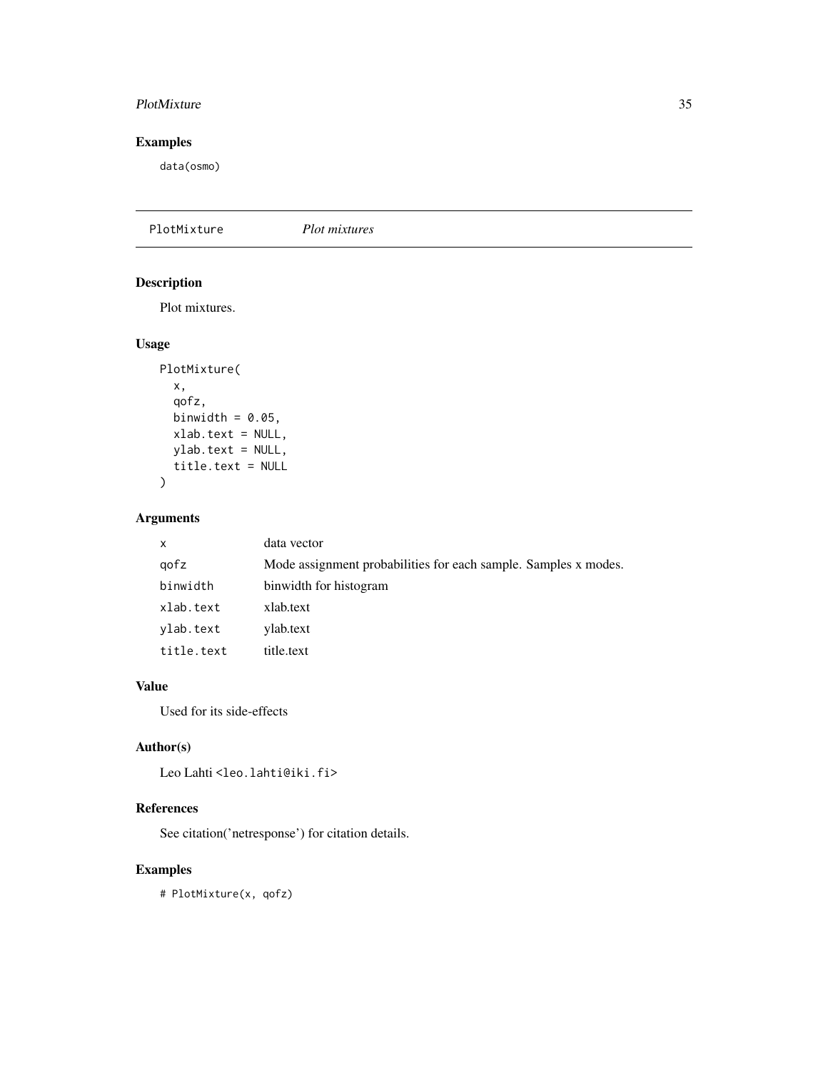## Examples

```
data(osmo)
```

---

PlotMixture *Plot mixtures*

---

## Description

Plot mixtures.

## Usage

```
PlotMixture(
  x,
  qofz,
  binwidth = 0.05,
  xlab.text = NULL,
  ylab.text = NULL,
  title.text = NULL
)
```

## Arguments

| | |
|---|---|
| x | data vector |
| qofz | Mode assignment probabilities for each sample. Samples x modes. |
| binwidth | binwidth for histogram |
| xlab.text | xlab.text |
| ylab.text | ylab.text |
| title.text | title.text |

## Value

Used for its side-effects

## Author(s)

Leo Lahti <leo.lahti@iki.fi>

## References

See citation('netresponse') for citation details.

## Examples

```
# PlotMixture(x, qofz)
```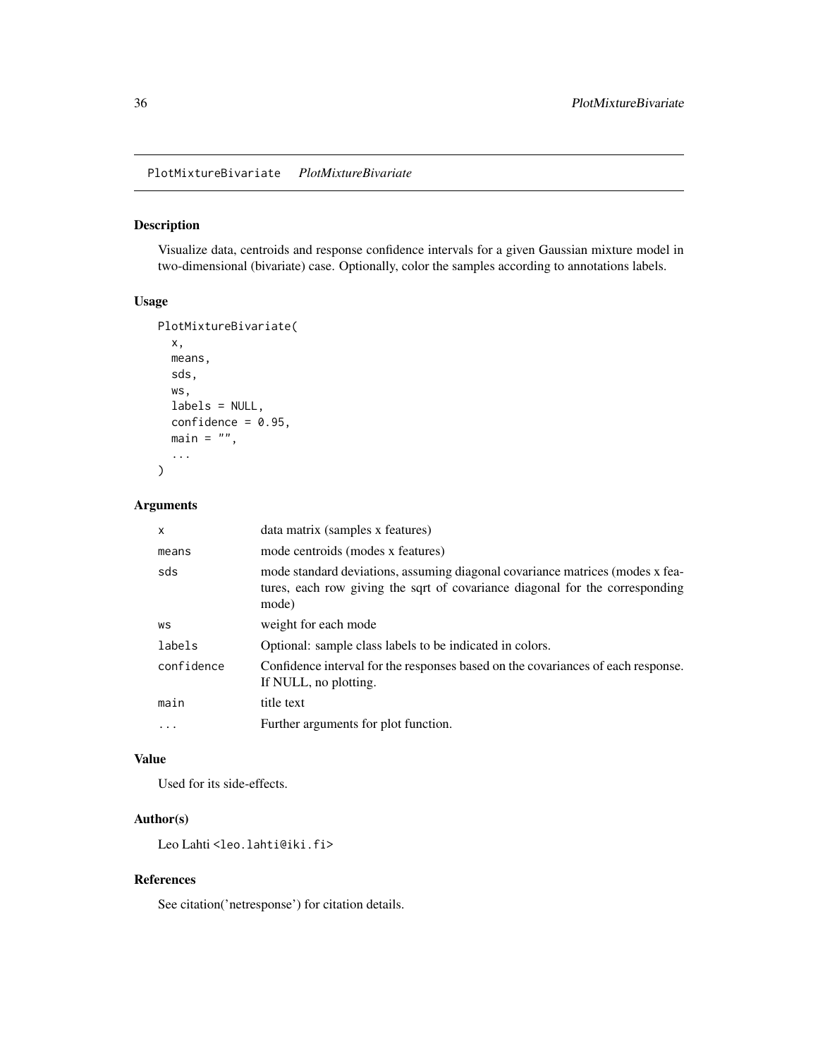# PlotMixtureBivariate *PlotMixtureBivariate*

## Description

Visualize data, centroids and response confidence intervals for a given Gaussian mixture model in two-dimensional (bivariate) case. Optionally, color the samples according to annotations labels.

## Usage

```
PlotMixtureBivariate(
  x,
  means,
  sds,
  ws,
  labels = NULL,
  confidence = 0.95,
  main = "",
  ...
)
```

## Arguments

| | |
|---|---|
| x | data matrix (samples x features) |
| means | mode centroids (modes x features) |
| sds | mode standard deviations, assuming diagonal covariance matrices (modes x features, each row giving the sqrt of covariance diagonal for the corresponding mode) |
| ws | weight for each mode |
| labels | Optional: sample class labels to be indicated in colors. |
| confidence | Confidence interval for the responses based on the covariances of each response. If NULL, no plotting. |
| main | title text |
| ... | Further arguments for plot function. |

## Value

Used for its side-effects.

## Author(s)

Leo Lahti <leo.lahti@iki.fi>

## References

See citation('netresponse') for citation details.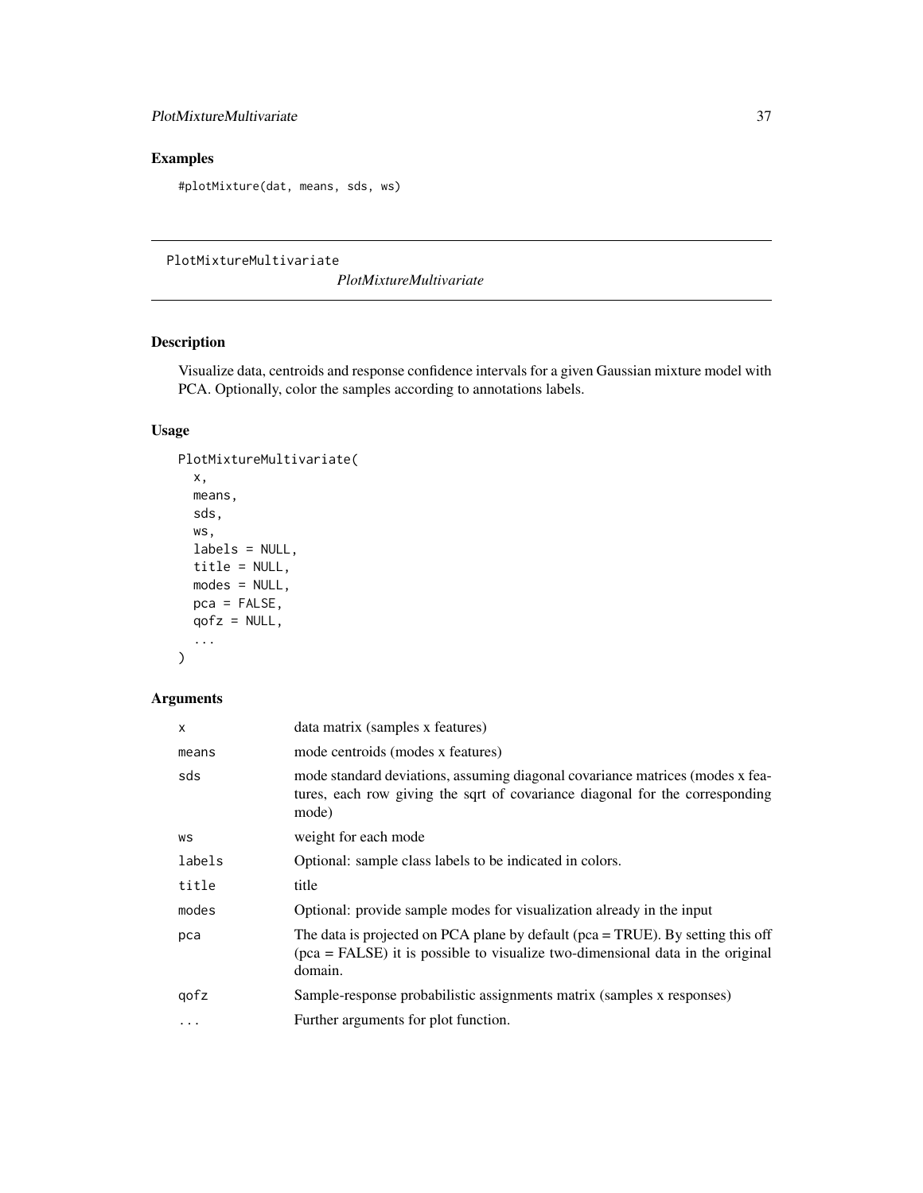## Examples

```
#plotMixture(dat, means, sds, ws)
```

---

# PlotMixtureMultivariate

*PlotMixtureMultivariate*

## Description

Visualize data, centroids and response confidence intervals for a given Gaussian mixture model with PCA. Optionally, color the samples according to annotations labels.

## Usage

```
PlotMixtureMultivariate(
  x,
  means,
  sds,
  ws,
  labels = NULL,
  title = NULL,
  modes = NULL,
  pca = FALSE,
  qofz = NULL,
  ...
)
```

## Arguments

| | |
|---|---|
| x | data matrix (samples x features) |
| means | mode centroids (modes x features) |
| sds | mode standard deviations, assuming diagonal covariance matrices (modes x features, each row giving the sqrt of covariance diagonal for the corresponding mode) |
| ws | weight for each mode |
| labels | Optional: sample class labels to be indicated in colors. |
| title | title |
| modes | Optional: provide sample modes for visualization already in the input |
| pca | The data is projected on PCA plane by default (pca = TRUE). By setting this off (pca = FALSE) it is possible to visualize two-dimensional data in the original domain. |
| qofz | Sample-response probabilistic assignments matrix (samples x responses) |
| ... | Further arguments for plot function. |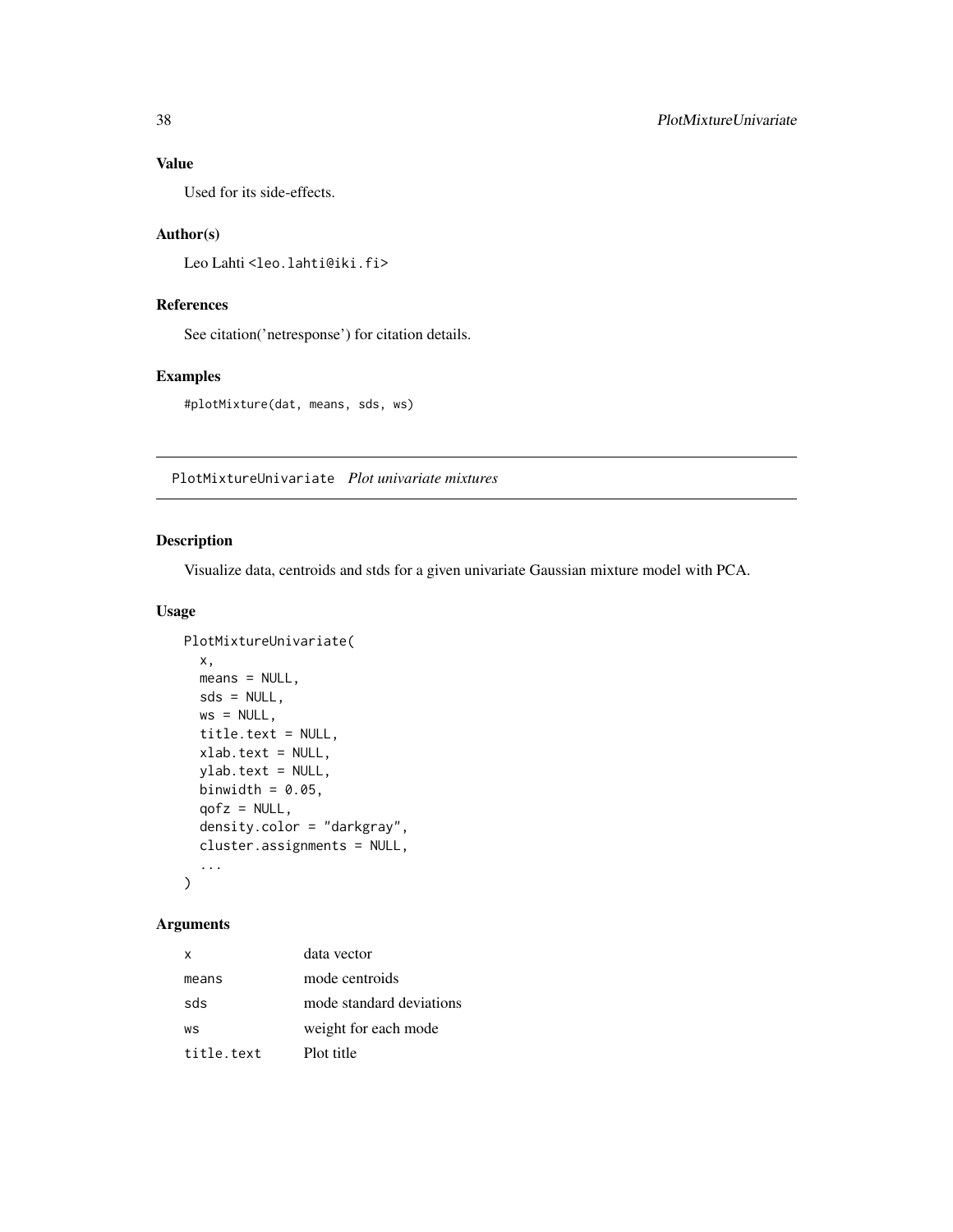## Value

Used for its side-effects.

## Author(s)

Leo Lahti <leo.lahti@iki.fi>

## References

See citation('netresponse') for citation details.

## Examples

```
#plotMixture(dat, means, sds, ws)
```

---

# PlotMixtureUnivariate *Plot univariate mixtures*

## Description

Visualize data, centroids and stds for a given univariate Gaussian mixture model with PCA.

## Usage

```
PlotMixtureUnivariate(
  x,
  means = NULL,
  sds = NULL,
  ws = NULL,
  title.text = NULL,
  xlab.text = NULL,
  ylab.text = NULL,
  binwidth = 0.05,
  qofz = NULL,
  density.color = "darkgray",
  cluster.assignments = NULL,
  ...
)
```

## Arguments

| | |
|---|---|
| `x` | data vector |
| `means` | mode centroids |
| `sds` | mode standard deviations |
| `ws` | weight for each mode |
| `title.text` | Plot title |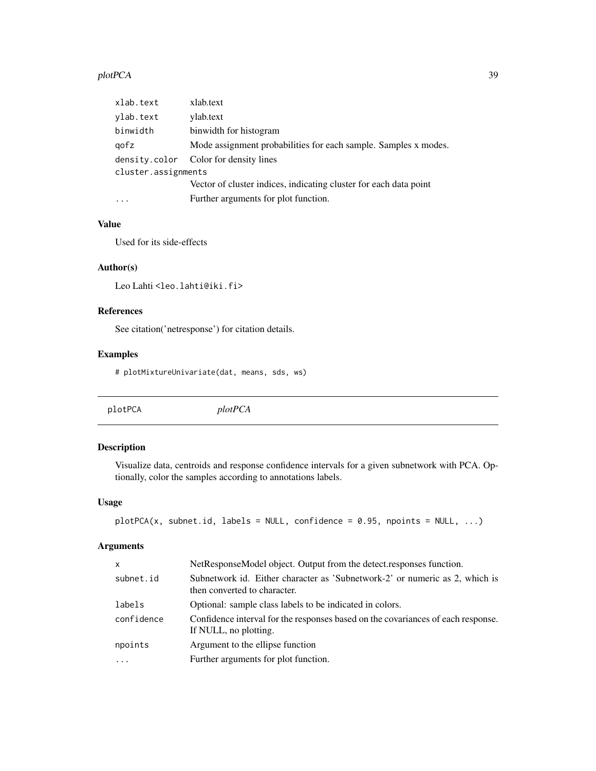| | |
|---|---|
| xlab.text | xlab.text |
| ylab.text | ylab.text |
| binwidth | binwidth for histogram |
| qofz | Mode assignment probabilities for each sample. Samples x modes. |
| density.color | Color for density lines |
| cluster.assignments | Vector of cluster indices, indicating cluster for each data point |
| ... | Further arguments for plot function. |

### Value

Used for its side-effects

### Author(s)

Leo Lahti <leo.lahti@iki.fi>

### References

See citation('netresponse') for citation details.

### Examples

```
# plotMixtureUnivariate(dat, means, sds, ws)
```

---

## plotPCA    *plotPCA*

---

### Description

Visualize data, centroids and response confidence intervals for a given subnetwork with PCA. Optionally, color the samples according to annotations labels.

### Usage

```
plotPCA(x, subnet.id, labels = NULL, confidence = 0.95, npoints = NULL, ...)
```

### Arguments

| | |
|---|---|
| x | NetResponseModel object. Output from the detect.responses function. |
| subnet.id | Subnetwork id. Either character as 'Subnetwork-2' or numeric as 2, which is then converted to character. |
| labels | Optional: sample class labels to be indicated in colors. |
| confidence | Confidence interval for the responses based on the covariances of each response. If NULL, no plotting. |
| npoints | Argument to the ellipse function |
| ... | Further arguments for plot function. |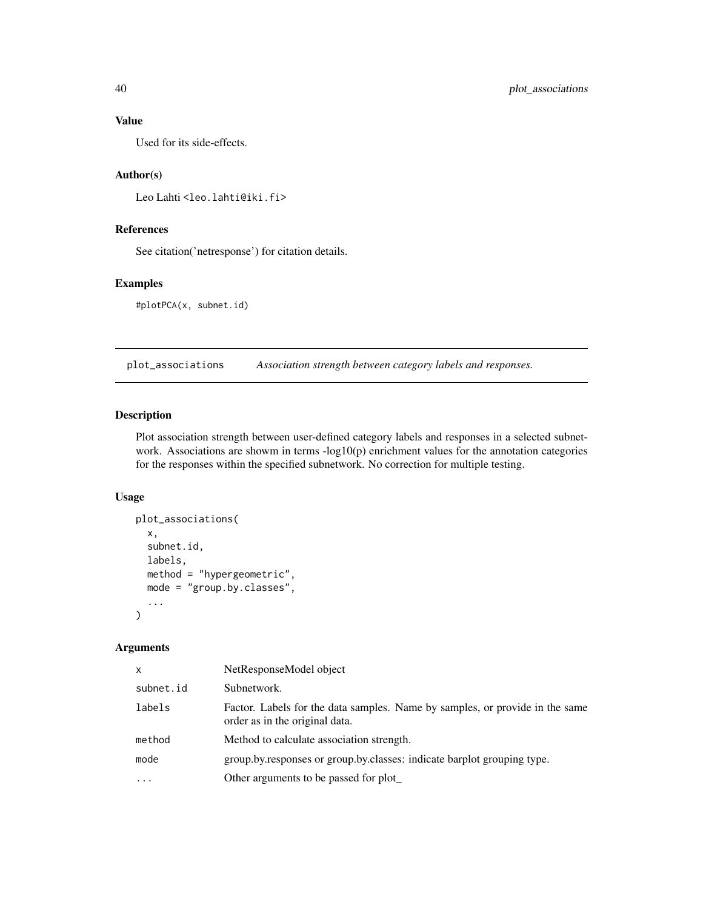### Value

Used for its side-effects.

### Author(s)

Leo Lahti <leo.lahti@iki.fi>

### References

See citation('netresponse') for citation details.

### Examples

```
#plotPCA(x, subnet.id)
```

---

## plot_associations    *Association strength between category labels and responses.*

### Description

Plot association strength between user-defined category labels and responses in a selected subnetwork. Associations are showm in terms -log10(p) enrichment values for the annotation categories for the responses within the specified subnetwork. No correction for multiple testing.

### Usage

```
plot_associations(
  x,
  subnet.id,
  labels,
  method = "hypergeometric",
  mode = "group.by.classes",
  ...
)
```

### Arguments

| | |
|---|---|
| x | NetResponseModel object |
| subnet.id | Subnetwork. |
| labels | Factor. Labels for the data samples. Name by samples, or provide in the same order as in the original data. |
| method | Method to calculate association strength. |
| mode | group.by.responses or group.by.classes: indicate barplot grouping type. |
| ... | Other arguments to be passed for plot_ |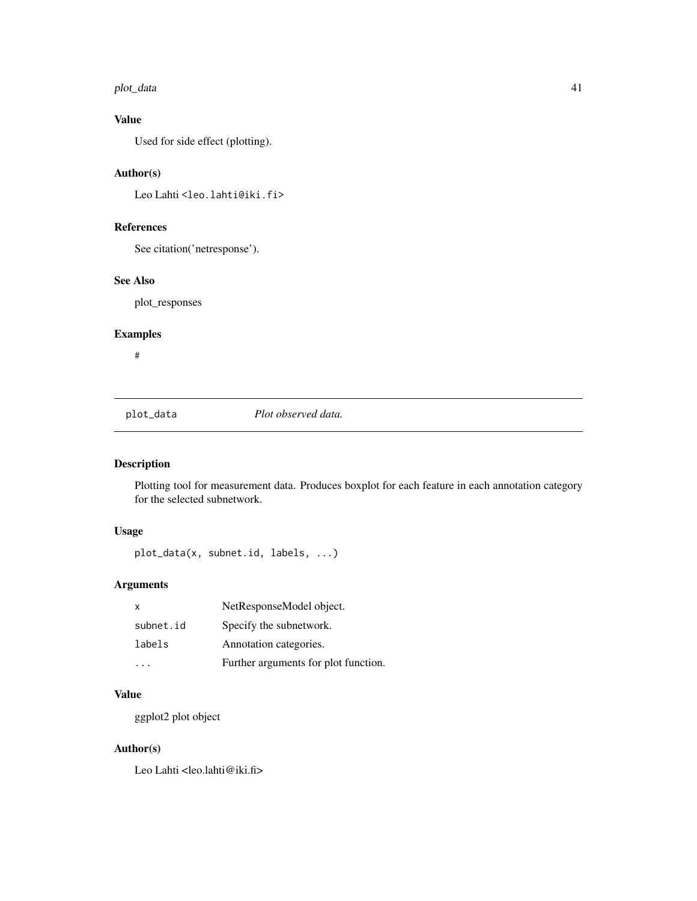### Value

Used for side effect (plotting).

### Author(s)

Leo Lahti <leo.lahti@iki.fi>

### References

See citation('netresponse').

### See Also

plot_responses

### Examples

```
#
```

---

## plot_data — *Plot observed data.*

---

### Description

Plotting tool for measurement data. Produces boxplot for each feature in each annotation category for the selected subnetwork.

### Usage

```
plot_data(x, subnet.id, labels, ...)
```

### Arguments

| | |
|---|---|
| `x` | NetResponseModel object. |
| `subnet.id` | Specify the subnetwork. |
| `labels` | Annotation categories. |
| `...` | Further arguments for plot function. |

### Value

ggplot2 plot object

### Author(s)

Leo Lahti <leo.lahti@iki.fi>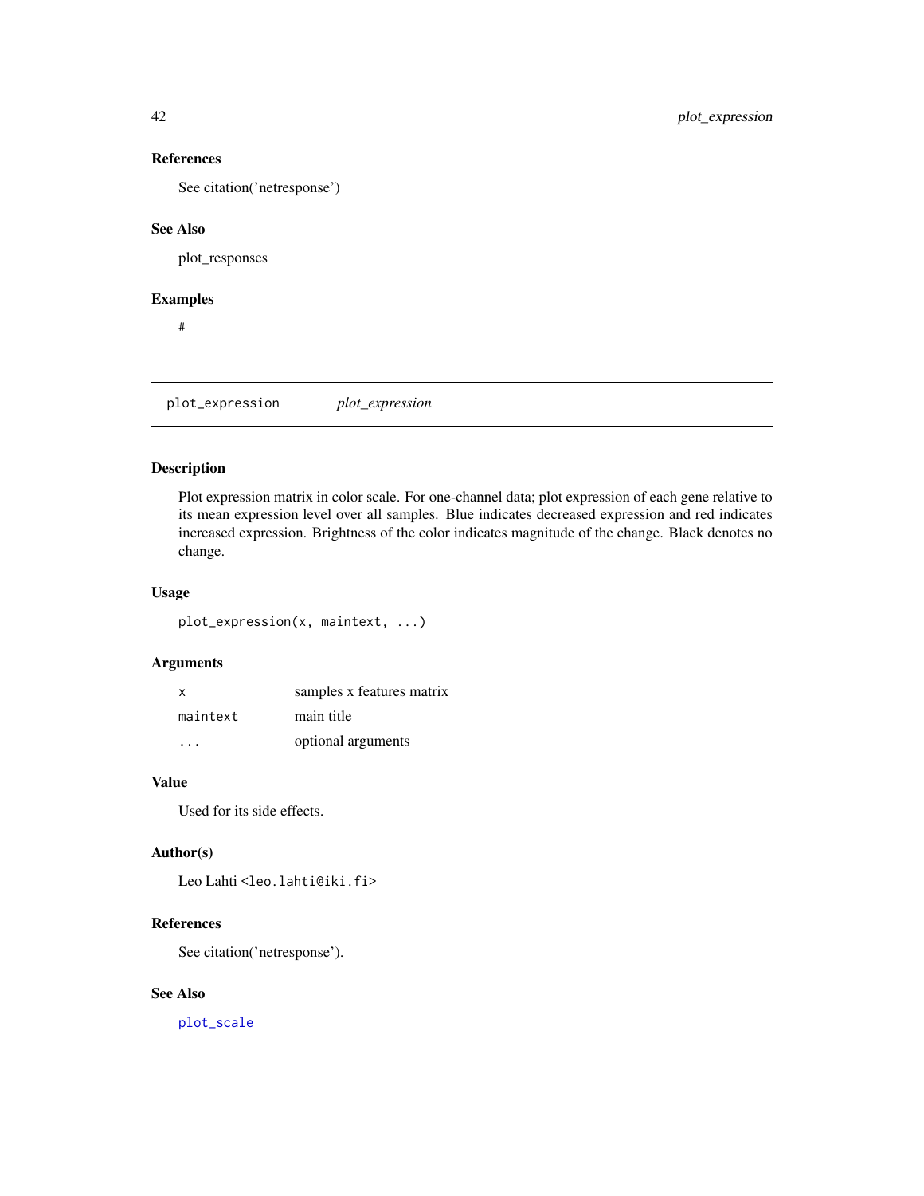### References

See citation('netresponse')

### See Also

plot_responses

### Examples

```
#
```

---

## plot_expression — *plot_expression*

---

### Description

Plot expression matrix in color scale. For one-channel data; plot expression of each gene relative to its mean expression level over all samples. Blue indicates decreased expression and red indicates increased expression. Brightness of the color indicates magnitude of the change. Black denotes no change.

### Usage

```
plot_expression(x, maintext, ...)
```

### Arguments

| | |
|---|---|
| `x` | samples x features matrix |
| `maintext` | main title |
| `...` | optional arguments |

### Value

Used for its side effects.

### Author(s)

Leo Lahti <leo.lahti@iki.fi>

### References

See citation('netresponse').

### See Also

plot_scale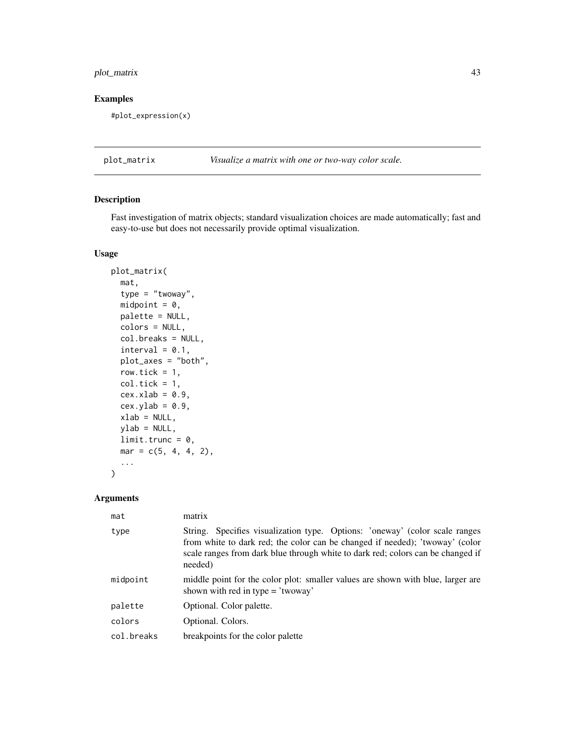## Examples

```
#plot_expression(x)
```

---

plot_matrix *Visualize a matrix with one or two-way color scale.*

---

## Description

Fast investigation of matrix objects; standard visualization choices are made automatically; fast and easy-to-use but does not necessarily provide optimal visualization.

## Usage

```
plot_matrix(
  mat,
  type = "twoway",
  midpoint = 0,
  palette = NULL,
  colors = NULL,
  col.breaks = NULL,
  interval = 0.1,
  plot_axes = "both",
  row.tick = 1,
  col.tick = 1,
  cex.xlab = 0.9,
  cex.ylab = 0.9,
  xlab = NULL,
  ylab = NULL,
  limit.trunc = 0,
  mar = c(5, 4, 4, 2),
  ...
)
```

## Arguments

| | |
|---|---|
| mat | matrix |
| type | String. Specifies visualization type. Options: 'oneway' (color scale ranges from white to dark red; the color can be changed if needed); 'twoway' (color scale ranges from dark blue through white to dark red; colors can be changed if needed) |
| midpoint | middle point for the color plot: smaller values are shown with blue, larger are shown with red in type = 'twoway' |
| palette | Optional. Color palette. |
| colors | Optional. Colors. |
| col.breaks | breakpoints for the color palette |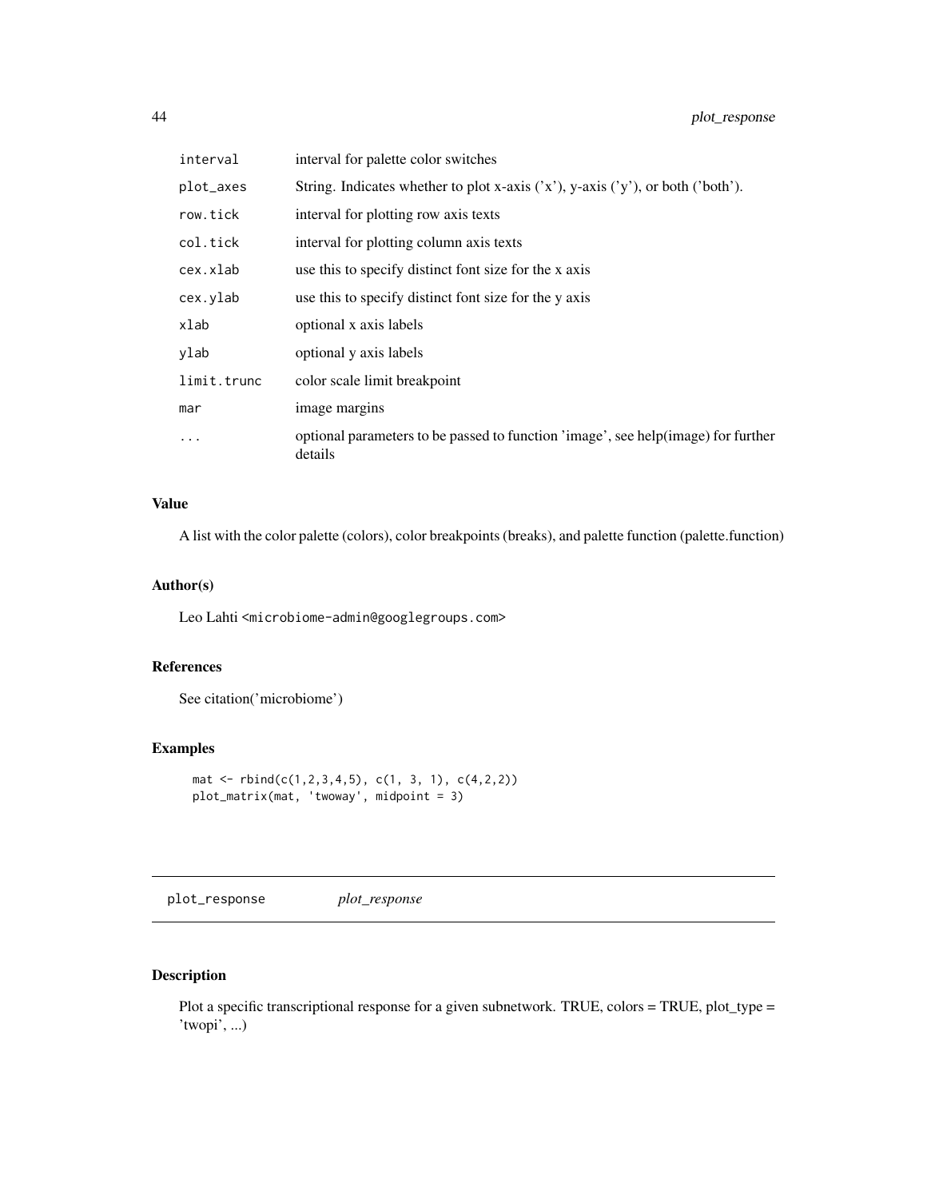| | |
|---|---|
| interval | interval for palette color switches |
| plot_axes | String. Indicates whether to plot x-axis ('x'), y-axis ('y'), or both ('both'). |
| row.tick | interval for plotting row axis texts |
| col.tick | interval for plotting column axis texts |
| cex.xlab | use this to specify distinct font size for the x axis |
| cex.ylab | use this to specify distinct font size for the y axis |
| xlab | optional x axis labels |
| ylab | optional y axis labels |
| limit.trunc | color scale limit breakpoint |
| mar | image margins |
| ... | optional parameters to be passed to function 'image', see help(image) for further details |

### Value

A list with the color palette (colors), color breakpoints (breaks), and palette function (palette.function)

### Author(s)

Leo Lahti <microbiome-admin@googlegroups.com>

### References

See citation('microbiome')

### Examples

```
mat <- rbind(c(1,2,3,4,5), c(1, 3, 1), c(4,2,2))
plot_matrix(mat, 'twoway', midpoint = 3)
```

---

## plot_response *plot_response*

---

### Description

Plot a specific transcriptional response for a given subnetwork. TRUE, colors = TRUE, plot_type = 'twopi', ...)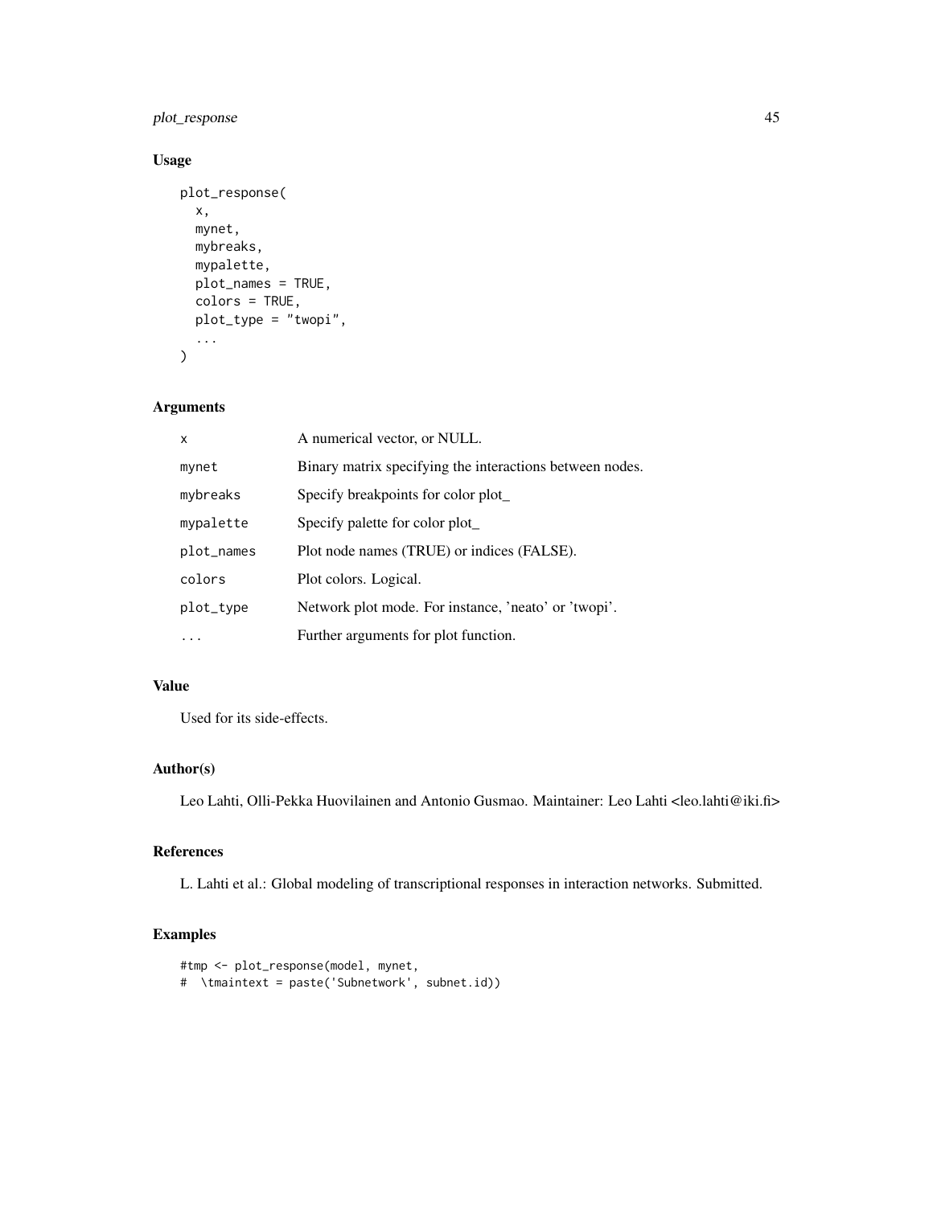## Usage

```
plot_response(
  x,
  mynet,
  mybreaks,
  mypalette,
  plot_names = TRUE,
  colors = TRUE,
  plot_type = "twopi",
  ...
)
```

## Arguments

| | |
|---|---|
| x | A numerical vector, or NULL. |
| mynet | Binary matrix specifying the interactions between nodes. |
| mybreaks | Specify breakpoints for color plot_ |
| mypalette | Specify palette for color plot_ |
| plot_names | Plot node names (TRUE) or indices (FALSE). |
| colors | Plot colors. Logical. |
| plot_type | Network plot mode. For instance, 'neato' or 'twopi'. |
| ... | Further arguments for plot function. |

## Value

Used for its side-effects.

## Author(s)

Leo Lahti, Olli-Pekka Huovilainen and Antonio Gusmao. Maintainer: Leo Lahti <leo.lahti@iki.fi>

## References

L. Lahti et al.: Global modeling of transcriptional responses in interaction networks. Submitted.

## Examples

```
#tmp <- plot_response(model, mynet,
#  \tmaintext = paste('Subnetwork', subnet.id))
```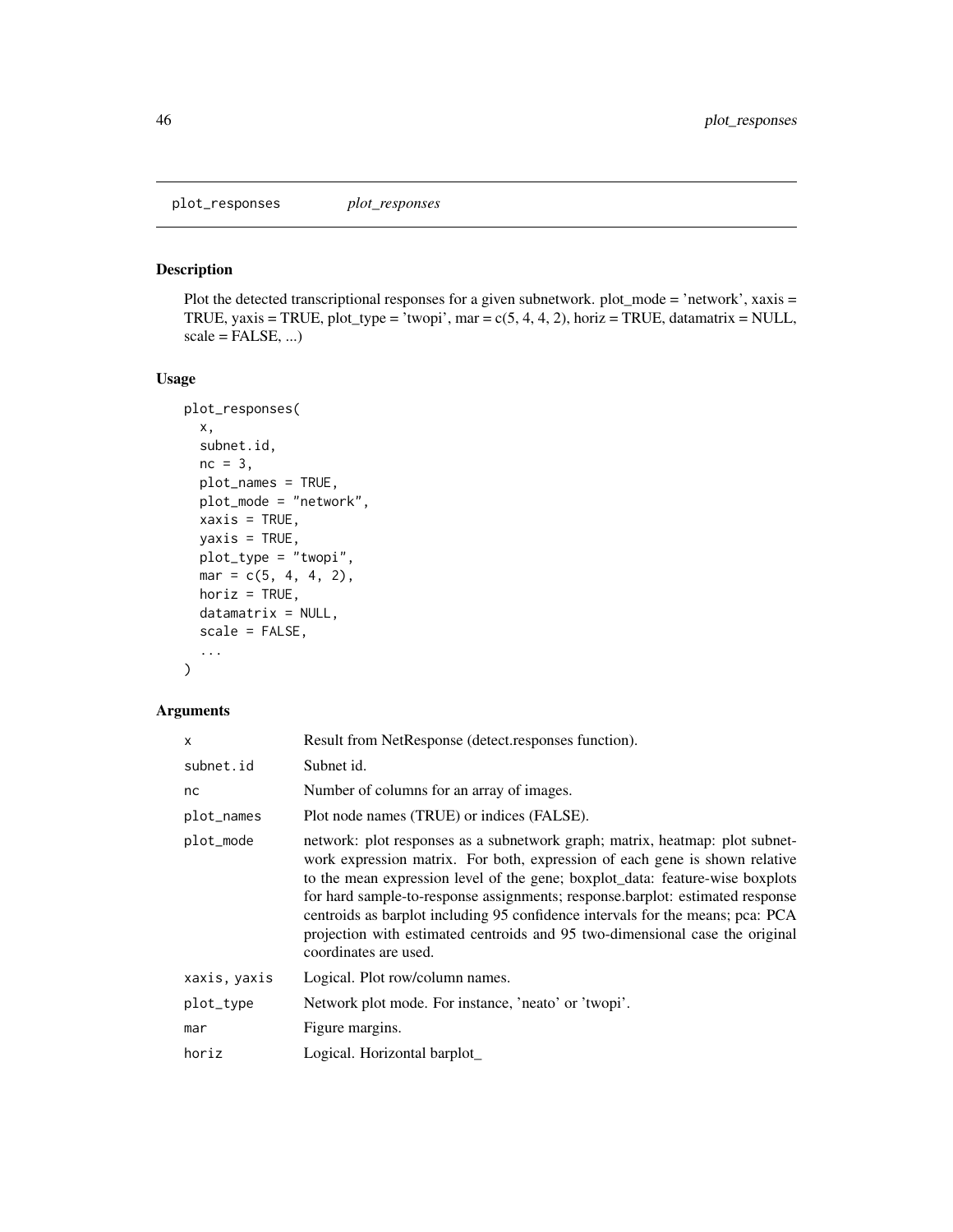plot_responses *plot_responses*

## Description

Plot the detected transcriptional responses for a given subnetwork. plot_mode = 'network', xaxis = TRUE, yaxis = TRUE, plot_type = 'twopi', mar = c(5, 4, 4, 2), horiz = TRUE, datamatrix = NULL, scale = FALSE, ...)

## Usage

```
plot_responses(
  x,
  subnet.id,
  nc = 3,
  plot_names = TRUE,
  plot_mode = "network",
  xaxis = TRUE,
  yaxis = TRUE,
  plot_type = "twopi",
  mar = c(5, 4, 4, 2),
  horiz = TRUE,
  datamatrix = NULL,
  scale = FALSE,
  ...
)
```

## Arguments

| | |
|---|---|
| x | Result from NetResponse (detect.responses function). |
| subnet.id | Subnet id. |
| nc | Number of columns for an array of images. |
| plot_names | Plot node names (TRUE) or indices (FALSE). |
| plot_mode | network: plot responses as a subnetwork graph; matrix, heatmap: plot subnetwork expression matrix. For both, expression of each gene is shown relative to the mean expression level of the gene; boxplot_data: feature-wise boxplots for hard sample-to-response assignments; response.barplot: estimated response centroids as barplot including 95 confidence intervals for the means; pca: PCA projection with estimated centroids and 95 two-dimensional case the original coordinates are used. |
| xaxis, yaxis | Logical. Plot row/column names. |
| plot_type | Network plot mode. For instance, 'neato' or 'twopi'. |
| mar | Figure margins. |
| horiz | Logical. Horizontal barplot_ |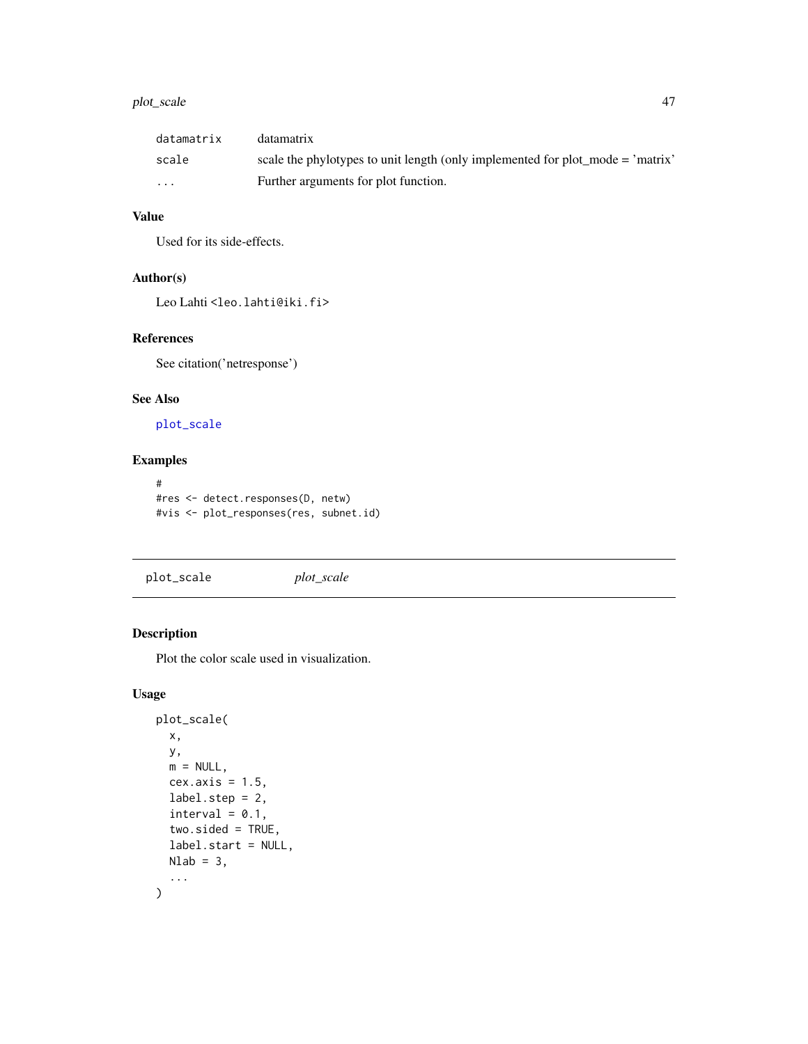| | |
|---|---|
| datamatrix | datamatrix |
| scale | scale the phylotypes to unit length (only implemented for plot_mode = 'matrix' |
| ... | Further arguments for plot function. |

### Value

Used for its side-effects.

### Author(s)

Leo Lahti <leo.lahti@iki.fi>

### References

See citation('netresponse')

### See Also

plot_scale

### Examples

```
#
#res <- detect.responses(D, netw)
#vis <- plot_responses(res, subnet.id)
```

---

## plot_scale    *plot_scale*

---

### Description

Plot the color scale used in visualization.

### Usage

```
plot_scale(
  x,
  y,
  m = NULL,
  cex.axis = 1.5,
  label.step = 2,
  interval = 0.1,
  two.sided = TRUE,
  label.start = NULL,
  Nlab = 3,
  ...
)
```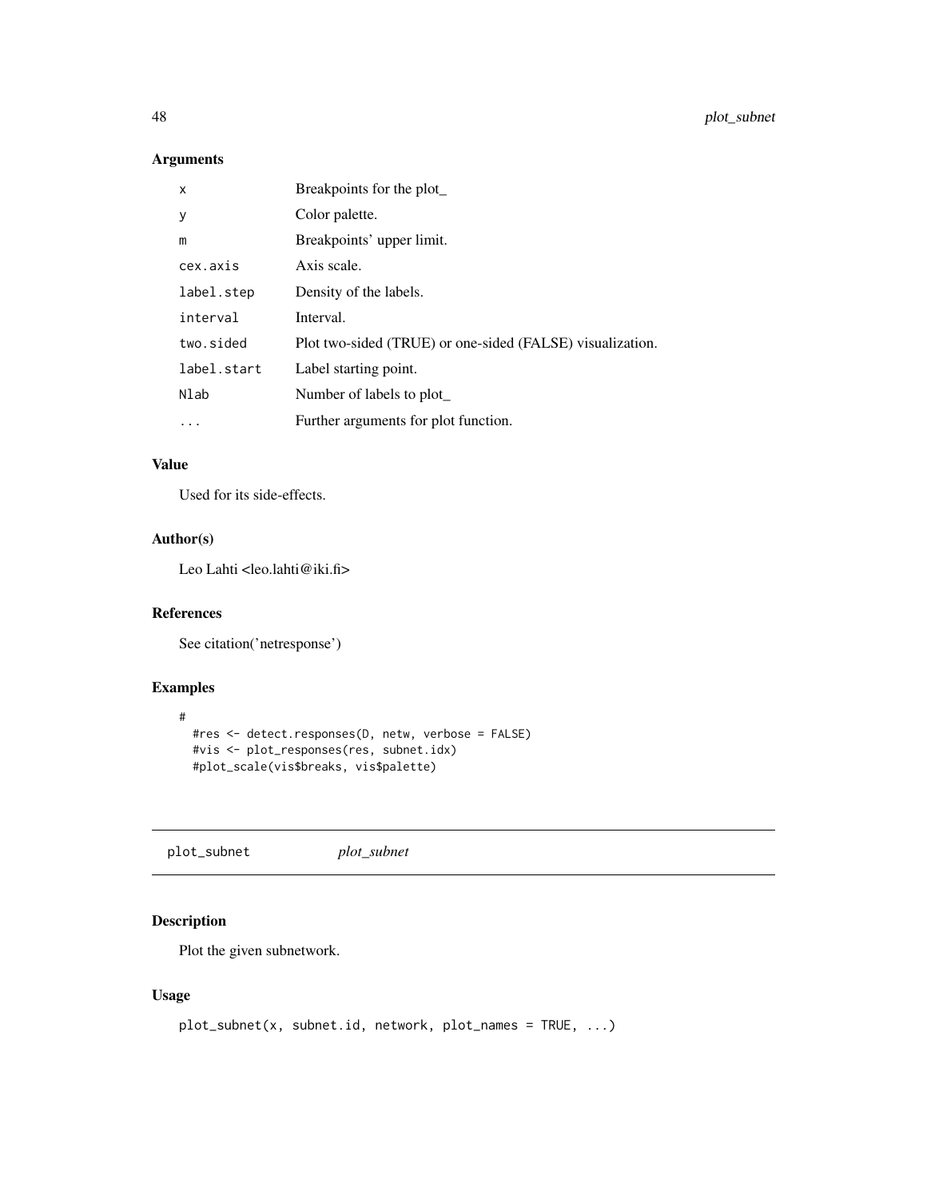### Arguments

| | |
|---|---|
| x | Breakpoints for the plot_ |
| y | Color palette. |
| m | Breakpoints' upper limit. |
| cex.axis | Axis scale. |
| label.step | Density of the labels. |
| interval | Interval. |
| two.sided | Plot two-sided (TRUE) or one-sided (FALSE) visualization. |
| label.start | Label starting point. |
| Nlab | Number of labels to plot_ |
| ... | Further arguments for plot function. |

### Value

Used for its side-effects.

### Author(s)

Leo Lahti <leo.lahti@iki.fi>

### References

See citation('netresponse')

### Examples

```
#
  #res <- detect.responses(D, netw, verbose = FALSE)
  #vis <- plot_responses(res, subnet.idx)
  #plot_scale(vis$breaks, vis$palette)
```

---

## plot_subnet *plot_subnet*

---

### Description

Plot the given subnetwork.

### Usage

```
plot_subnet(x, subnet.id, network, plot_names = TRUE, ...)
```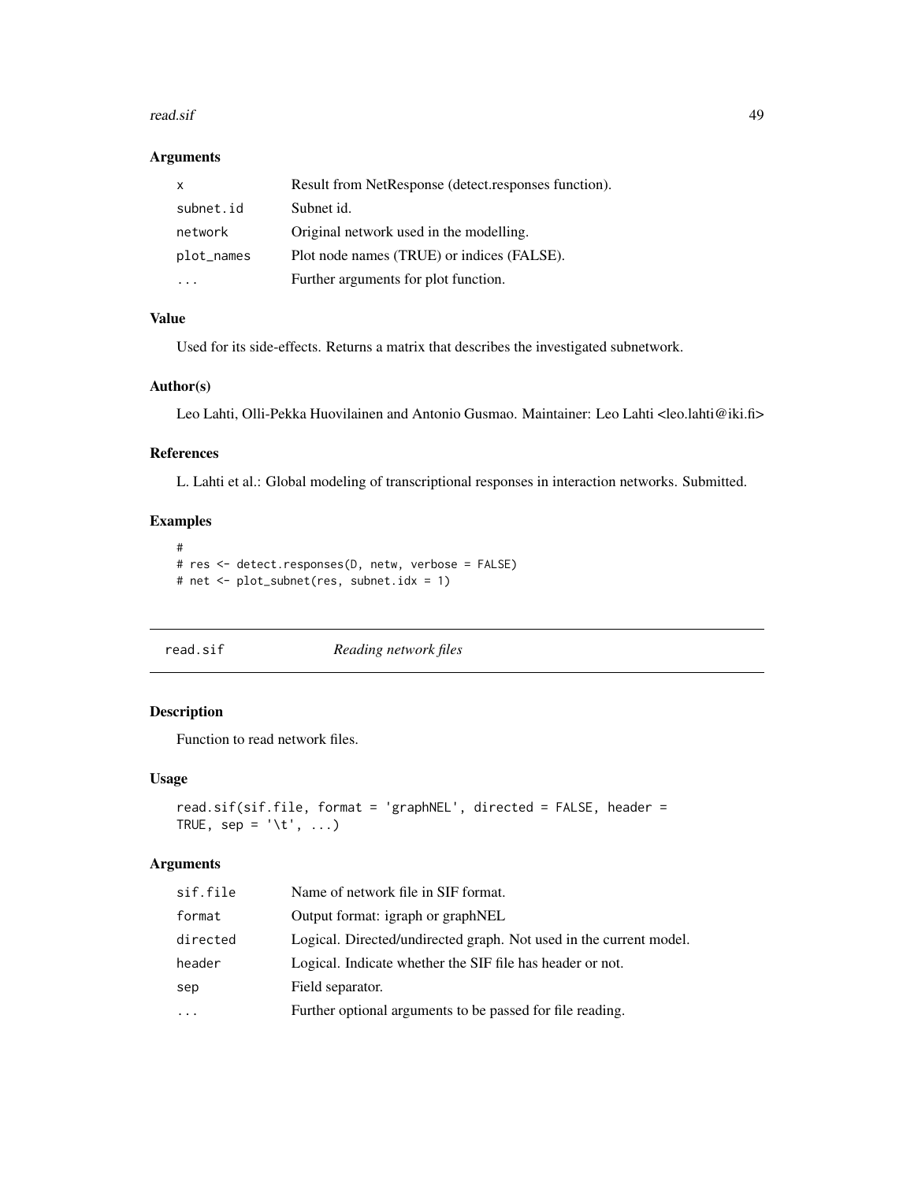### Arguments

| | |
|---|---|
| `x` | Result from NetResponse (detect.responses function). |
| `subnet.id` | Subnet id. |
| `network` | Original network used in the modelling. |
| `plot_names` | Plot node names (TRUE) or indices (FALSE). |
| `...` | Further arguments for plot function. |

### Value

Used for its side-effects. Returns a matrix that describes the investigated subnetwork.

### Author(s)

Leo Lahti, Olli-Pekka Huovilainen and Antonio Gusmao. Maintainer: Leo Lahti <leo.lahti@iki.fi>

### References

L. Lahti et al.: Global modeling of transcriptional responses in interaction networks. Submitted.

### Examples

```
#
# res <- detect.responses(D, netw, verbose = FALSE)
# net <- plot_subnet(res, subnet.idx = 1)
```

---

## read.sif — *Reading network files*

---

### Description

Function to read network files.

### Usage

```
read.sif(sif.file, format = 'graphNEL', directed = FALSE, header =
TRUE, sep = '\t', ...)
```

### Arguments

| | |
|---|---|
| `sif.file` | Name of network file in SIF format. |
| `format` | Output format: igraph or graphNEL |
| `directed` | Logical. Directed/undirected graph. Not used in the current model. |
| `header` | Logical. Indicate whether the SIF file has header or not. |
| `sep` | Field separator. |
| `...` | Further optional arguments to be passed for file reading. |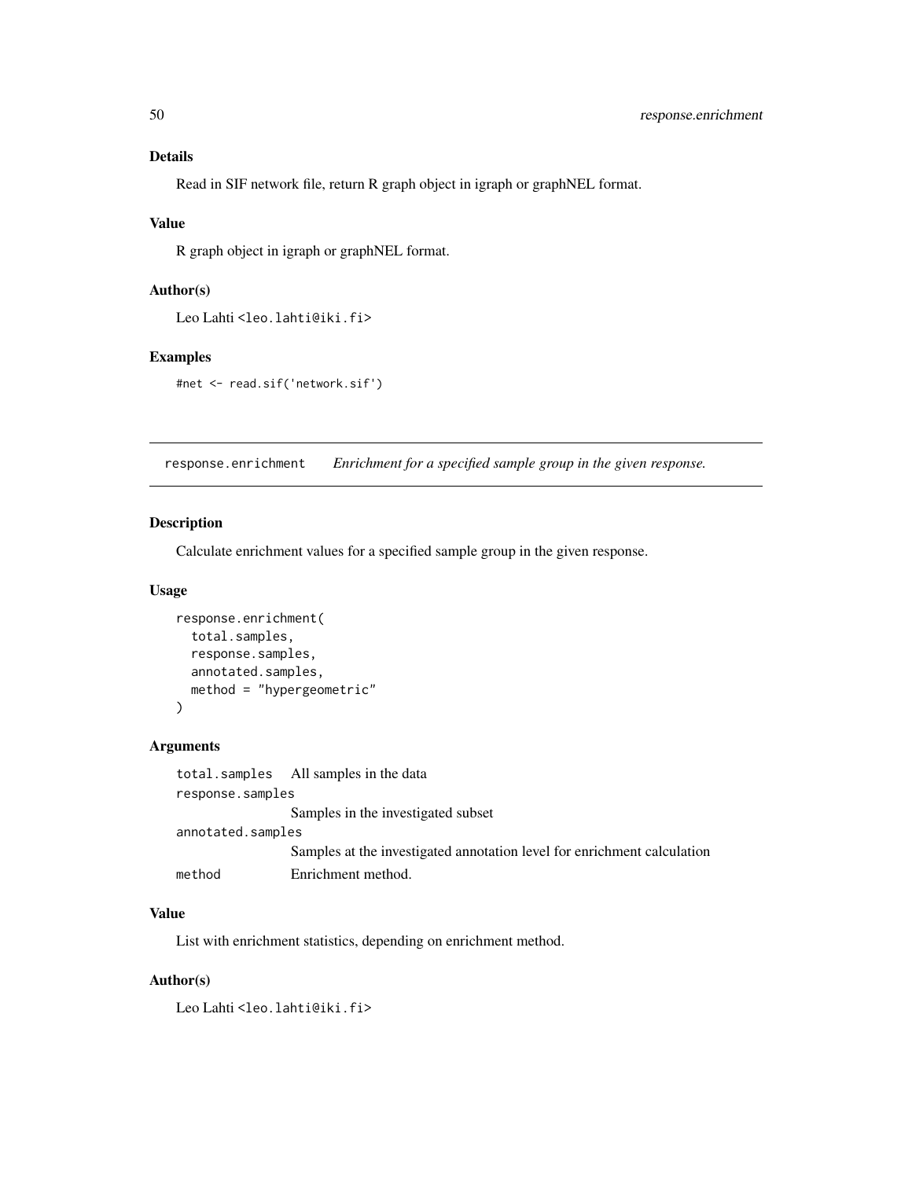### Details

Read in SIF network file, return R graph object in igraph or graphNEL format.

### Value

R graph object in igraph or graphNEL format.

### Author(s)

Leo Lahti <leo.lahti@iki.fi>

### Examples

```
#net <- read.sif('network.sif')
```

---

## response.enrichment *Enrichment for a specified sample group in the given response.*

---

### Description

Calculate enrichment values for a specified sample group in the given response.

### Usage

```
response.enrichment(
  total.samples,
  response.samples,
  annotated.samples,
  method = "hypergeometric"
)
```

### Arguments

| | |
|---|---|
| total.samples | All samples in the data |
| response.samples | Samples in the investigated subset |
| annotated.samples | Samples at the investigated annotation level for enrichment calculation |
| method | Enrichment method. |

### Value

List with enrichment statistics, depending on enrichment method.

### Author(s)

Leo Lahti <leo.lahti@iki.fi>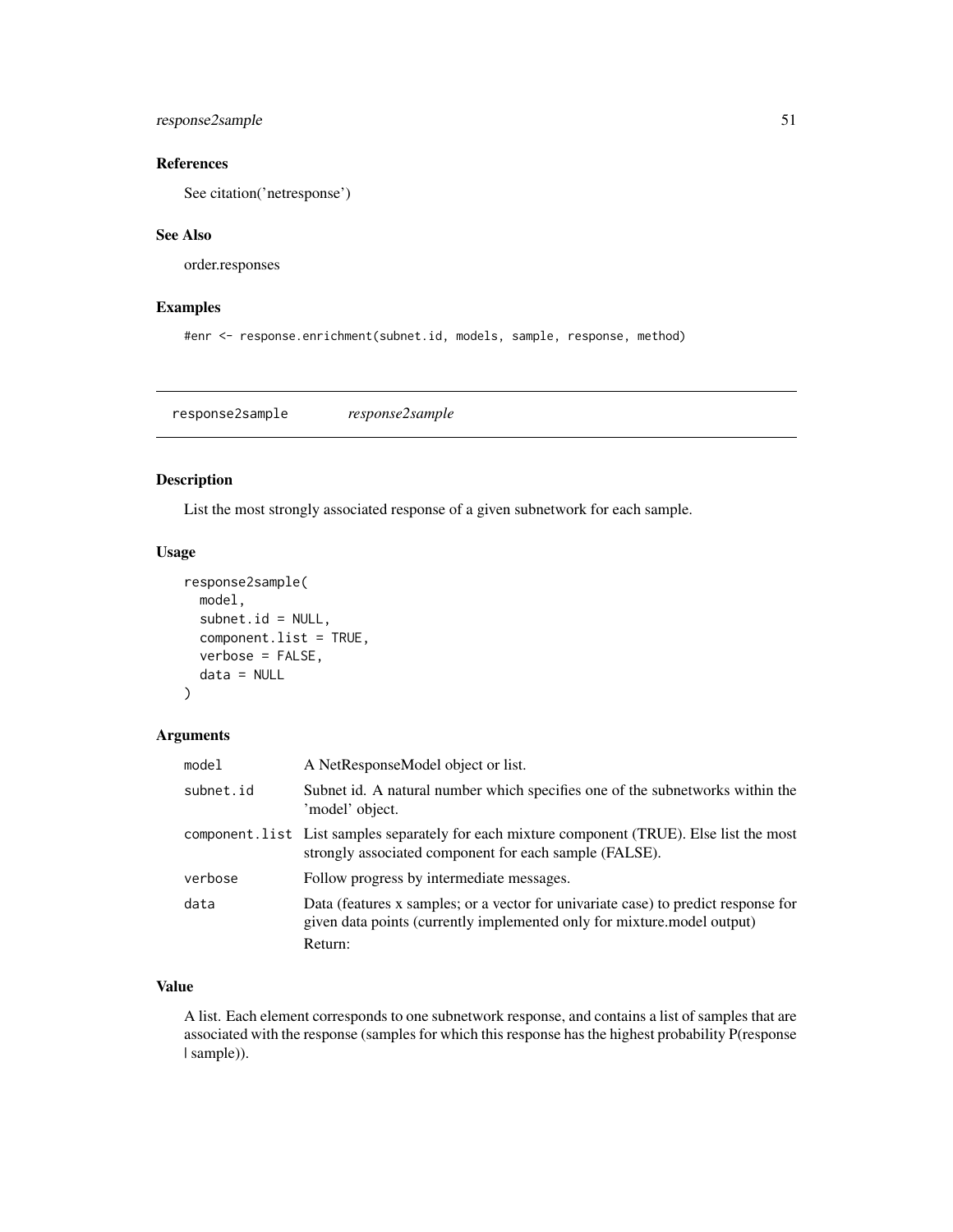### References

See citation('netresponse')

### See Also

order.responses

### Examples

```
#enr <- response.enrichment(subnet.id, models, sample, response, method)
```

---

## response2sample *response2sample*

---

### Description

List the most strongly associated response of a given subnetwork for each sample.

### Usage

```
response2sample(
  model,
  subnet.id = NULL,
  component.list = TRUE,
  verbose = FALSE,
  data = NULL
)
```

### Arguments

| | |
|---|---|
| model | A NetResponseModel object or list. |
| subnet.id | Subnet id. A natural number which specifies one of the subnetworks within the 'model' object. |
| component.list | List samples separately for each mixture component (TRUE). Else list the most strongly associated component for each sample (FALSE). |
| verbose | Follow progress by intermediate messages. |
| data | Data (features x samples; or a vector for univariate case) to predict response for given data points (currently implemented only for mixture.model output)<br>Return: |

### Value

A list. Each element corresponds to one subnetwork response, and contains a list of samples that are associated with the response (samples for which this response has the highest probability P(response | sample)).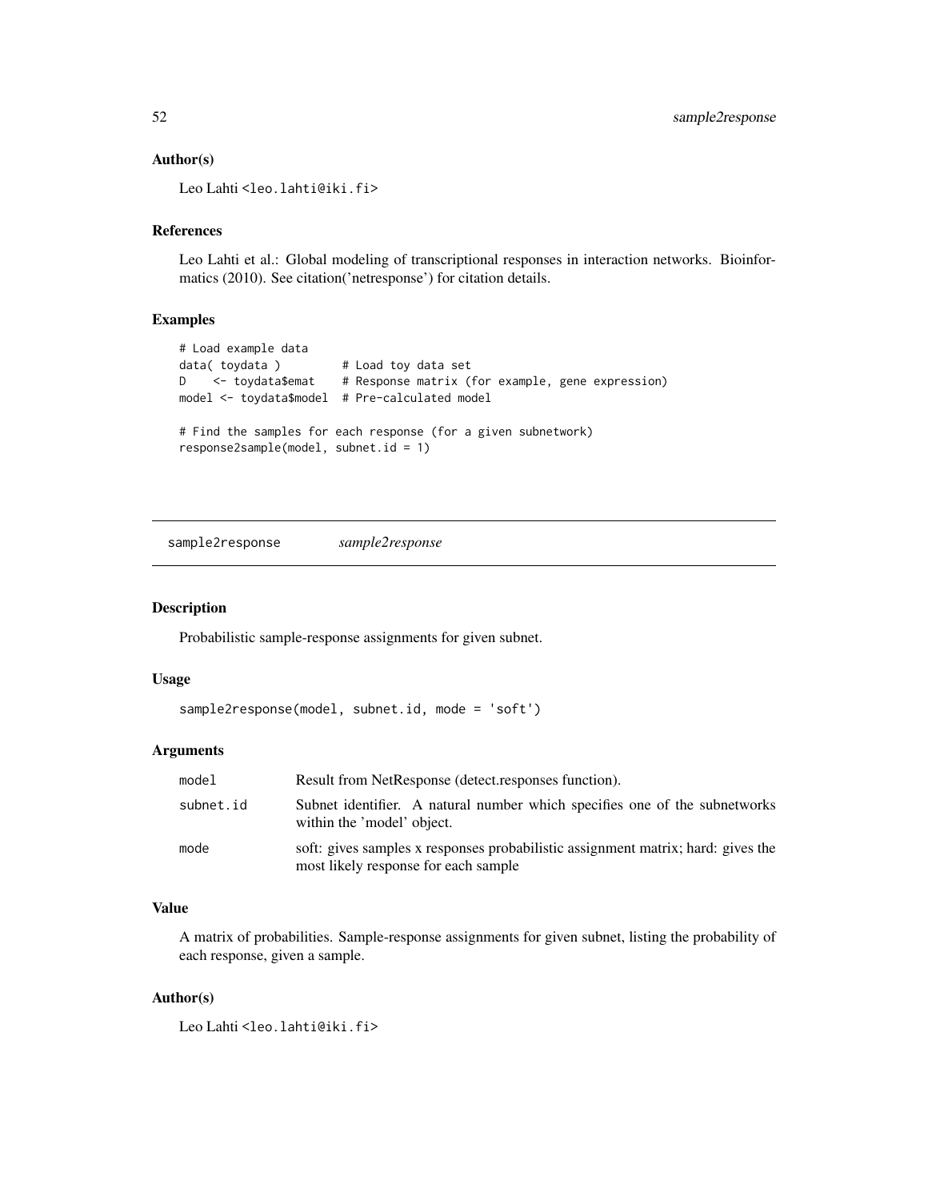### Author(s)

Leo Lahti <leo.lahti@iki.fi>

### References

Leo Lahti et al.: Global modeling of transcriptional responses in interaction networks. Bioinformatics (2010). See citation('netresponse') for citation details.

### Examples

```
# Load example data
data( toydata )         # Load toy data set
D    <- toydata$emat    # Response matrix (for example, gene expression)
model <- toydata$model  # Pre-calculated model

# Find the samples for each response (for a given subnetwork)
response2sample(model, subnet.id = 1)
```

---

## sample2response *sample2response*

---

### Description

Probabilistic sample-response assignments for given subnet.

### Usage

```
sample2response(model, subnet.id, mode = 'soft')
```

### Arguments

| | |
|---|---|
| `model` | Result from NetResponse (detect.responses function). |
| `subnet.id` | Subnet identifier. A natural number which specifies one of the subnetworks within the 'model' object. |
| `mode` | soft: gives samples x responses probabilistic assignment matrix; hard: gives the most likely response for each sample |

### Value

A matrix of probabilities. Sample-response assignments for given subnet, listing the probability of each response, given a sample.

### Author(s)

Leo Lahti <leo.lahti@iki.fi>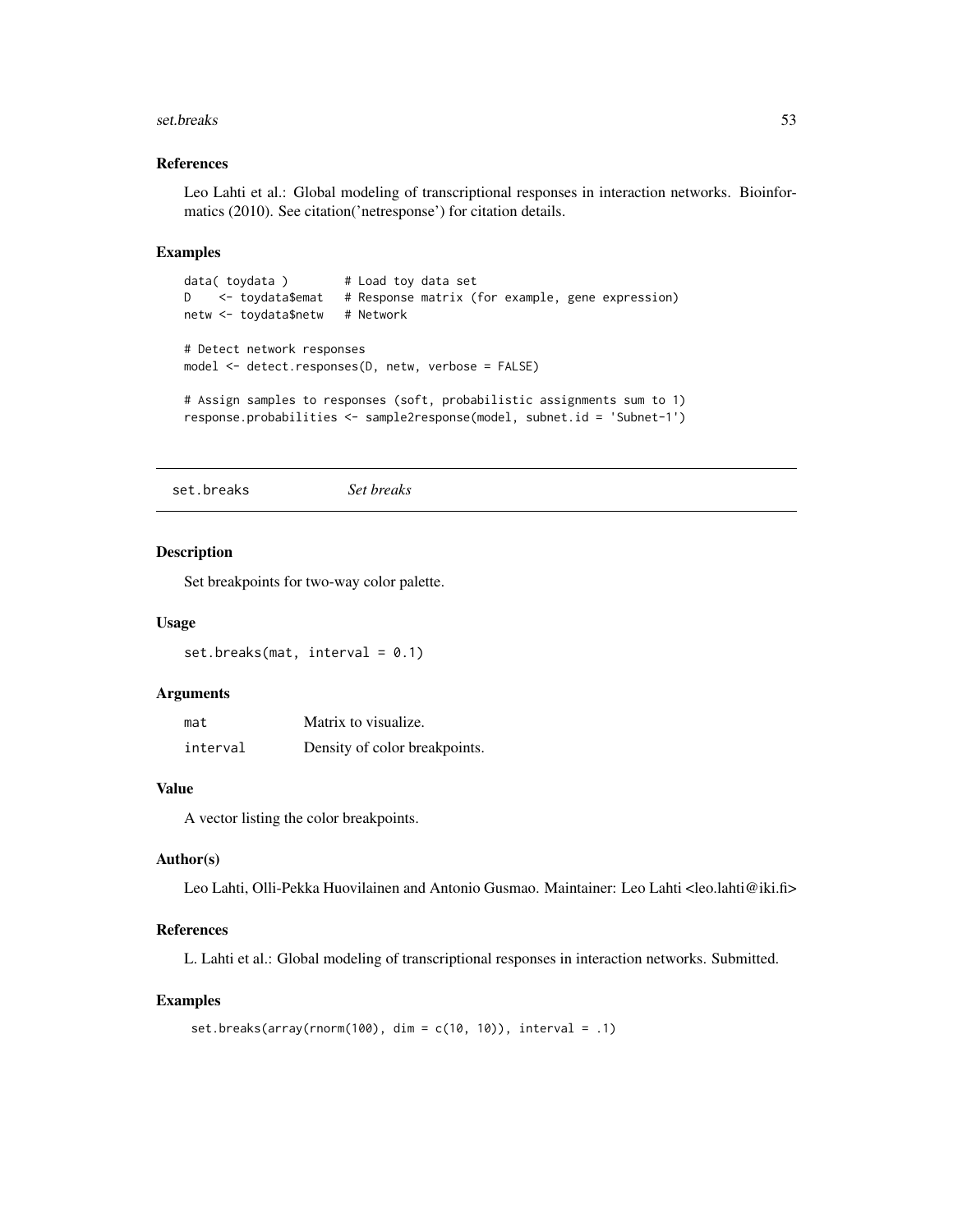### References

Leo Lahti et al.: Global modeling of transcriptional responses in interaction networks. Bioinformatics (2010). See citation('netresponse') for citation details.

### Examples

```
data( toydata )        # Load toy data set
D    <- toydata$emat   # Response matrix (for example, gene expression)
netw <- toydata$netw   # Network

# Detect network responses
model <- detect.responses(D, netw, verbose = FALSE)

# Assign samples to responses (soft, probabilistic assignments sum to 1)
response.probabilities <- sample2response(model, subnet.id = 'Subnet-1')
```

---

## set.breaks — *Set breaks*

### Description

Set breakpoints for two-way color palette.

### Usage

```
set.breaks(mat, interval = 0.1)
```

### Arguments

| | |
|---|---|
| mat | Matrix to visualize. |
| interval | Density of color breakpoints. |

### Value

A vector listing the color breakpoints.

### Author(s)

Leo Lahti, Olli-Pekka Huovilainen and Antonio Gusmao. Maintainer: Leo Lahti <leo.lahti@iki.fi>

### References

L. Lahti et al.: Global modeling of transcriptional responses in interaction networks. Submitted.

### Examples

```
set.breaks(array(rnorm(100), dim = c(10, 10)), interval = .1)
```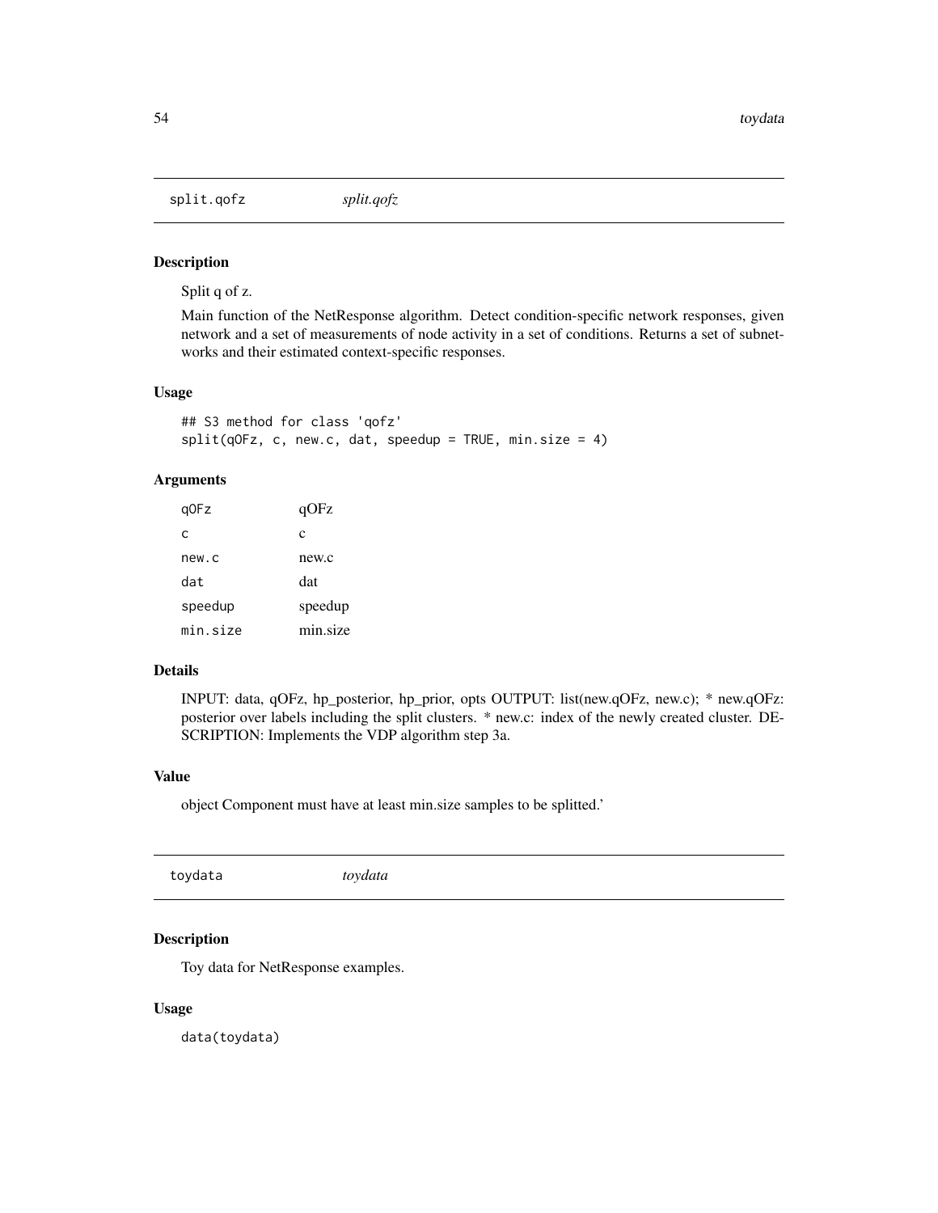## split.qofz *split.qofz*

### Description

Split q of z.

Main function of the NetResponse algorithm. Detect condition-specific network responses, given network and a set of measurements of node activity in a set of conditions. Returns a set of subnetworks and their estimated context-specific responses.

### Usage

```
## S3 method for class 'qofz'
split(qOFz, c, new.c, dat, speedup = TRUE, min.size = 4)
```

### Arguments

| | |
|---|---|
| `qOFz` | qOFz |
| `c` | c |
| `new.c` | new.c |
| `dat` | dat |
| `speedup` | speedup |
| `min.size` | min.size |

### Details

INPUT: data, qOFz, hp_posterior, hp_prior, opts OUTPUT: list(new.qOFz, new.c); * new.qOFz: posterior over labels including the split clusters. * new.c: index of the newly created cluster. DESCRIPTION: Implements the VDP algorithm step 3a.

### Value

object Component must have at least min.size samples to be splitted.'

## toydata *toydata*

### Description

Toy data for NetResponse examples.

### Usage

```
data(toydata)
```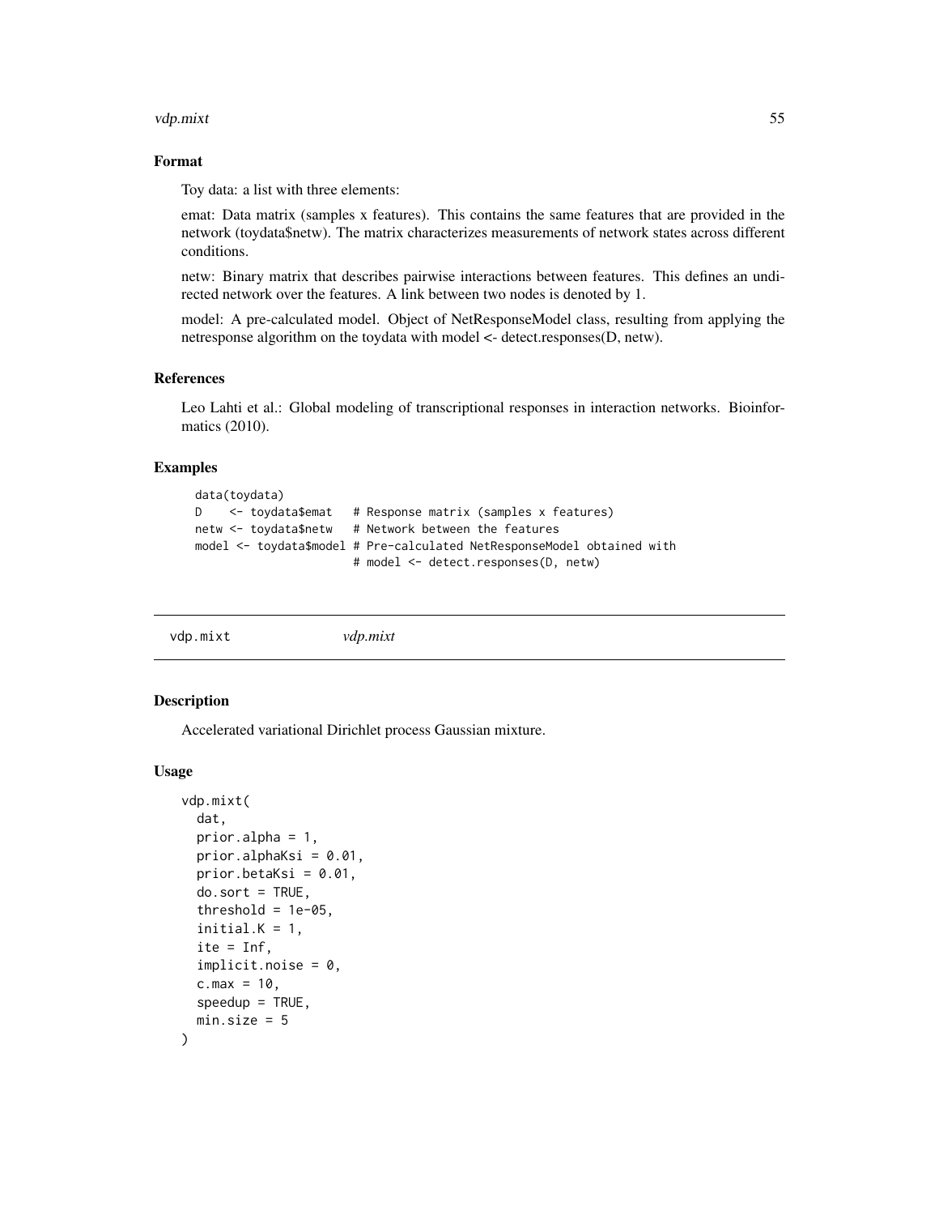### Format

Toy data: a list with three elements:

emat: Data matrix (samples x features). This contains the same features that are provided in the network (toydata$netw). The matrix characterizes measurements of network states across different conditions.

netw: Binary matrix that describes pairwise interactions between features. This defines an undirected network over the features. A link between two nodes is denoted by 1.

model: A pre-calculated model. Object of NetResponseModel class, resulting from applying the netresponse algorithm on the toydata with model <- detect.responses(D, netw).

### References

Leo Lahti et al.: Global modeling of transcriptional responses in interaction networks. Bioinformatics (2010).

### Examples

```
data(toydata)
D    <- toydata$emat   # Response matrix (samples x features)
netw <- toydata$netw   # Network between the features
model <- toydata$model # Pre-calculated NetResponseModel obtained with
                       # model <- detect.responses(D, netw)
```

---

## vdp.mixt *vdp.mixt*

### Description

Accelerated variational Dirichlet process Gaussian mixture.

### Usage

```
vdp.mixt(
  dat,
  prior.alpha = 1,
  prior.alphaKsi = 0.01,
  prior.betaKsi = 0.01,
  do.sort = TRUE,
  threshold = 1e-05,
  initial.K = 1,
  ite = Inf,
  implicit.noise = 0,
  c.max = 10,
  speedup = TRUE,
  min.size = 5
)
```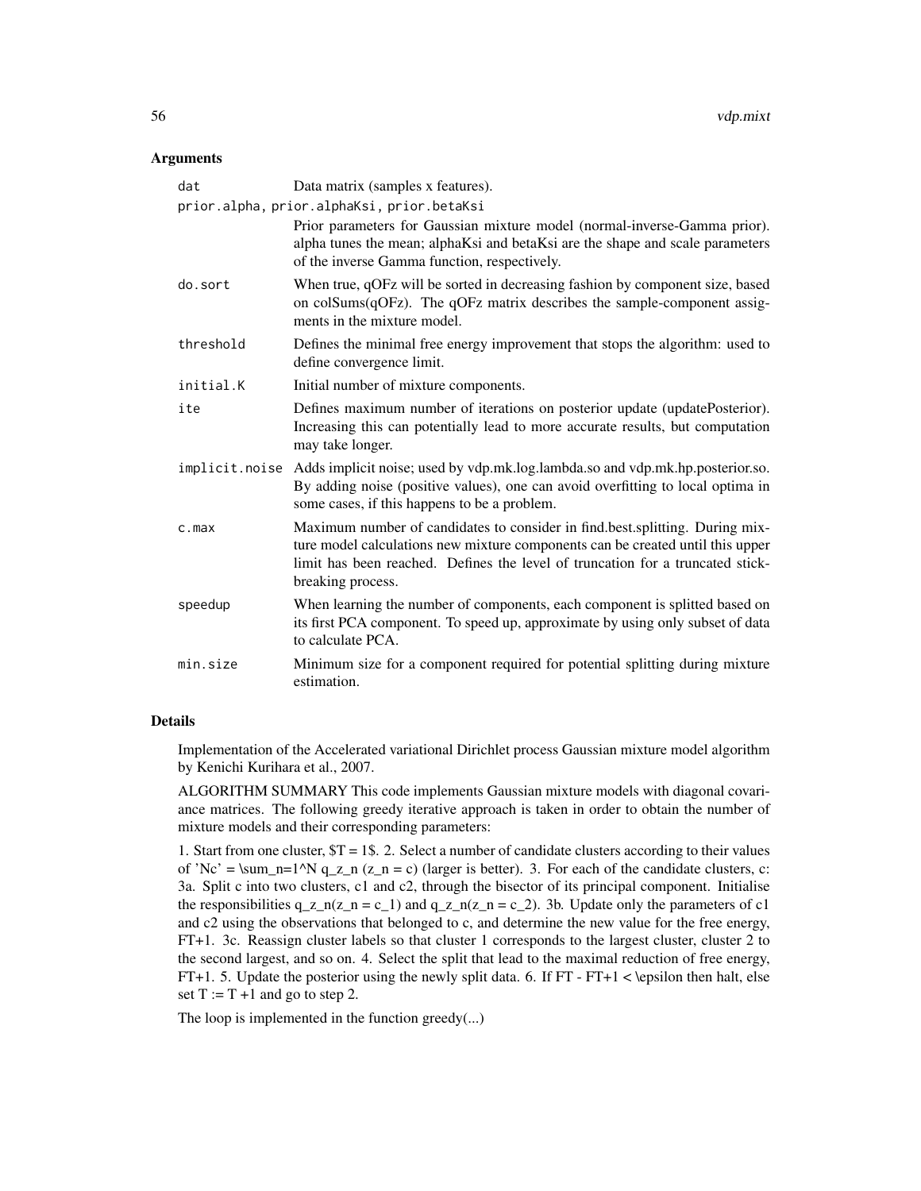## Arguments

| | |
|---|---|
| `dat` | Data matrix (samples x features). |
| `prior.alpha, prior.alphaKsi, prior.betaKsi` | Prior parameters for Gaussian mixture model (normal-inverse-Gamma prior). alpha tunes the mean; alphaKsi and betaKsi are the shape and scale parameters of the inverse Gamma function, respectively. |
| `do.sort` | When true, qOFz will be sorted in decreasing fashion by component size, based on colSums(qOFz). The qOFz matrix describes the sample-component assigments in the mixture model. |
| `threshold` | Defines the minimal free energy improvement that stops the algorithm: used to define convergence limit. |
| `initial.K` | Initial number of mixture components. |
| `ite` | Defines maximum number of iterations on posterior update (updatePosterior). Increasing this can potentially lead to more accurate results, but computation may take longer. |
| `implicit.noise` | Adds implicit noise; used by vdp.mk.log.lambda.so and vdp.mk.hp.posterior.so. By adding noise (positive values), one can avoid overfitting to local optima in some cases, if this happens to be a problem. |
| `c.max` | Maximum number of candidates to consider in find.best.splitting. During mixture model calculations new mixture components can be created until this upper limit has been reached. Defines the level of truncation for a truncated stick-breaking process. |
| `speedup` | When learning the number of components, each component is splitted based on its first PCA component. To speed up, approximate by using only subset of data to calculate PCA. |
| `min.size` | Minimum size for a component required for potential splitting during mixture estimation. |

## Details

Implementation of the Accelerated variational Dirichlet process Gaussian mixture model algorithm by Kenichi Kurihara et al., 2007.

ALGORITHM SUMMARY This code implements Gaussian mixture models with diagonal covariance matrices. The following greedy iterative approach is taken in order to obtain the number of mixture models and their corresponding parameters:

1. Start from one cluster, $T = 1$. 2. Select a number of candidate clusters according to their values of 'Nc' = \sum_n=1^N q_z_n (z_n = c) (larger is better). 3. For each of the candidate clusters, c: 3a. Split c into two clusters, c1 and c2, through the bisector of its principal component. Initialise the responsibilities q_z_n(z_n = c_1) and q_z_n(z_n = c_2). 3b. Update only the parameters of c1 and c2 using the observations that belonged to c, and determine the new value for the free energy, FT+1. 3c. Reassign cluster labels so that cluster 1 corresponds to the largest cluster, cluster 2 to the second largest, and so on. 4. Select the split that lead to the maximal reduction of free energy, FT+1. 5. Update the posterior using the newly split data. 6. If FT - FT+1 < \epsilon then halt, else set T := T +1 and go to step 2.

The loop is implemented in the function greedy(...)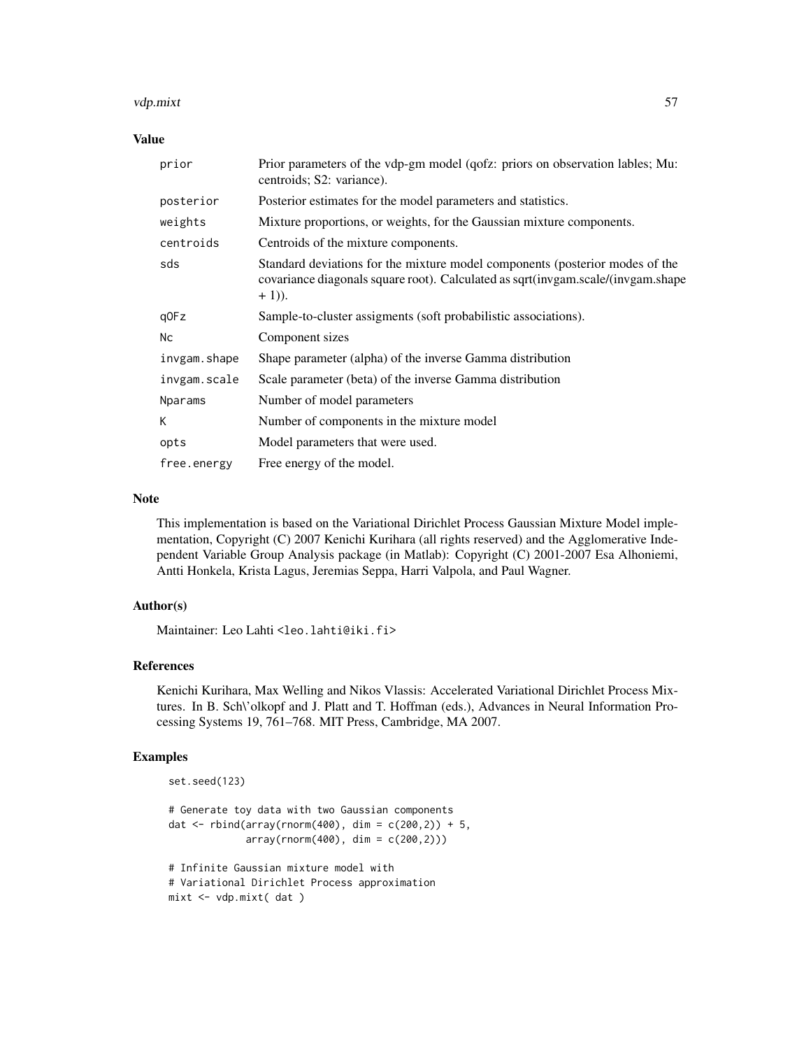### Value

| | |
|---|---|
| prior | Prior parameters of the vdp-gm model (qofz: priors on observation lables; Mu: centroids; S2: variance). |
| posterior | Posterior estimates for the model parameters and statistics. |
| weights | Mixture proportions, or weights, for the Gaussian mixture components. |
| centroids | Centroids of the mixture components. |
| sds | Standard deviations for the mixture model components (posterior modes of the covariance diagonals square root). Calculated as sqrt(invgam.scale/(invgam.shape + 1)). |
| qOFz | Sample-to-cluster assigments (soft probabilistic associations). |
| Nc | Component sizes |
| invgam.shape | Shape parameter (alpha) of the inverse Gamma distribution |
| invgam.scale | Scale parameter (beta) of the inverse Gamma distribution |
| Nparams | Number of model parameters |
| K | Number of components in the mixture model |
| opts | Model parameters that were used. |
| free.energy | Free energy of the model. |

### Note

This implementation is based on the Variational Dirichlet Process Gaussian Mixture Model implementation, Copyright (C) 2007 Kenichi Kurihara (all rights reserved) and the Agglomerative Independent Variable Group Analysis package (in Matlab): Copyright (C) 2001-2007 Esa Alhoniemi, Antti Honkela, Krista Lagus, Jeremias Seppa, Harri Valpola, and Paul Wagner.

### Author(s)

Maintainer: Leo Lahti <leo.lahti@iki.fi>

### References

Kenichi Kurihara, Max Welling and Nikos Vlassis: Accelerated Variational Dirichlet Process Mixtures. In B. Sch\'olkopf and J. Platt and T. Hoffman (eds.), Advances in Neural Information Processing Systems 19, 761–768. MIT Press, Cambridge, MA 2007.

### Examples

```
set.seed(123)

# Generate toy data with two Gaussian components
dat <- rbind(array(rnorm(400), dim = c(200,2)) + 5,
             array(rnorm(400), dim = c(200,2)))

# Infinite Gaussian mixture model with
# Variational Dirichlet Process approximation
mixt <- vdp.mixt( dat )
```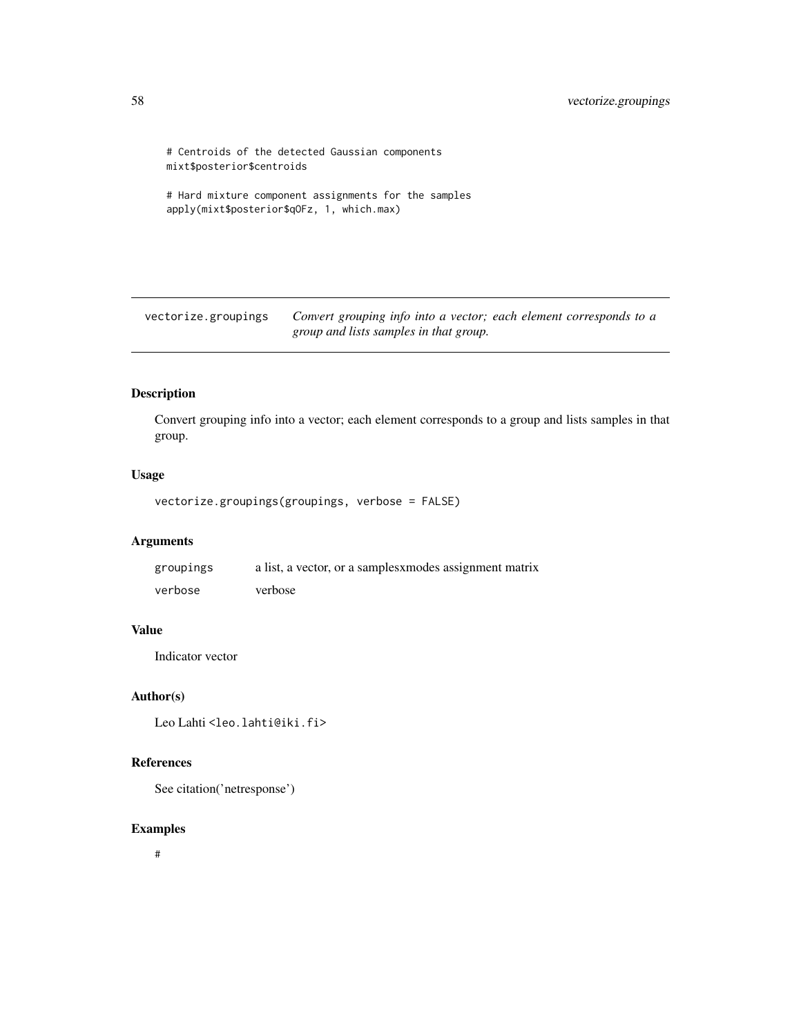```
# Centroids of the detected Gaussian components
mixt$posterior$centroids

# Hard mixture component assignments for the samples
apply(mixt$posterior$qOFz, 1, which.max)
```

---

`vectorize.groupings` *Convert grouping info into a vector; each element corresponds to a group and lists samples in that group.*

---

### Description

Convert grouping info into a vector; each element corresponds to a group and lists samples in that group.

### Usage

```
vectorize.groupings(groupings, verbose = FALSE)
```

### Arguments

| | |
|---|---|
| `groupings` | a list, a vector, or a samplesxmodes assignment matrix |
| `verbose` | verbose |

### Value

Indicator vector

### Author(s)

Leo Lahti <leo.lahti@iki.fi>

### References

See citation('netresponse')

### Examples

```
#
```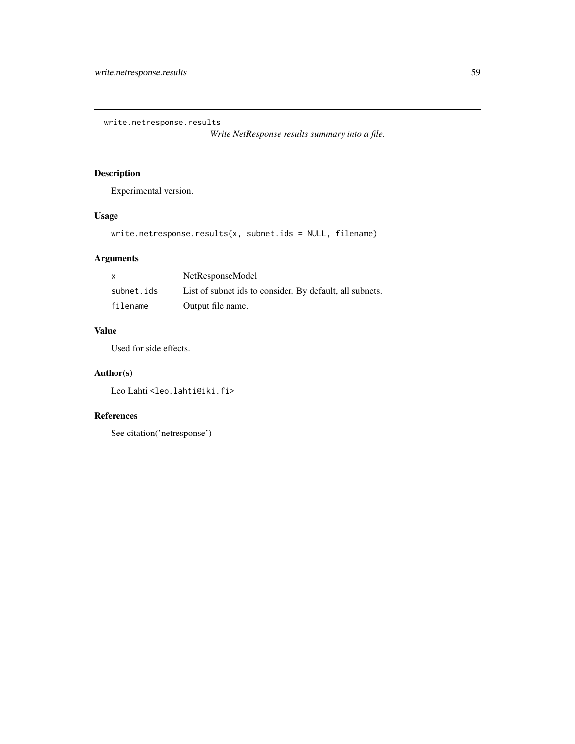# write.netresponse.results

*Write NetResponse results summary into a file.*

## Description

Experimental version.

## Usage

```
write.netresponse.results(x, subnet.ids = NULL, filename)
```

## Arguments

| | |
|---|---|
| `x` | NetResponseModel |
| `subnet.ids` | List of subnet ids to consider. By default, all subnets. |
| `filename` | Output file name. |

## Value

Used for side effects.

## Author(s)

Leo Lahti <leo.lahti@iki.fi>

## References

See citation('netresponse')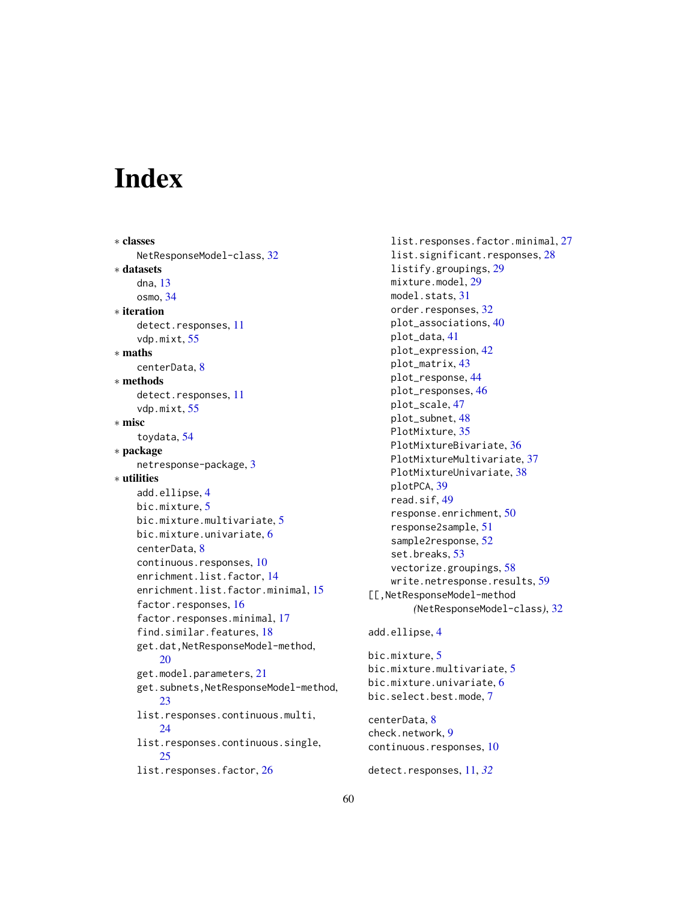# Index

∗ **classes**
  NetResponseModel-class, 32

∗ **datasets**
  dna, 13
  osmo, 34

∗ **iteration**
  detect.responses, 11
  vdp.mixt, 55

∗ **maths**
  centerData, 8

∗ **methods**
  detect.responses, 11
  vdp.mixt, 55

∗ **misc**
  toydata, 54

∗ **package**
  netresponse-package, 3

∗ **utilities**
  add.ellipse, 4
  bic.mixture, 5
  bic.mixture.multivariate, 5
  bic.mixture.univariate, 6
  centerData, 8
  continuous.responses, 10
  enrichment.list.factor, 14
  enrichment.list.factor.minimal, 15
  factor.responses, 16
  factor.responses.minimal, 17
  find.similar.features, 18
  get.dat,NetResponseModel-method, 20
  get.model.parameters, 21
  get.subnets,NetResponseModel-method, 23
  list.responses.continuous.multi, 24
  list.responses.continuous.single, 25
  list.responses.factor, 26
  list.responses.factor.minimal, 27
  list.significant.responses, 28
  listify.groupings, 29
  mixture.model, 29
  model.stats, 31
  order.responses, 32
  plot_associations, 40
  plot_data, 41
  plot_expression, 42
  plot_matrix, 43
  plot_response, 44
  plot_responses, 46
  plot_scale, 47
  plot_subnet, 48
  PlotMixture, 35
  PlotMixtureBivariate, 36
  PlotMixtureMultivariate, 37
  PlotMixtureUnivariate, 38
  plotPCA, 39
  read.sif, 49
  response.enrichment, 50
  response2sample, 51
  sample2response, 52
  set.breaks, 53
  vectorize.groupings, 58
  write.netresponse.results, 59

[[,NetResponseModel-method
  *(NetResponseModel-class)*, 32

add.ellipse, 4

bic.mixture, 5
bic.mixture.multivariate, 5
bic.mixture.univariate, 6
bic.select.best.mode, 7

centerData, 8
check.network, 9
continuous.responses, 10

detect.responses, 11, *32*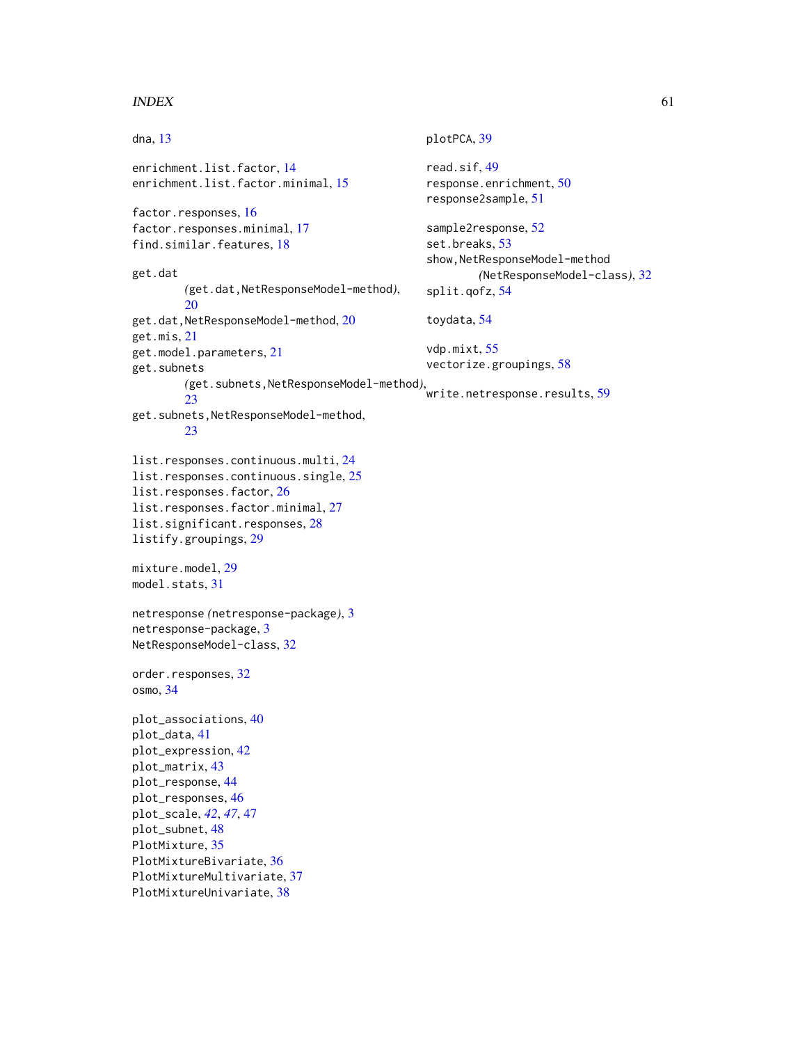dna, 13

enrichment.list.factor, 14
enrichment.list.factor.minimal, 15

factor.responses, 16
factor.responses.minimal, 17
find.similar.features, 18

get.dat
        (get.dat,NetResponseModel-method), 20
get.dat,NetResponseModel-method, 20
get.mis, 21
get.model.parameters, 21
get.subnets
        (get.subnets,NetResponseModel-method), 23
get.subnets,NetResponseModel-method, 23

list.responses.continuous.multi, 24
list.responses.continuous.single, 25
list.responses.factor, 26
list.responses.factor.minimal, 27
list.significant.responses, 28
listify.groupings, 29

mixture.model, 29
model.stats, 31

netresponse *(netresponse-package)*, 3
netresponse-package, 3
NetResponseModel-class, 32

order.responses, 32
osmo, 34

plot_associations, 40
plot_data, 41
plot_expression, 42
plot_matrix, 43
plot_response, 44
plot_responses, 46
plot_scale, *42*, *47*, 47
plot_subnet, 48
PlotMixture, 35
PlotMixtureBivariate, 36
PlotMixtureMultivariate, 37
PlotMixtureUnivariate, 38
plotPCA, 39

read.sif, 49
response.enrichment, 50
response2sample, 51

sample2response, 52
set.breaks, 53
show,NetResponseModel-method
        *(NetResponseModel-class)*, 32
split.qofz, 54

toydata, 54

vdp.mixt, 55
vectorize.groupings, 58

write.netresponse.results, 59